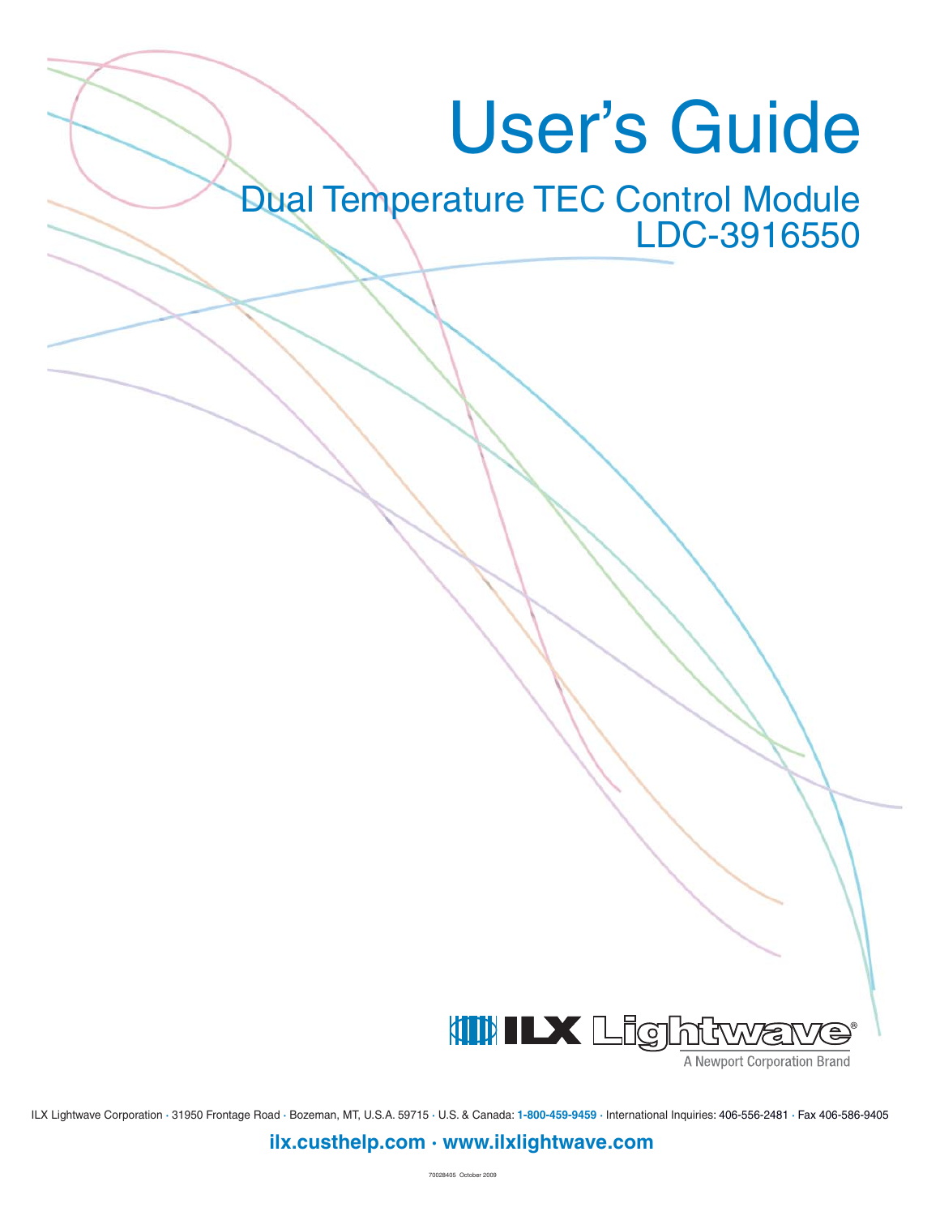# User's Guide

## Dual Temperature TEC Control Module
## LDC-3916550

ILX Lightwave®

A Newport Corporation Brand

ILX Lightwave Corporation · 31950 Frontage Road · Bozeman, MT, U.S.A. 59715 · U.S. & Canada: **1-800-459-9459** · International Inquiries: 406-556-2481 · Fax 406-586-9405

**ilx.custhelp.com · www.ilxlightwave.com**

70028405 October 2009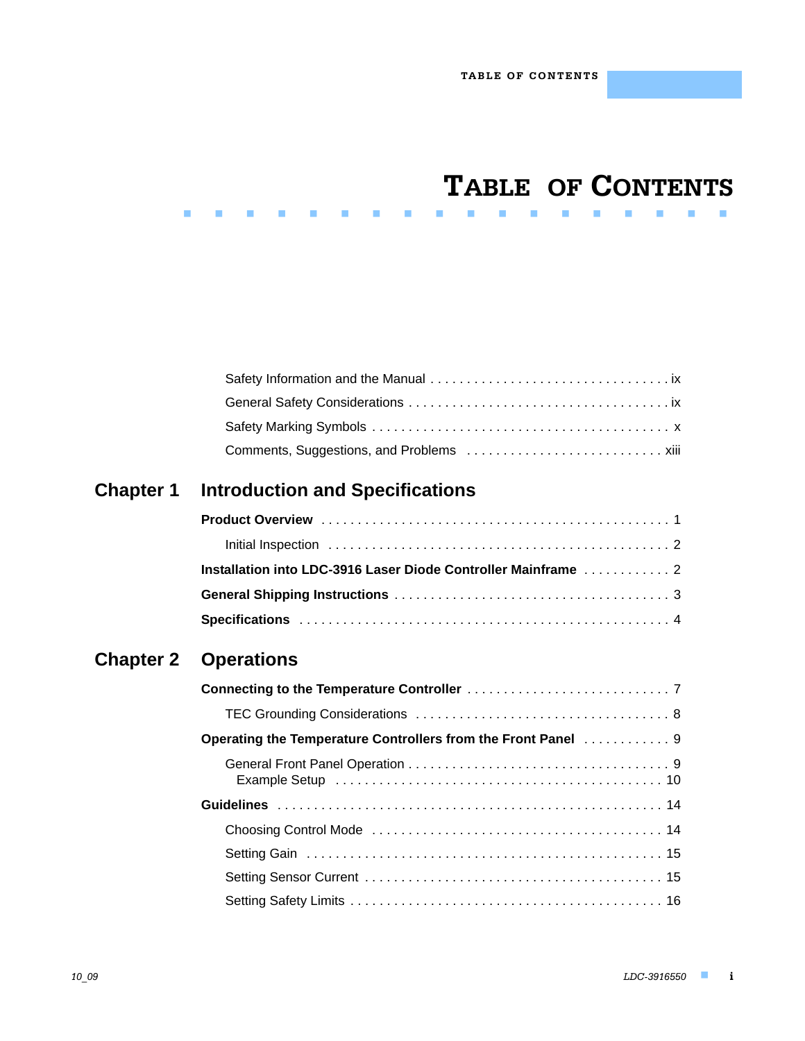# TABLE OF CONTENTS

Safety Information and the Manual . . . . . . . . . . . . . . . . . . . . . . . . . . . . . . . . . ix

General Safety Considerations . . . . . . . . . . . . . . . . . . . . . . . . . . . . . . . . . . . ix

Safety Marking Symbols . . . . . . . . . . . . . . . . . . . . . . . . . . . . . . . . . . . . . . . x

Comments, Suggestions, and Problems . . . . . . . . . . . . . . . . . . . . . . . . . . . xiii

## Chapter 1 Introduction and Specifications

**Product Overview** . . . . . . . . . . . . . . . . . . . . . . . . . . . . . . . . . . . . . . . . . . . . . . 1

Initial Inspection . . . . . . . . . . . . . . . . . . . . . . . . . . . . . . . . . . . . . . . . . . . . . . 2

**Installation into LDC-3916 Laser Diode Controller Mainframe** . . . . . . . . . . . . 2

**General Shipping Instructions** . . . . . . . . . . . . . . . . . . . . . . . . . . . . . . . . . . . . 3

**Specifications** . . . . . . . . . . . . . . . . . . . . . . . . . . . . . . . . . . . . . . . . . . . . . . . . 4

## Chapter 2 Operations

**Connecting to the Temperature Controller** . . . . . . . . . . . . . . . . . . . . . . . . . . . 7

TEC Grounding Considerations . . . . . . . . . . . . . . . . . . . . . . . . . . . . . . . . . . 8

**Operating the Temperature Controllers from the Front Panel** . . . . . . . . . . . . 9

General Front Panel Operation . . . . . . . . . . . . . . . . . . . . . . . . . . . . . . . . . . . 9

Example Setup . . . . . . . . . . . . . . . . . . . . . . . . . . . . . . . . . . . . . . . . . . . . 10

**Guidelines** . . . . . . . . . . . . . . . . . . . . . . . . . . . . . . . . . . . . . . . . . . . . . . . . . . 14

Choosing Control Mode . . . . . . . . . . . . . . . . . . . . . . . . . . . . . . . . . . . . . . . 14

Setting Gain . . . . . . . . . . . . . . . . . . . . . . . . . . . . . . . . . . . . . . . . . . . . . . . 15

Setting Sensor Current . . . . . . . . . . . . . . . . . . . . . . . . . . . . . . . . . . . . . . . . 15

Setting Safety Limits . . . . . . . . . . . . . . . . . . . . . . . . . . . . . . . . . . . . . . . . . 16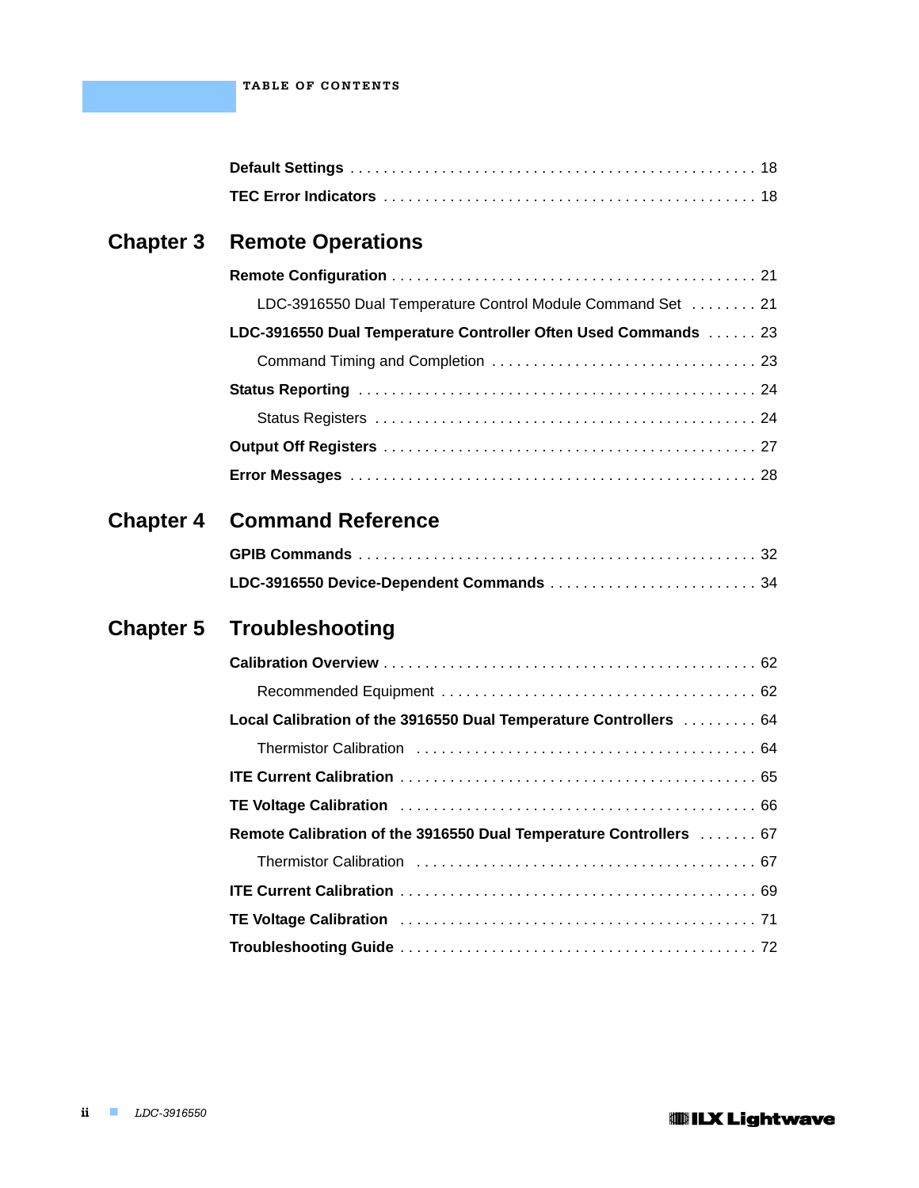**Default Settings** . . . . . . . . . . . . . . . . . . . . . . . . . . . . . . . . . . . . . . . . . . . . . . . . 18

**TEC Error Indicators** . . . . . . . . . . . . . . . . . . . . . . . . . . . . . . . . . . . . . . . . . . . . . 18

## Chapter 3 Remote Operations

**Remote Configuration** . . . . . . . . . . . . . . . . . . . . . . . . . . . . . . . . . . . . . . . . . . . 21

LDC-3916550 Dual Temperature Control Module Command Set . . . . . . . . 21

**LDC-3916550 Dual Temperature Controller Often Used Commands** . . . . . . 23

Command Timing and Completion . . . . . . . . . . . . . . . . . . . . . . . . . . . . . . . 23

**Status Reporting** . . . . . . . . . . . . . . . . . . . . . . . . . . . . . . . . . . . . . . . . . . . . . . . 24

Status Registers . . . . . . . . . . . . . . . . . . . . . . . . . . . . . . . . . . . . . . . . . . . . . 24

**Output Off Registers** . . . . . . . . . . . . . . . . . . . . . . . . . . . . . . . . . . . . . . . . . . . . 27

**Error Messages** . . . . . . . . . . . . . . . . . . . . . . . . . . . . . . . . . . . . . . . . . . . . . . . . 28

## Chapter 4 Command Reference

**GPIB Commands** . . . . . . . . . . . . . . . . . . . . . . . . . . . . . . . . . . . . . . . . . . . . . . . 32

**LDC-3916550 Device-Dependent Commands** . . . . . . . . . . . . . . . . . . . . . . . . . 34

## Chapter 5 Troubleshooting

**Calibration Overview** . . . . . . . . . . . . . . . . . . . . . . . . . . . . . . . . . . . . . . . . . . . 62

Recommended Equipment . . . . . . . . . . . . . . . . . . . . . . . . . . . . . . . . . . . . . 62

**Local Calibration of the 3916550 Dual Temperature Controllers** . . . . . . . . . 64

Thermistor Calibration . . . . . . . . . . . . . . . . . . . . . . . . . . . . . . . . . . . . . . . . 64

**ITE Current Calibration** . . . . . . . . . . . . . . . . . . . . . . . . . . . . . . . . . . . . . . . . . . 65

**TE Voltage Calibration** . . . . . . . . . . . . . . . . . . . . . . . . . . . . . . . . . . . . . . . . . . 66

**Remote Calibration of the 3916550 Dual Temperature Controllers** . . . . . . . 67

Thermistor Calibration . . . . . . . . . . . . . . . . . . . . . . . . . . . . . . . . . . . . . . . . 67

**ITE Current Calibration** . . . . . . . . . . . . . . . . . . . . . . . . . . . . . . . . . . . . . . . . . . 69

**TE Voltage Calibration** . . . . . . . . . . . . . . . . . . . . . . . . . . . . . . . . . . . . . . . . . . 71

**Troubleshooting Guide** . . . . . . . . . . . . . . . . . . . . . . . . . . . . . . . . . . . . . . . . . . 72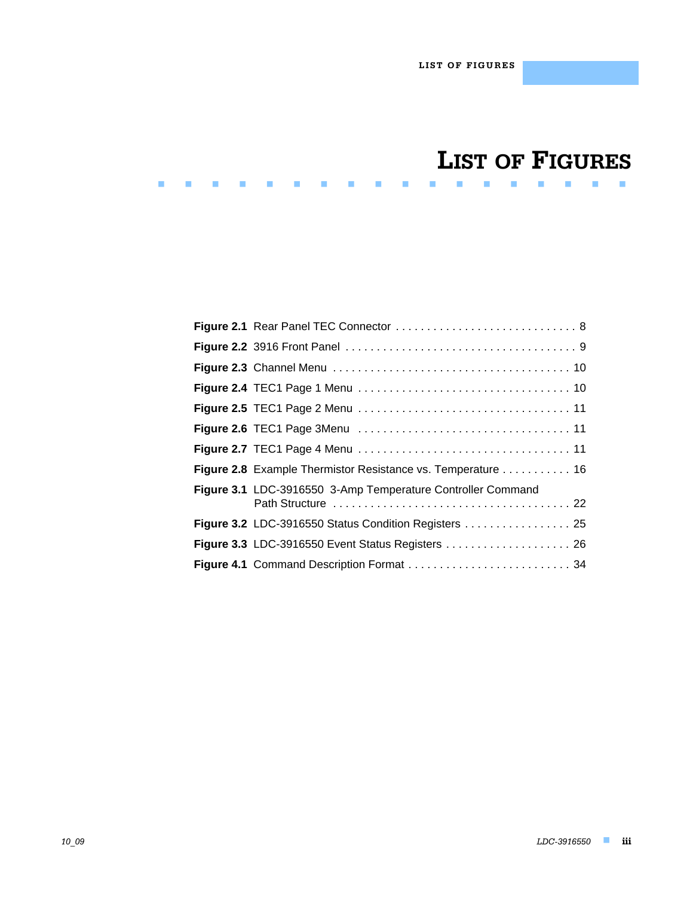# LIST OF FIGURES

**Figure 2.1** Rear Panel TEC Connector . . . . . . . . . . . . . . . . . . . . . . . . . . . . . 8

**Figure 2.2** 3916 Front Panel . . . . . . . . . . . . . . . . . . . . . . . . . . . . . . . . . . . . 9

**Figure 2.3** Channel Menu . . . . . . . . . . . . . . . . . . . . . . . . . . . . . . . . . . . . . 10

**Figure 2.4** TEC1 Page 1 Menu . . . . . . . . . . . . . . . . . . . . . . . . . . . . . . . . . 10

**Figure 2.5** TEC1 Page 2 Menu . . . . . . . . . . . . . . . . . . . . . . . . . . . . . . . . . 11

**Figure 2.6** TEC1 Page 3Menu . . . . . . . . . . . . . . . . . . . . . . . . . . . . . . . . . 11

**Figure 2.7** TEC1 Page 4 Menu . . . . . . . . . . . . . . . . . . . . . . . . . . . . . . . . . 11

**Figure 2.8** Example Thermistor Resistance vs. Temperature . . . . . . . . . . . 16

**Figure 3.1** LDC-3916550 3-Amp Temperature Controller Command Path Structure . . . . . . . . . . . . . . . . . . . . . . . . . . . . . . . . . . . . . 22

**Figure 3.2** LDC-3916550 Status Condition Registers . . . . . . . . . . . . . . . . . 25

**Figure 3.3** LDC-3916550 Event Status Registers . . . . . . . . . . . . . . . . . . . . 26

**Figure 4.1** Command Description Format . . . . . . . . . . . . . . . . . . . . . . . . . 34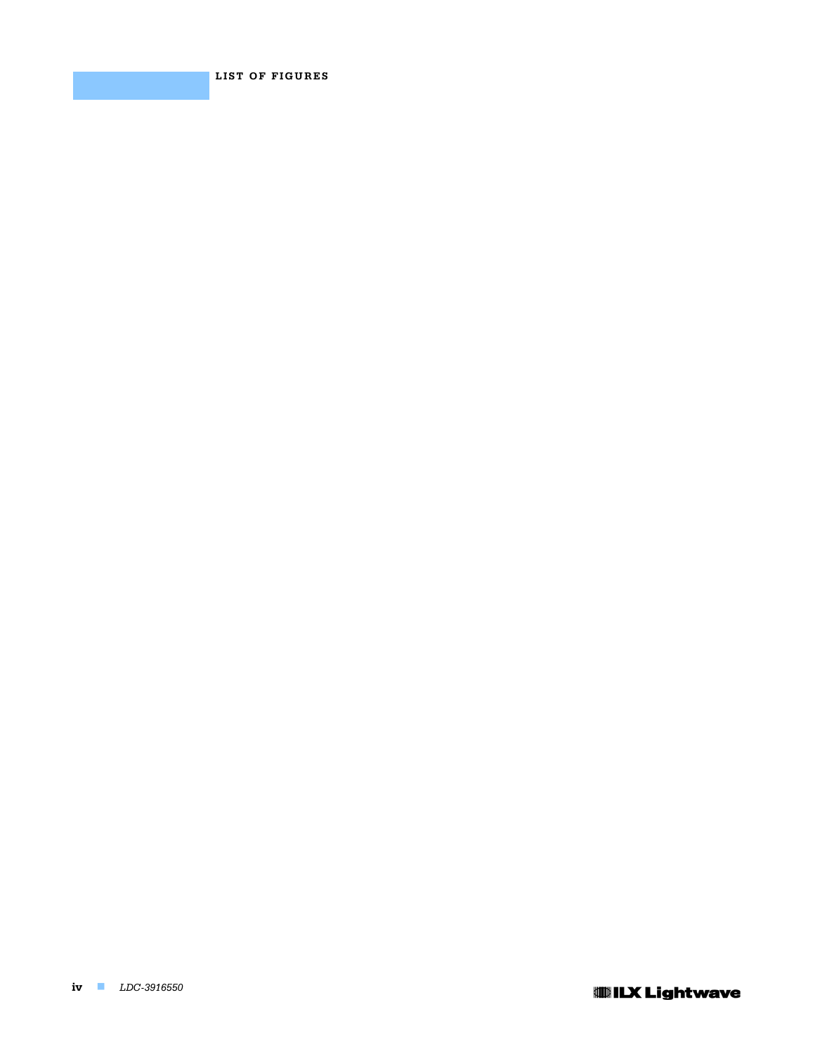# LIST OF FIGURES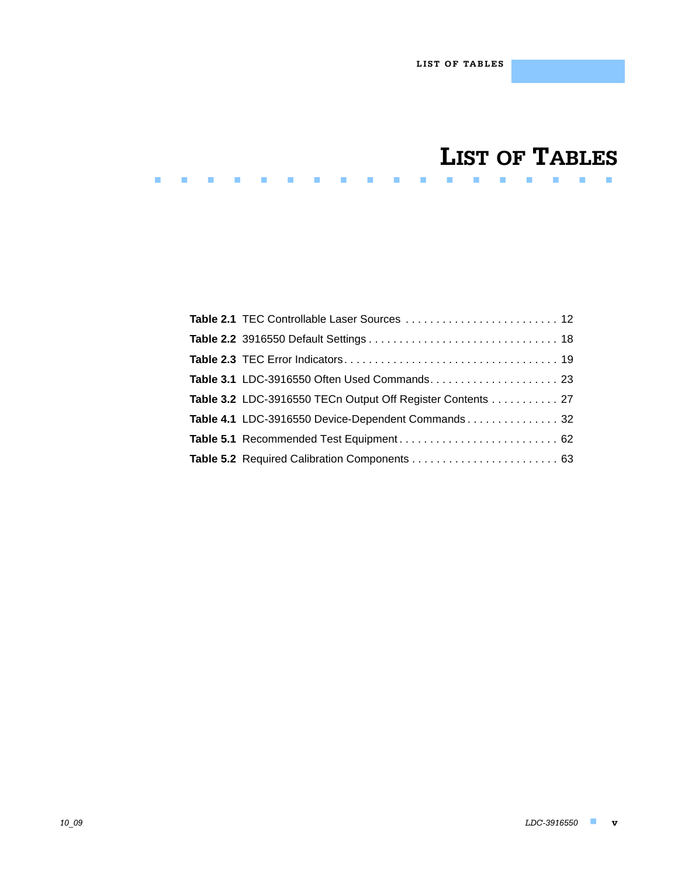# List of Tables

**Table 2.1** TEC Controllable Laser Sources . . . . . . . . . . . . . . . . . . . . . . . . . 12

**Table 2.2** 3916550 Default Settings . . . . . . . . . . . . . . . . . . . . . . . . . . . . . . 18

**Table 2.3** TEC Error Indicators . . . . . . . . . . . . . . . . . . . . . . . . . . . . . . . . . 19

**Table 3.1** LDC-3916550 Often Used Commands . . . . . . . . . . . . . . . . . . . . . 23

**Table 3.2** LDC-3916550 TECn Output Off Register Contents . . . . . . . . . . . 27

**Table 4.1** LDC-3916550 Device-Dependent Commands . . . . . . . . . . . . . . . 32

**Table 5.1** Recommended Test Equipment . . . . . . . . . . . . . . . . . . . . . . . . . . 62

**Table 5.2** Required Calibration Components . . . . . . . . . . . . . . . . . . . . . . . . 63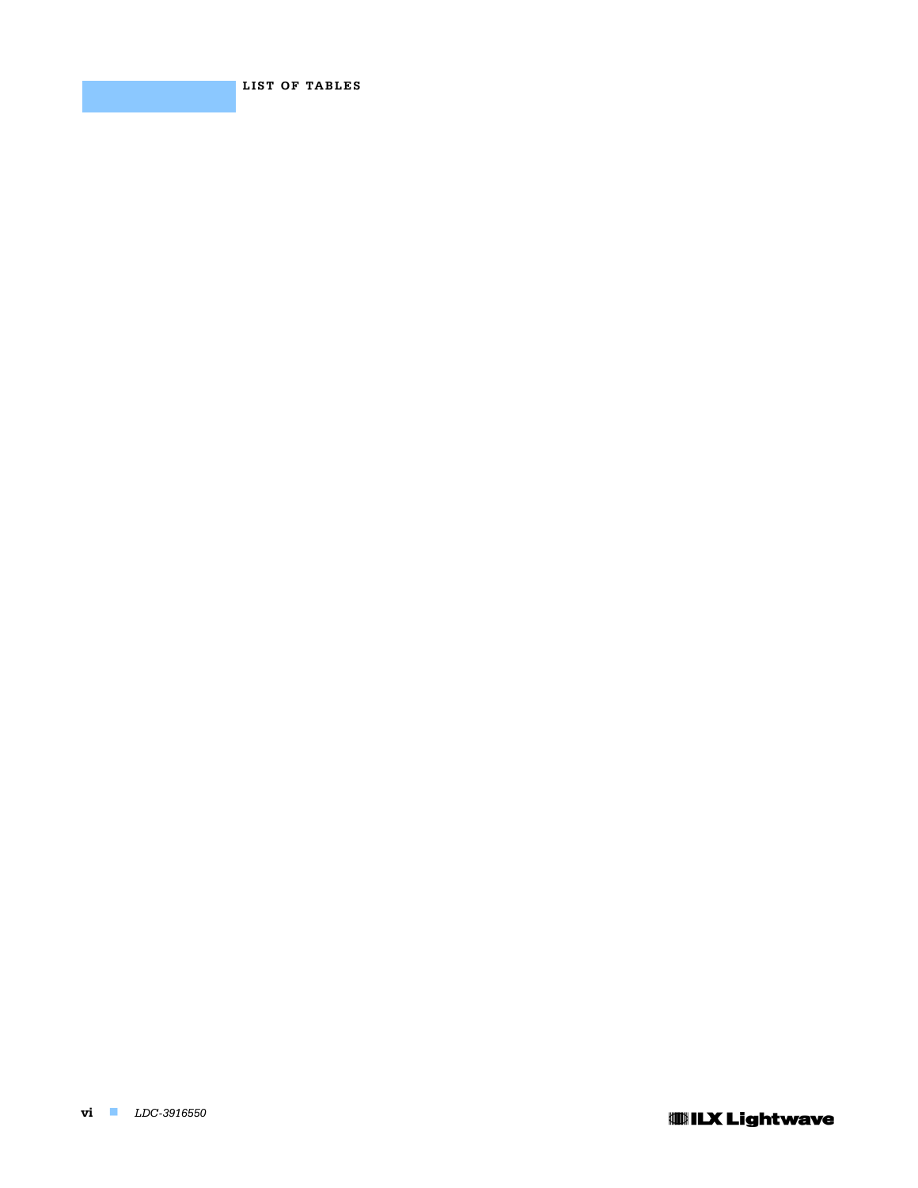# LIST OF TABLES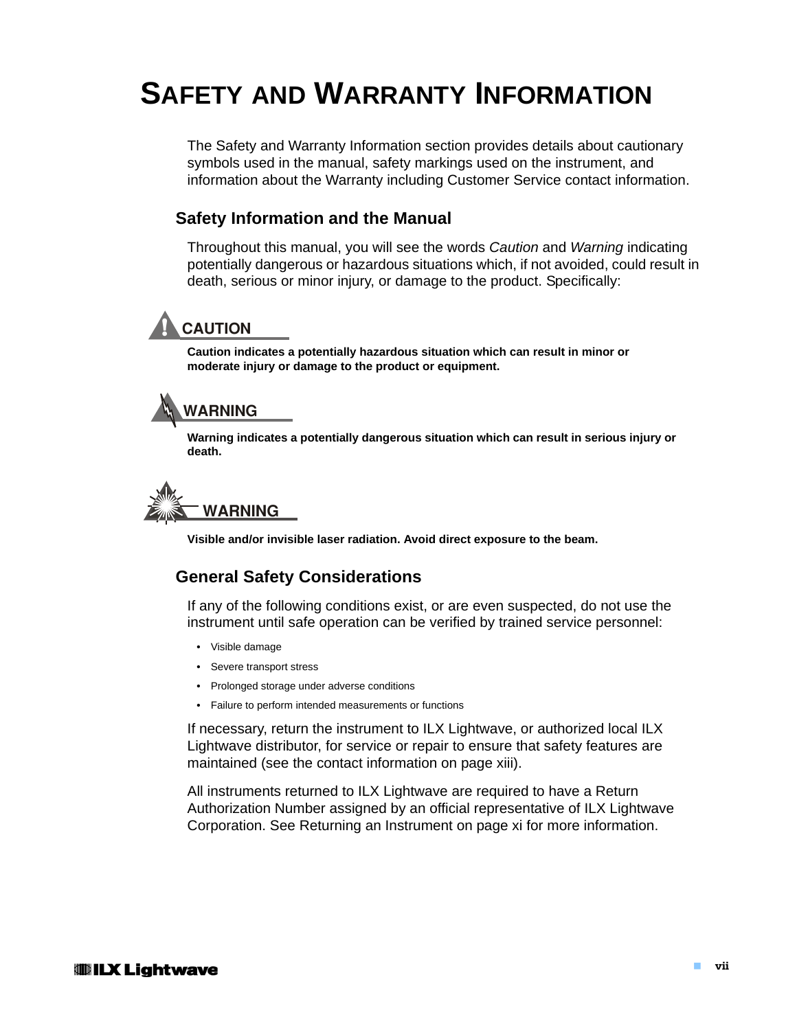# SAFETY AND WARRANTY INFORMATION

The Safety and Warranty Information section provides details about cautionary symbols used in the manual, safety markings used on the instrument, and information about the Warranty including Customer Service contact information.

## Safety Information and the Manual

Throughout this manual, you will see the words *Caution* and *Warning* indicating potentially dangerous or hazardous situations which, if not avoided, could result in death, serious or minor injury, or damage to the product. Specifically:

**CAUTION**

**Caution indicates a potentially hazardous situation which can result in minor or moderate injury or damage to the product or equipment.**

**WARNING**

**Warning indicates a potentially dangerous situation which can result in serious injury or death.**

**WARNING**

**Visible and/or invisible laser radiation. Avoid direct exposure to the beam.**

## General Safety Considerations

If any of the following conditions exist, or are even suspected, do not use the instrument until safe operation can be verified by trained service personnel:

- Visible damage
- Severe transport stress
- Prolonged storage under adverse conditions
- Failure to perform intended measurements or functions

If necessary, return the instrument to ILX Lightwave, or authorized local ILX Lightwave distributor, for service or repair to ensure that safety features are maintained (see the contact information on page xiii).

All instruments returned to ILX Lightwave are required to have a Return Authorization Number assigned by an official representative of ILX Lightwave Corporation. See Returning an Instrument on page xi for more information.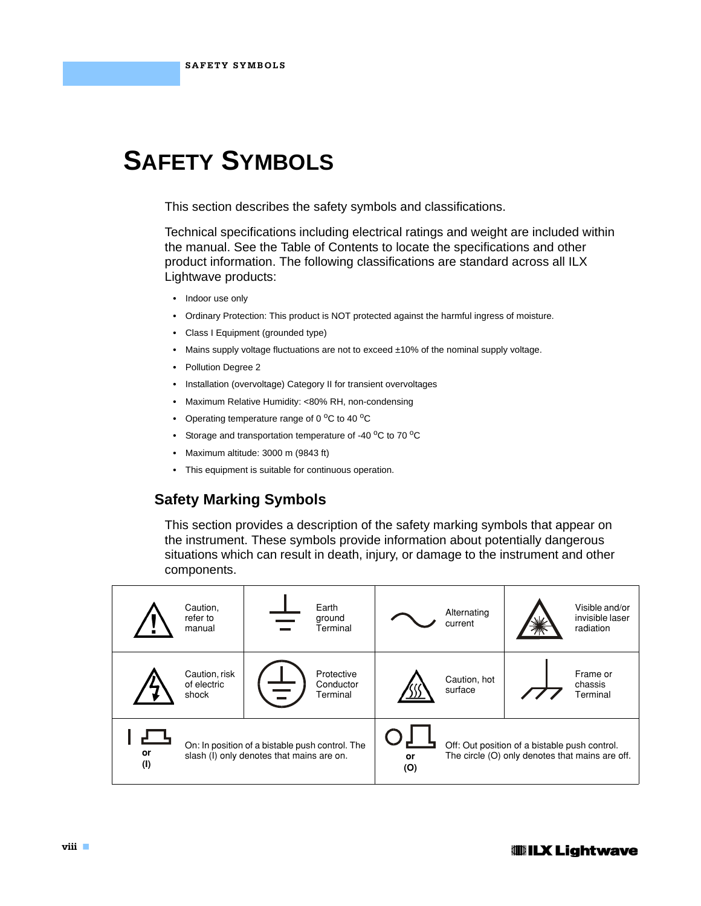# SAFETY SYMBOLS

This section describes the safety symbols and classifications.

Technical specifications including electrical ratings and weight are included within the manual. See the Table of Contents to locate the specifications and other product information. The following classifications are standard across all ILX Lightwave products:

- Indoor use only
- Ordinary Protection: This product is NOT protected against the harmful ingress of moisture.
- Class I Equipment (grounded type)
- Mains supply voltage fluctuations are not to exceed ±10% of the nominal supply voltage.
- Pollution Degree 2
- Installation (overvoltage) Category II for transient overvoltages
- Maximum Relative Humidity: <80% RH, non-condensing
- Operating temperature range of 0 $^{o}$C to 40 $^{o}$C
- Storage and transportation temperature of -40 $^{o}$C to 70 $^{o}$C
- Maximum altitude: 3000 m (9843 ft)
- This equipment is suitable for continuous operation.

## Safety Marking Symbols

This section provides a description of the safety marking symbols that appear on the instrument. These symbols provide information about potentially dangerous situations which can result in death, injury, or damage to the instrument and other components.

| | | | |
|---|---|---|---|
| Caution, refer to manual | Earth ground Terminal | Alternating current | Visible and/or invisible laser radiation |
| Caution, risk of electric shock | Protective Conductor Terminal | Caution, hot surface | Frame or chassis Terminal |
| or (I) On: In position of a bistable push control. The slash (I) only denotes that mains are on. | | or (O) Off: Out position of a bistable push control. The circle (O) only denotes that mains are off. | |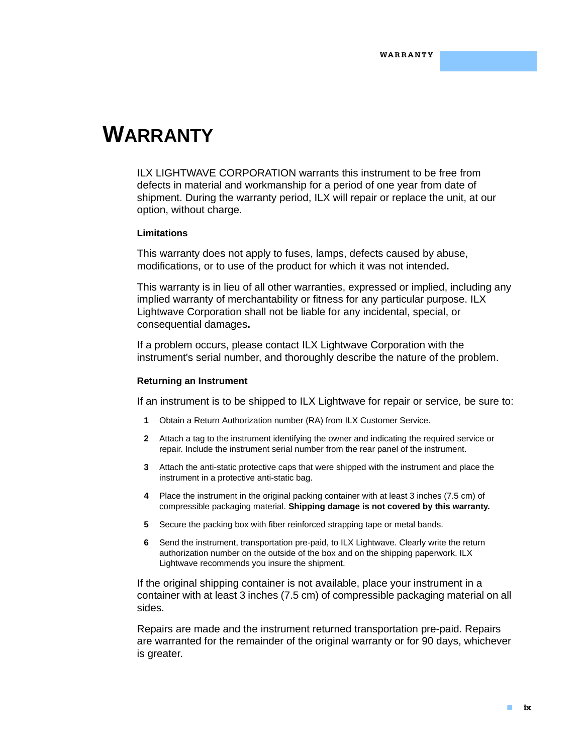# WARRANTY

ILX LIGHTWAVE CORPORATION warrants this instrument to be free from defects in material and workmanship for a period of one year from date of shipment. During the warranty period, ILX will repair or replace the unit, at our option, without charge.

### Limitations

This warranty does not apply to fuses, lamps, defects caused by abuse, modifications, or to use of the product for which it was not intended.

This warranty is in lieu of all other warranties, expressed or implied, including any implied warranty of merchantability or fitness for any particular purpose. ILX Lightwave Corporation shall not be liable for any incidental, special, or consequential damages.

If a problem occurs, please contact ILX Lightwave Corporation with the instrument's serial number, and thoroughly describe the nature of the problem.

### Returning an Instrument

If an instrument is to be shipped to ILX Lightwave for repair or service, be sure to:

1. Obtain a Return Authorization number (RA) from ILX Customer Service.
2. Attach a tag to the instrument identifying the owner and indicating the required service or repair. Include the instrument serial number from the rear panel of the instrument.
3. Attach the anti-static protective caps that were shipped with the instrument and place the instrument in a protective anti-static bag.
4. Place the instrument in the original packing container with at least 3 inches (7.5 cm) of compressible packaging material. **Shipping damage is not covered by this warranty.**
5. Secure the packing box with fiber reinforced strapping tape or metal bands.
6. Send the instrument, transportation pre-paid, to ILX Lightwave. Clearly write the return authorization number on the outside of the box and on the shipping paperwork. ILX Lightwave recommends you insure the shipment.

If the original shipping container is not available, place your instrument in a container with at least 3 inches (7.5 cm) of compressible packaging material on all sides.

Repairs are made and the instrument returned transportation pre-paid. Repairs are warranted for the remainder of the original warranty or for 90 days, whichever is greater.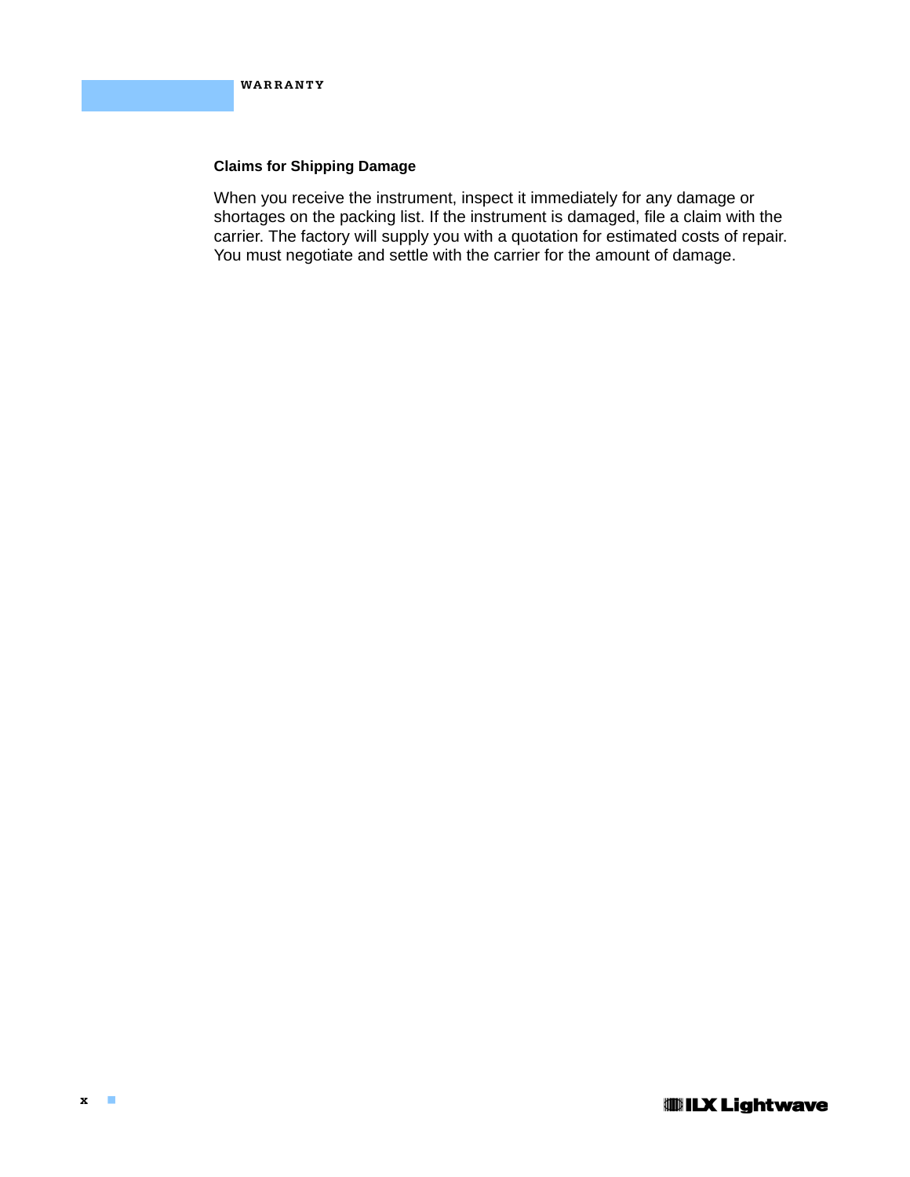### Claims for Shipping Damage

When you receive the instrument, inspect it immediately for any damage or shortages on the packing list. If the instrument is damaged, file a claim with the carrier. The factory will supply you with a quotation for estimated costs of repair. You must negotiate and settle with the carrier for the amount of damage.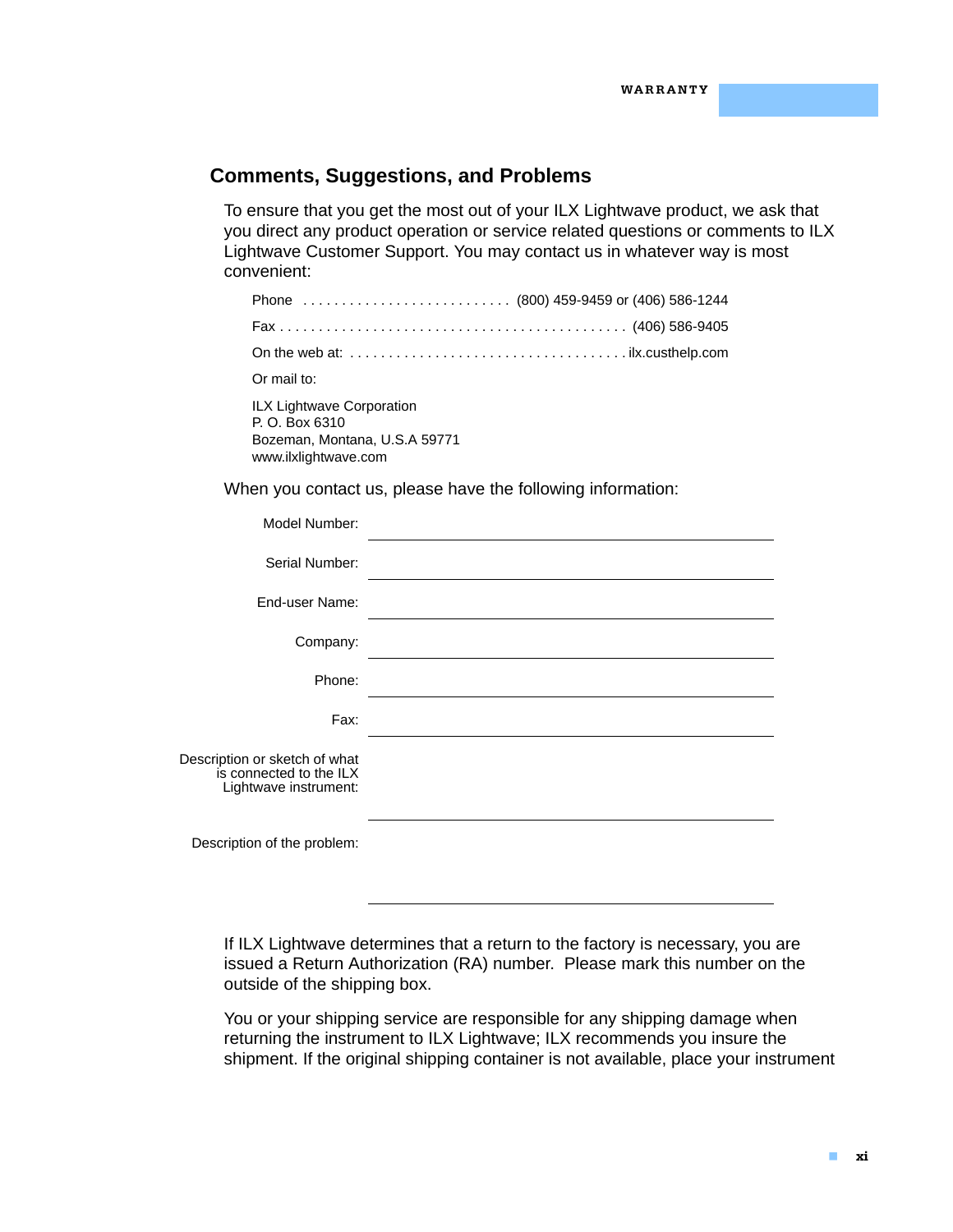## Comments, Suggestions, and Problems

To ensure that you get the most out of your ILX Lightwave product, we ask that you direct any product operation or service related questions or comments to ILX Lightwave Customer Support. You may contact us in whatever way is most convenient:

Phone . . . . . . . . . . . . . . . . . . . . . . . . . . . (800) 459-9459 or (406) 586-1244

Fax . . . . . . . . . . . . . . . . . . . . . . . . . . . . . . . . . . . . . . . . . . . . . (406) 586-9405

On the web at: . . . . . . . . . . . . . . . . . . . . . . . . . . . . . . . . . . . ilx.custhelp.com

Or mail to:

ILX Lightwave Corporation
P. O. Box 6310
Bozeman, Montana, U.S.A 59771
www.ilxlightwave.com

When you contact us, please have the following information:

Model Number: ______________________________

Serial Number: ______________________________

End-user Name: ______________________________

Company: ______________________________

Phone: ______________________________

Fax: ______________________________

Description or sketch of what is connected to the ILX Lightwave instrument: ______________________________

Description of the problem: ______________________________

If ILX Lightwave determines that a return to the factory is necessary, you are issued a Return Authorization (RA) number. Please mark this number on the outside of the shipping box.

You or your shipping service are responsible for any shipping damage when returning the instrument to ILX Lightwave; ILX recommends you insure the shipment. If the original shipping container is not available, place your instrument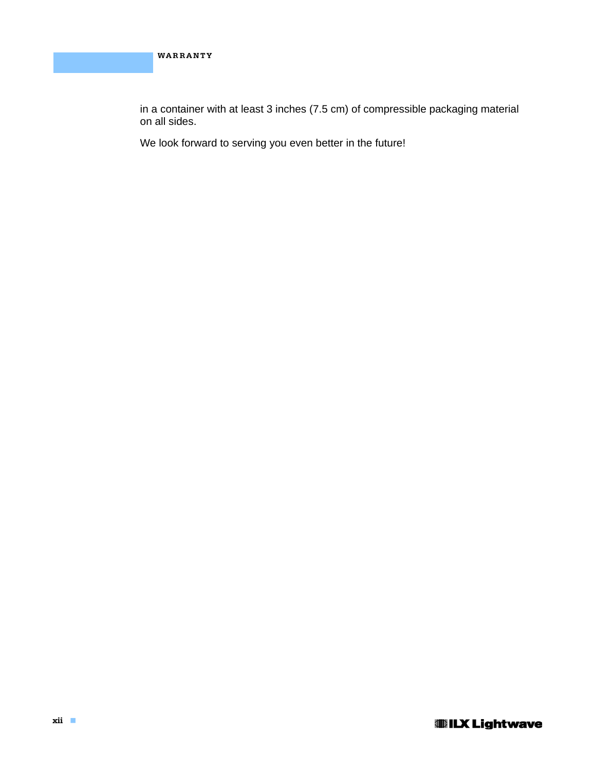in a container with at least 3 inches (7.5 cm) of compressible packaging material on all sides.

We look forward to serving you even better in the future!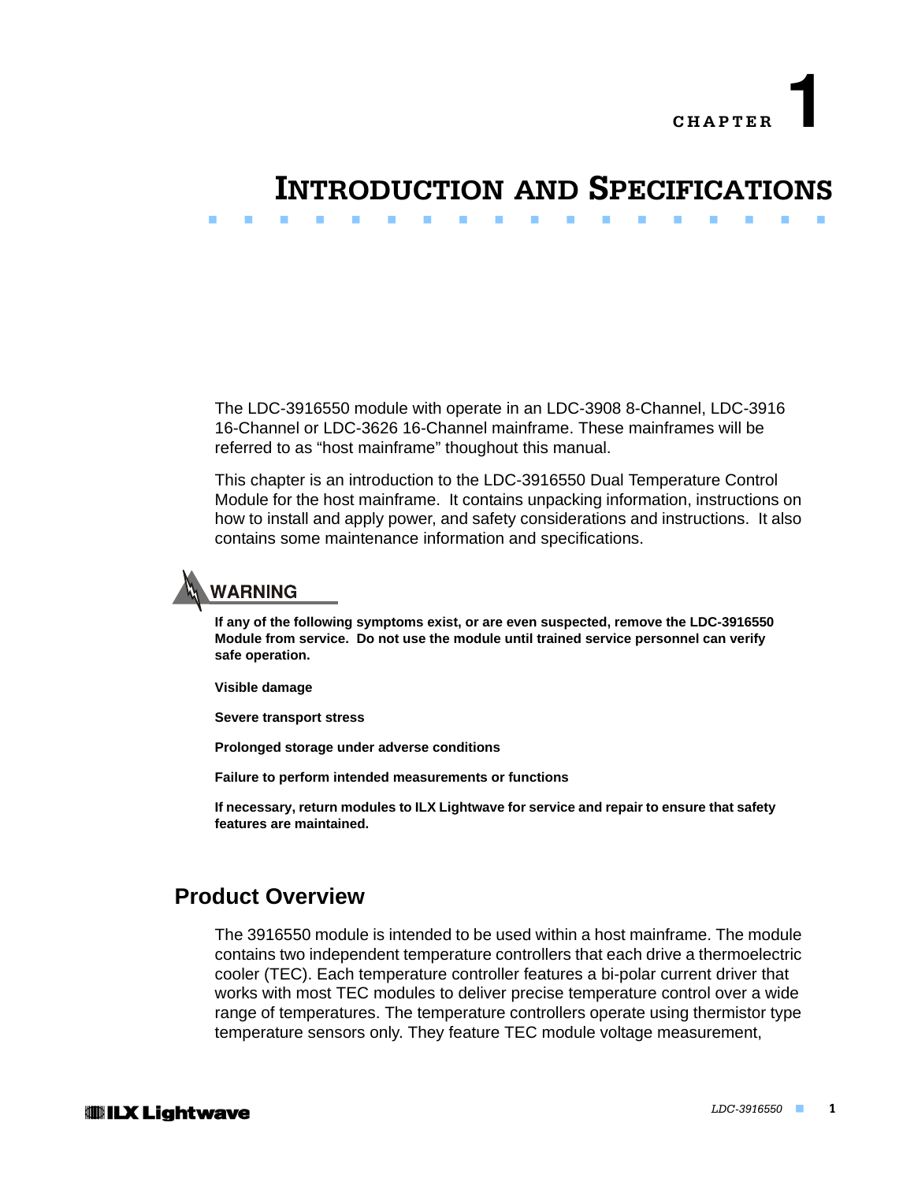CHAPTER 1

# Introduction and Specifications

The LDC-3916550 module with operate in an LDC-3908 8-Channel, LDC-3916 16-Channel or LDC-3626 16-Channel mainframe. These mainframes will be referred to as “host mainframe” thoughout this manual.

This chapter is an introduction to the LDC-3916550 Dual Temperature Control Module for the host mainframe. It contains unpacking information, instructions on how to install and apply power, and safety considerations and instructions. It also contains some maintenance information and specifications.

**WARNING**

**If any of the following symptoms exist, or are even suspected, remove the LDC-3916550 Module from service. Do not use the module until trained service personnel can verify safe operation.**

**Visible damage**

**Severe transport stress**

**Prolonged storage under adverse conditions**

**Failure to perform intended measurements or functions**

**If necessary, return modules to ILX Lightwave for service and repair to ensure that safety features are maintained.**

## Product Overview

The 3916550 module is intended to be used within a host mainframe. The module contains two independent temperature controllers that each drive a thermoelectric cooler (TEC). Each temperature controller features a bi-polar current driver that works with most TEC modules to deliver precise temperature control over a wide range of temperatures. The temperature controllers operate using thermistor type temperature sensors only. They feature TEC module voltage measurement,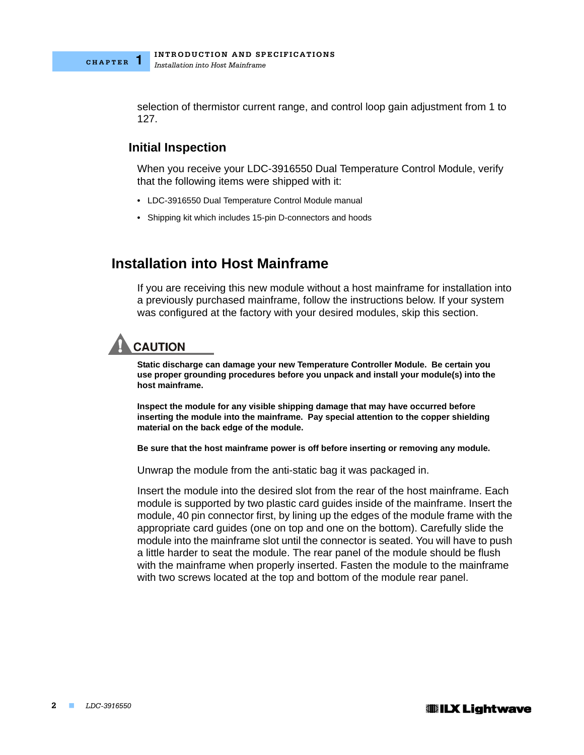selection of thermistor current range, and control loop gain adjustment from 1 to 127.

### Initial Inspection

When you receive your LDC-3916550 Dual Temperature Control Module, verify that the following items were shipped with it:

- LDC-3916550 Dual Temperature Control Module manual
- Shipping kit which includes 15-pin D-connectors and hoods

## Installation into Host Mainframe

If you are receiving this new module without a host mainframe for installation into a previously purchased mainframe, follow the instructions below. If your system was configured at the factory with your desired modules, skip this section.

**CAUTION**

**Static discharge can damage your new Temperature Controller Module. Be certain you use proper grounding procedures before you unpack and install your module(s) into the host mainframe.**

**Inspect the module for any visible shipping damage that may have occurred before inserting the module into the mainframe. Pay special attention to the copper shielding material on the back edge of the module.**

**Be sure that the host mainframe power is off before inserting or removing any module.**

Unwrap the module from the anti-static bag it was packaged in.

Insert the module into the desired slot from the rear of the host mainframe. Each module is supported by two plastic card guides inside of the mainframe. Insert the module, 40 pin connector first, by lining up the edges of the module frame with the appropriate card guides (one on top and one on the bottom). Carefully slide the module into the mainframe slot until the connector is seated. You will have to push a little harder to seat the module. The rear panel of the module should be flush with the mainframe when properly inserted. Fasten the module to the mainframe with two screws located at the top and bottom of the module rear panel.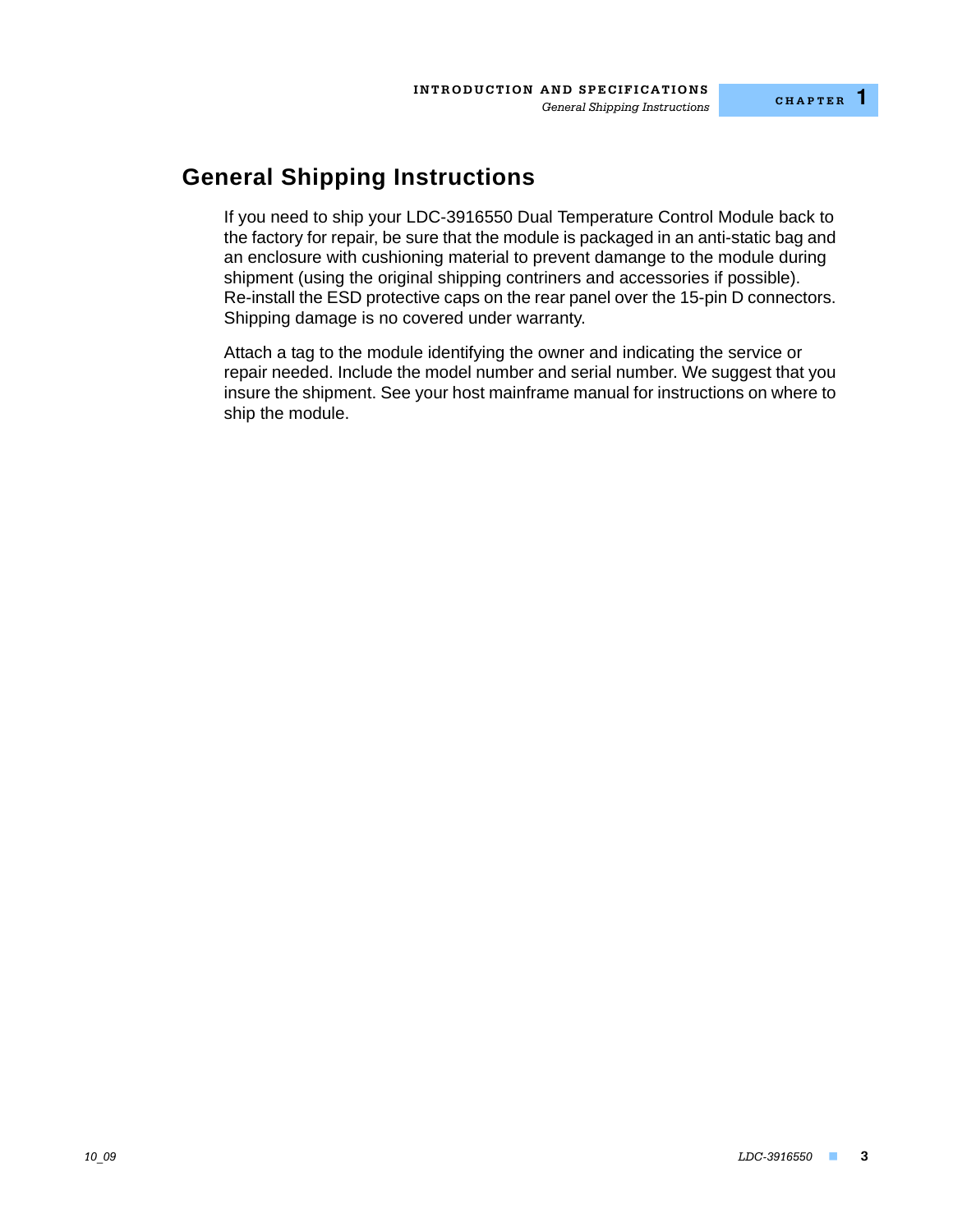## General Shipping Instructions

If you need to ship your LDC-3916550 Dual Temperature Control Module back to the factory for repair, be sure that the module is packaged in an anti-static bag and an enclosure with cushioning material to prevent damange to the module during shipment (using the original shipping contriners and accessories if possible). Re-install the ESD protective caps on the rear panel over the 15-pin D connectors. Shipping damage is no covered under warranty.

Attach a tag to the module identifying the owner and indicating the service or repair needed. Include the model number and serial number. We suggest that you insure the shipment. See your host mainframe manual for instructions on where to ship the module.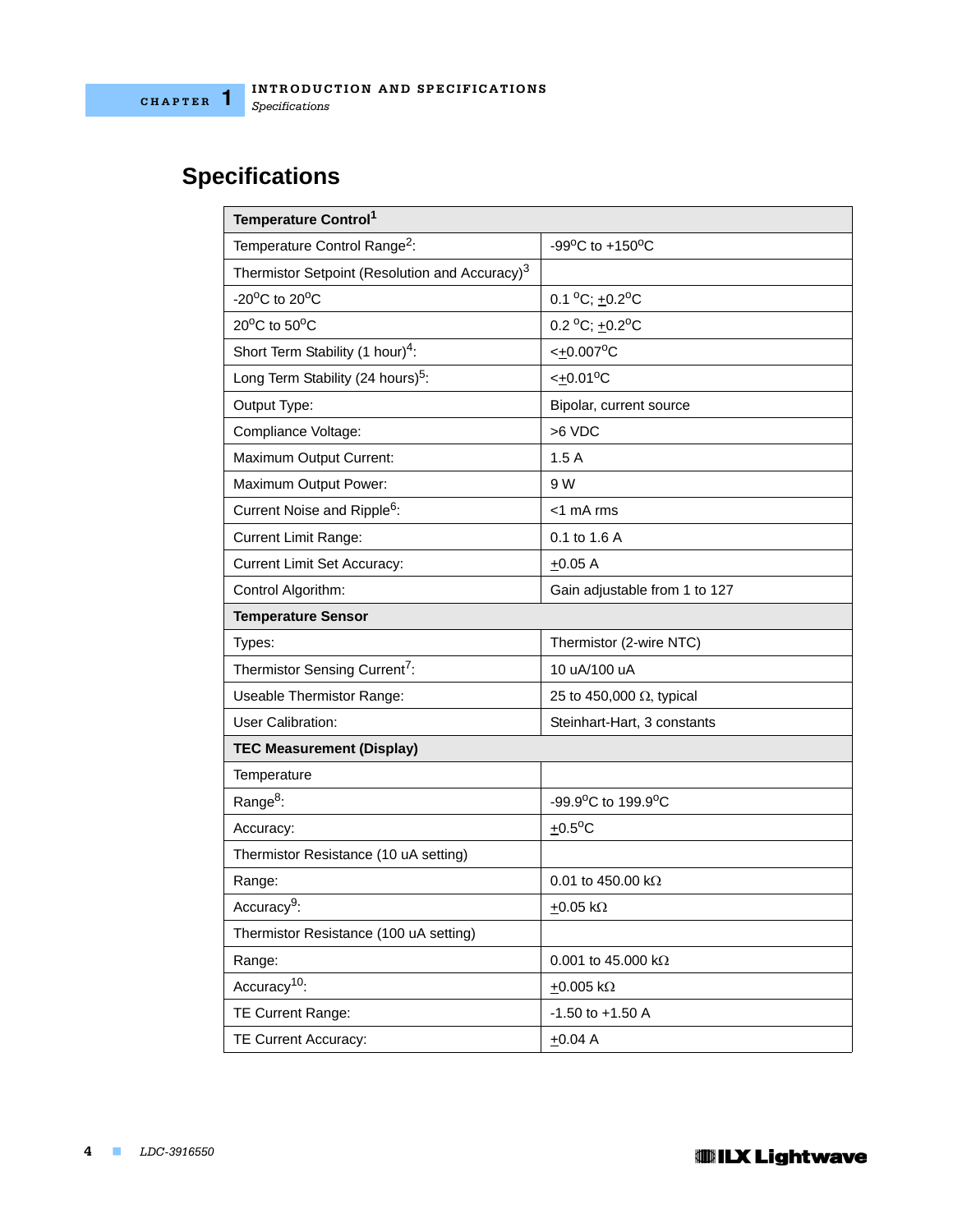## Specifications

| | |
|---|---|
| **Temperature Control**[1] | |
| Temperature Control Range[2]: | -99°C to +150°C |
| Thermistor Setpoint (Resolution and Accuracy)[3] | |
| -20°C to 20°C | 0.1 °C; ±0.2°C |
| 20°C to 50°C | 0.2 °C; ±0.2°C |
| Short Term Stability (1 hour)[4]: | <±0.007°C |
| Long Term Stability (24 hours)[5]: | <±0.01°C |
| Output Type: | Bipolar, current source |
| Compliance Voltage: | >6 VDC |
| Maximum Output Current: | 1.5 A |
| Maximum Output Power: | 9 W |
| Current Noise and Ripple[6]: | <1 mA rms |
| Current Limit Range: | 0.1 to 1.6 A |
| Current Limit Set Accuracy: | ±0.05 A |
| Control Algorithm: | Gain adjustable from 1 to 127 |
| **Temperature Sensor** | |
| Types: | Thermistor (2-wire NTC) |
| Thermistor Sensing Current[7]: | 10 uA/100 uA |
| Useable Thermistor Range: | 25 to 450,000 Ω, typical |
| User Calibration: | Steinhart-Hart, 3 constants |
| **TEC Measurement (Display)** | |
| Temperature | |
| Range[8]: | -99.9°C to 199.9°C |
| Accuracy: | ±0.5°C |
| Thermistor Resistance (10 uA setting) | |
| Range: | 0.01 to 450.00 kΩ |
| Accuracy[9]: | ±0.05 kΩ |
| Thermistor Resistance (100 uA setting) | |
| Range: | 0.001 to 45.000 kΩ |
| Accuracy[10]: | ±0.005 kΩ |
| TE Current Range: | -1.50 to +1.50 A |
| TE Current Accuracy: | ±0.04 A |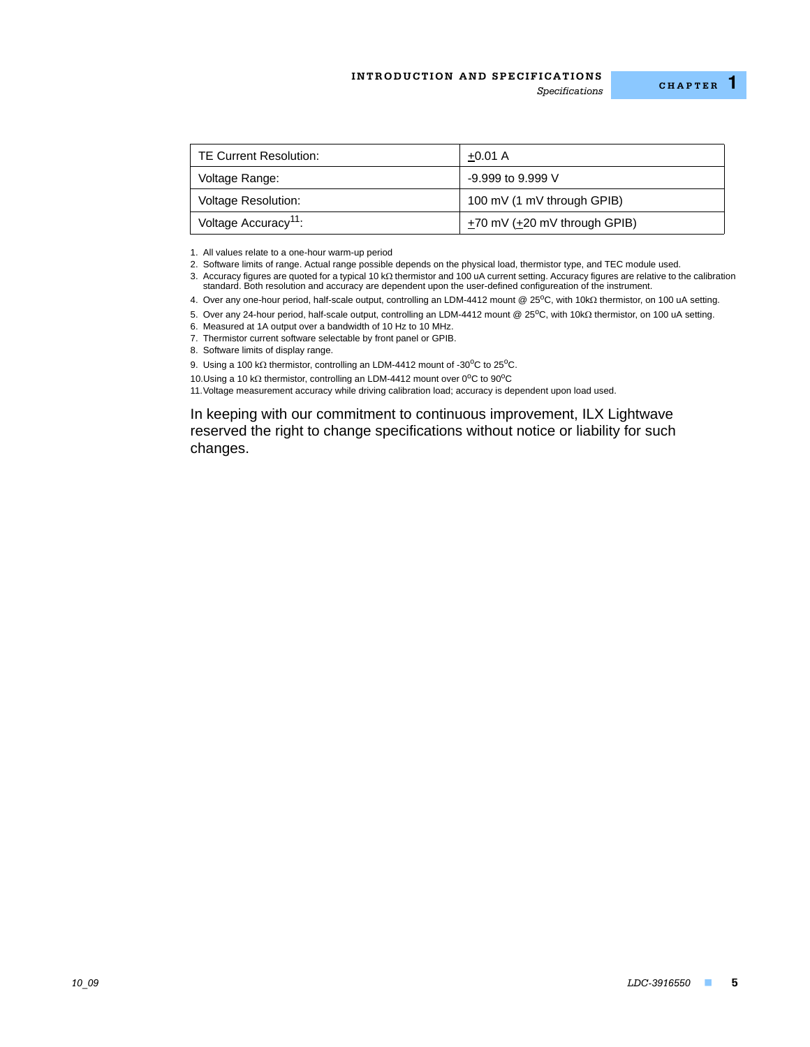| | |
|---|---|
| TE Current Resolution: | ±0.01 A |
| Voltage Range: | -9.999 to 9.999 V |
| Voltage Resolution: | 100 mV (1 mV through GPIB) |
| Voltage Accuracy[11]: | ±70 mV (±20 mV through GPIB) |

1. All values relate to a one-hour warm-up period
2. Software limits of range. Actual range possible depends on the physical load, thermistor type, and TEC module used.
3. Accuracy figures are quoted for a typical 10 kΩ thermistor and 100 uA current setting. Accuracy figures are relative to the calibration standard. Both resolution and accuracy are dependent upon the user-defined configureation of the instrument.
4. Over any one-hour period, half-scale output, controlling an LDM-4412 mount @ 25$^{o}$C, with 10kΩ thermistor, on 100 uA setting.
5. Over any 24-hour period, half-scale output, controlling an LDM-4412 mount @ 25$^{o}$C, with 10kΩ thermistor, on 100 uA setting.
6. Measured at 1A output over a bandwidth of 10 Hz to 10 MHz.
7. Thermistor current software selectable by front panel or GPIB.
8. Software limits of display range.
9. Using a 100 kΩ thermistor, controlling an LDM-4412 mount of -30$^{o}$C to 25$^{o}$C.
10. Using a 10 kΩ thermistor, controlling an LDM-4412 mount over 0$^{o}$C to 90$^{o}$C
11. Voltage measurement accuracy while driving calibration load; accuracy is dependent upon load used.

In keeping with our commitment to continuous improvement, ILX Lightwave reserved the right to change specifications without notice or liability for such changes.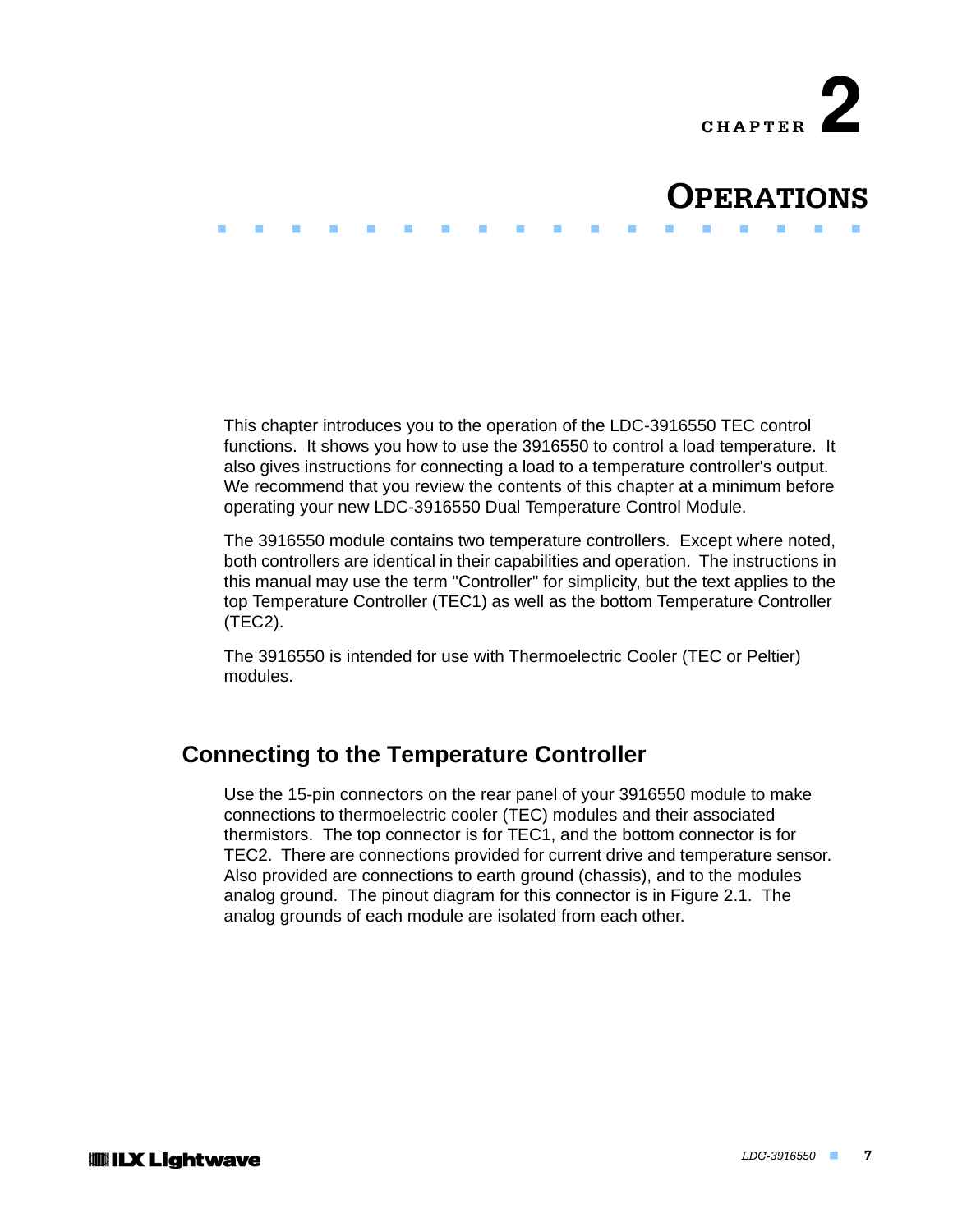# CHAPTER 2

# OPERATIONS

This chapter introduces you to the operation of the LDC-3916550 TEC control functions. It shows you how to use the 3916550 to control a load temperature. It also gives instructions for connecting a load to a temperature controller's output. We recommend that you review the contents of this chapter at a minimum before operating your new LDC-3916550 Dual Temperature Control Module.

The 3916550 module contains two temperature controllers. Except where noted, both controllers are identical in their capabilities and operation. The instructions in this manual may use the term "Controller" for simplicity, but the text applies to the top Temperature Controller (TEC1) as well as the bottom Temperature Controller (TEC2).

The 3916550 is intended for use with Thermoelectric Cooler (TEC or Peltier) modules.

## Connecting to the Temperature Controller

Use the 15-pin connectors on the rear panel of your 3916550 module to make connections to thermoelectric cooler (TEC) modules and their associated thermistors. The top connector is for TEC1, and the bottom connector is for TEC2. There are connections provided for current drive and temperature sensor. Also provided are connections to earth ground (chassis), and to the modules analog ground. The pinout diagram for this connector is in Figure 2.1. The analog grounds of each module are isolated from each other.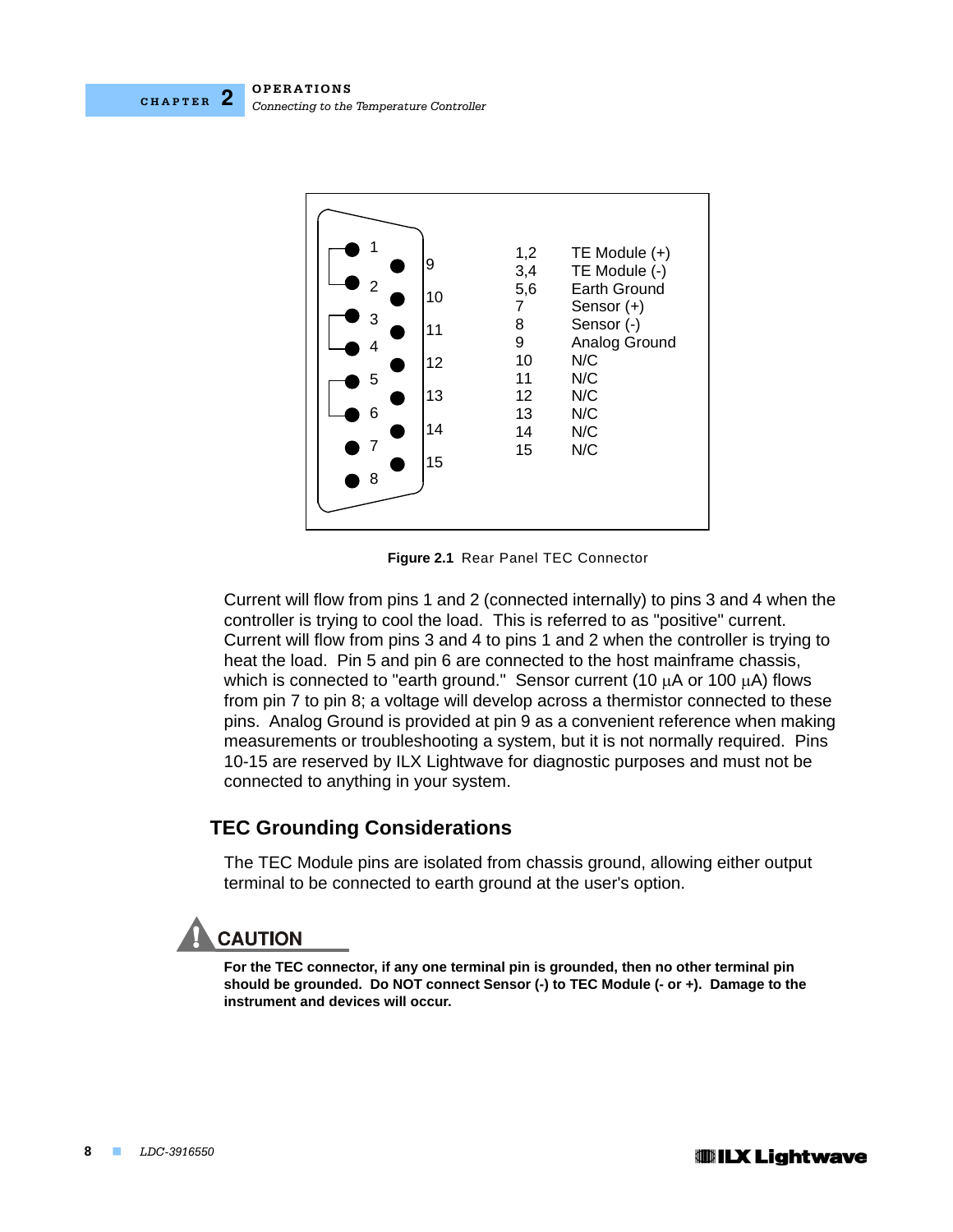| | |
|---|---|
| 1,2 | TE Module (+) |
| 3,4 | TE Module (-) |
| 5,6 | Earth Ground |
| 7 | Sensor (+) |
| 8 | Sensor (-) |
| 9 | Analog Ground |
| 10 | N/C |
| 11 | N/C |
| 12 | N/C |
| 13 | N/C |
| 14 | N/C |
| 15 | N/C |

**Figure 2.1** Rear Panel TEC Connector

Current will flow from pins 1 and 2 (connected internally) to pins 3 and 4 when the controller is trying to cool the load. This is referred to as "positive" current. Current will flow from pins 3 and 4 to pins 1 and 2 when the controller is trying to heat the load. Pin 5 and pin 6 are connected to the host mainframe chassis, which is connected to "earth ground." Sensor current (10 μA or 100 μA) flows from pin 7 to pin 8; a voltage will develop across a thermistor connected to these pins. Analog Ground is provided at pin 9 as a convenient reference when making measurements or troubleshooting a system, but it is not normally required. Pins 10-15 are reserved by ILX Lightwave for diagnostic purposes and must not be connected to anything in your system.

## TEC Grounding Considerations

The TEC Module pins are isolated from chassis ground, allowing either output terminal to be connected to earth ground at the user's option.

**CAUTION**

**For the TEC connector, if any one terminal pin is grounded, then no other terminal pin should be grounded. Do NOT connect Sensor (-) to TEC Module (- or +). Damage to the instrument and devices will occur.**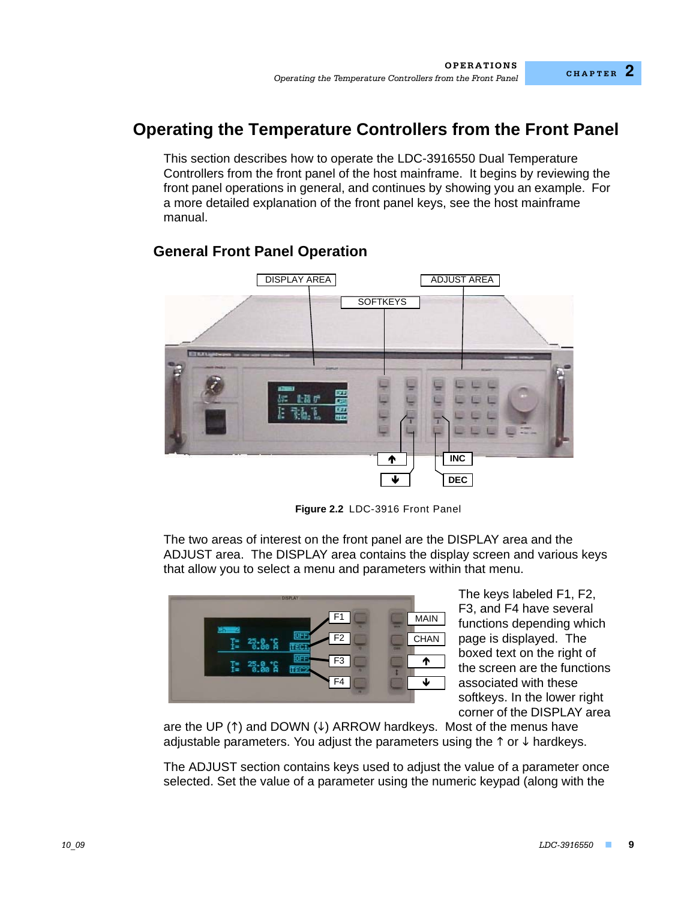# Operating the Temperature Controllers from the Front Panel

This section describes how to operate the LDC-3916550 Dual Temperature Controllers from the front panel of the host mainframe. It begins by reviewing the front panel operations in general, and continues by showing you an example. For a more detailed explanation of the front panel keys, see the host mainframe manual.

## General Front Panel Operation

DISPLAY AREA

ADJUST AREA

SOFTKEYS

↑

↓

INC

DEC

**Figure 2.2** LDC-3916 Front Panel

The two areas of interest on the front panel are the DISPLAY area and the ADJUST area. The DISPLAY area contains the display screen and various keys that allow you to select a menu and parameters within that menu.

F1

F2

F3

F4

MAIN

CHAN

↑

↓

The keys labeled F1, F2, F3, and F4 have several functions depending which page is displayed. The boxed text on the right of the screen are the functions associated with these softkeys. In the lower right corner of the DISPLAY area are the UP (↑) and DOWN (↓) ARROW hardkeys. Most of the menus have adjustable parameters. You adjust the parameters using the ↑ or ↓ hardkeys.

The ADJUST section contains keys used to adjust the value of a parameter once selected. Set the value of a parameter using the numeric keypad (along with the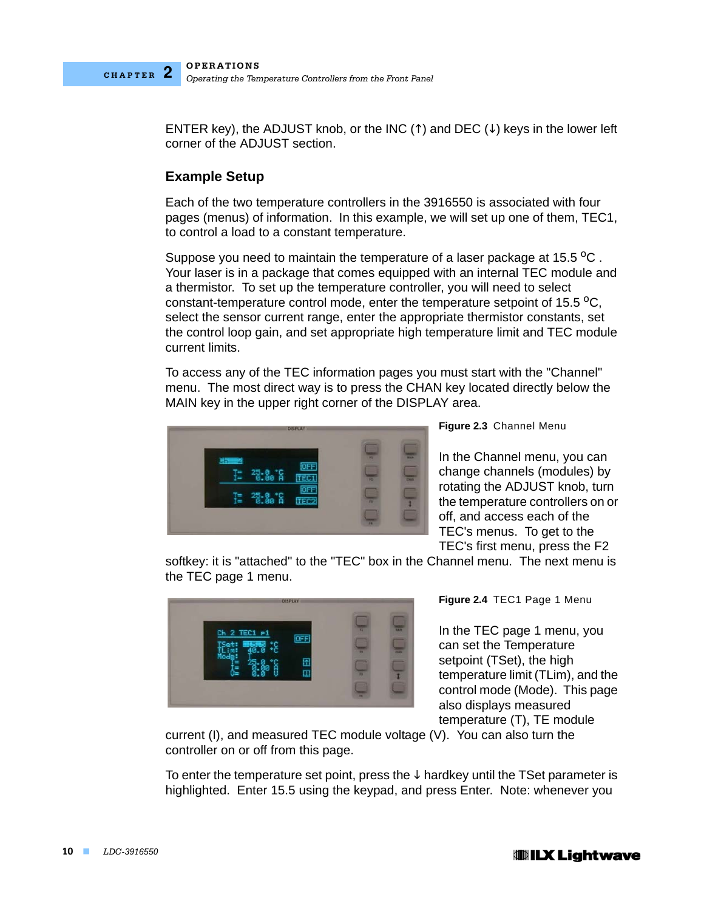ENTER key), the ADJUST knob, or the INC (↑) and DEC (↓) keys in the lower left corner of the ADJUST section.

### Example Setup

Each of the two temperature controllers in the 3916550 is associated with four pages (menus) of information. In this example, we will set up one of them, TEC1, to control a load to a constant temperature.

Suppose you need to maintain the temperature of a laser package at 15.5 $^{o}$C . Your laser is in a package that comes equipped with an internal TEC module and a thermistor. To set up the temperature controller, you will need to select constant-temperature control mode, enter the temperature setpoint of 15.5 $^{o}$C, select the sensor current range, enter the appropriate thermistor constants, set the control loop gain, and set appropriate high temperature limit and TEC module current limits.

To access any of the TEC information pages you must start with the "Channel" menu. The most direct way is to press the CHAN key located directly below the MAIN key in the upper right corner of the DISPLAY area.

**Figure 2.3** Channel Menu

In the Channel menu, you can change channels (modules) by rotating the ADJUST knob, turn the temperature controllers on or off, and access each of the TEC's menus. To get to the TEC's first menu, press the F2 softkey: it is "attached" to the "TEC" box in the Channel menu. The next menu is the TEC page 1 menu.

**Figure 2.4** TEC1 Page 1 Menu

In the TEC page 1 menu, you can set the Temperature setpoint (TSet), the high temperature limit (TLim), and the control mode (Mode). This page also displays measured temperature (T), TE module current (I), and measured TEC module voltage (V). You can also turn the controller on or off from this page.

To enter the temperature set point, press the ↓ hardkey until the TSet parameter is highlighted. Enter 15.5 using the keypad, and press Enter. Note: whenever you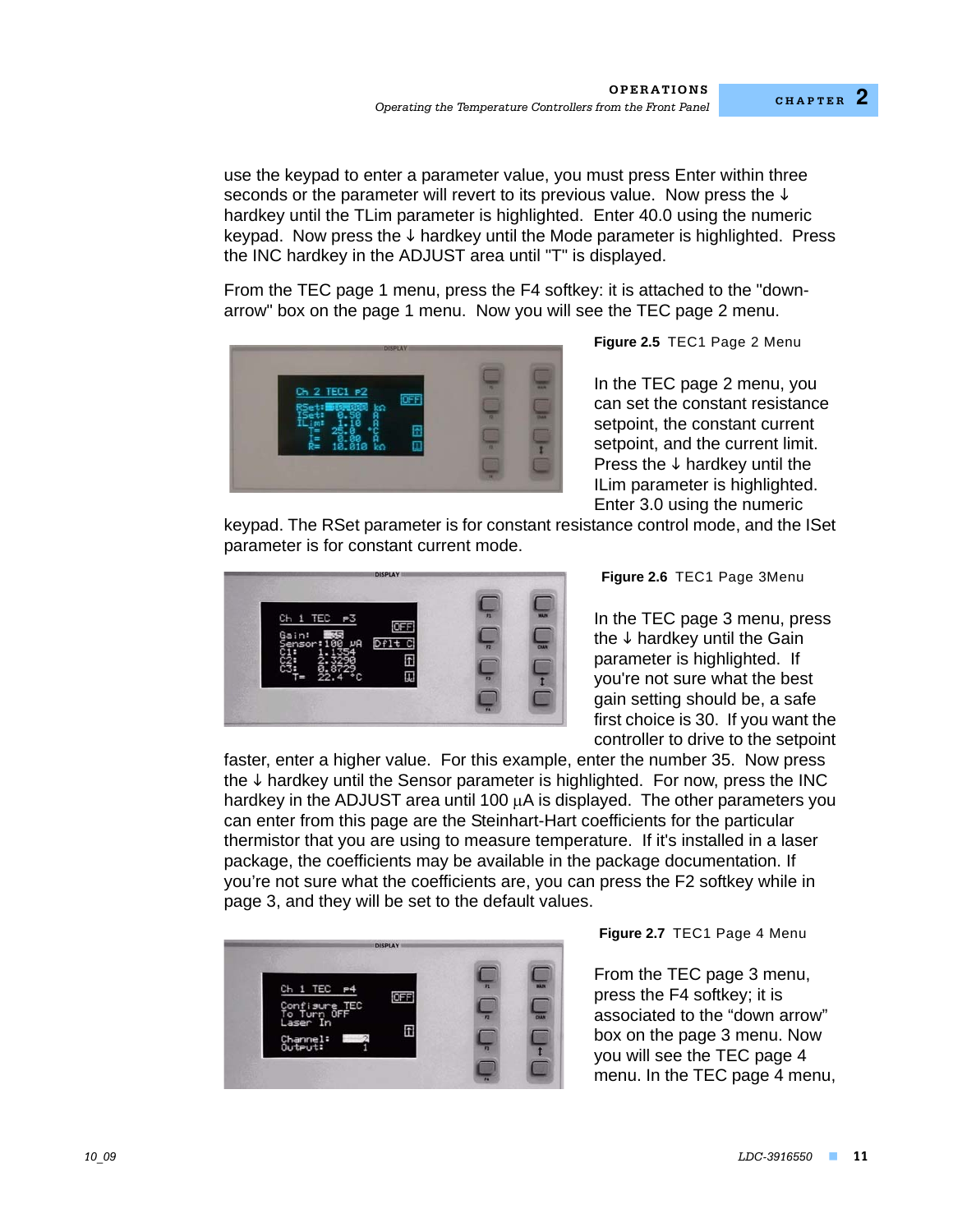use the keypad to enter a parameter value, you must press Enter within three seconds or the parameter will revert to its previous value. Now press the ↓ hardkey until the TLim parameter is highlighted. Enter 40.0 using the numeric keypad. Now press the ↓ hardkey until the Mode parameter is highlighted. Press the INC hardkey in the ADJUST area until "T" is displayed.

From the TEC page 1 menu, press the F4 softkey: it is attached to the "down-arrow" box on the page 1 menu. Now you will see the TEC page 2 menu.

**Figure 2.5** TEC1 Page 2 Menu

In the TEC page 2 menu, you can set the constant resistance setpoint, the constant current setpoint, and the current limit. Press the ↓ hardkey until the ILim parameter is highlighted. Enter 3.0 using the numeric keypad. The RSet parameter is for constant resistance control mode, and the ISet parameter is for constant current mode.

**Figure 2.6** TEC1 Page 3Menu

In the TEC page 3 menu, press the ↓ hardkey until the Gain parameter is highlighted. If you're not sure what the best gain setting should be, a safe first choice is 30. If you want the controller to drive to the setpoint faster, enter a higher value. For this example, enter the number 35. Now press the ↓ hardkey until the Sensor parameter is highlighted. For now, press the INC hardkey in the ADJUST area until 100 µA is displayed. The other parameters you can enter from this page are the Steinhart-Hart coefficients for the particular thermistor that you are using to measure temperature. If it's installed in a laser package, the coefficients may be available in the package documentation. If you're not sure what the coefficients are, you can press the F2 softkey while in page 3, and they will be set to the default values.

**Figure 2.7** TEC1 Page 4 Menu

From the TEC page 3 menu, press the F4 softkey; it is associated to the "down arrow" box on the page 3 menu. Now you will see the TEC page 4 menu. In the TEC page 4 menu,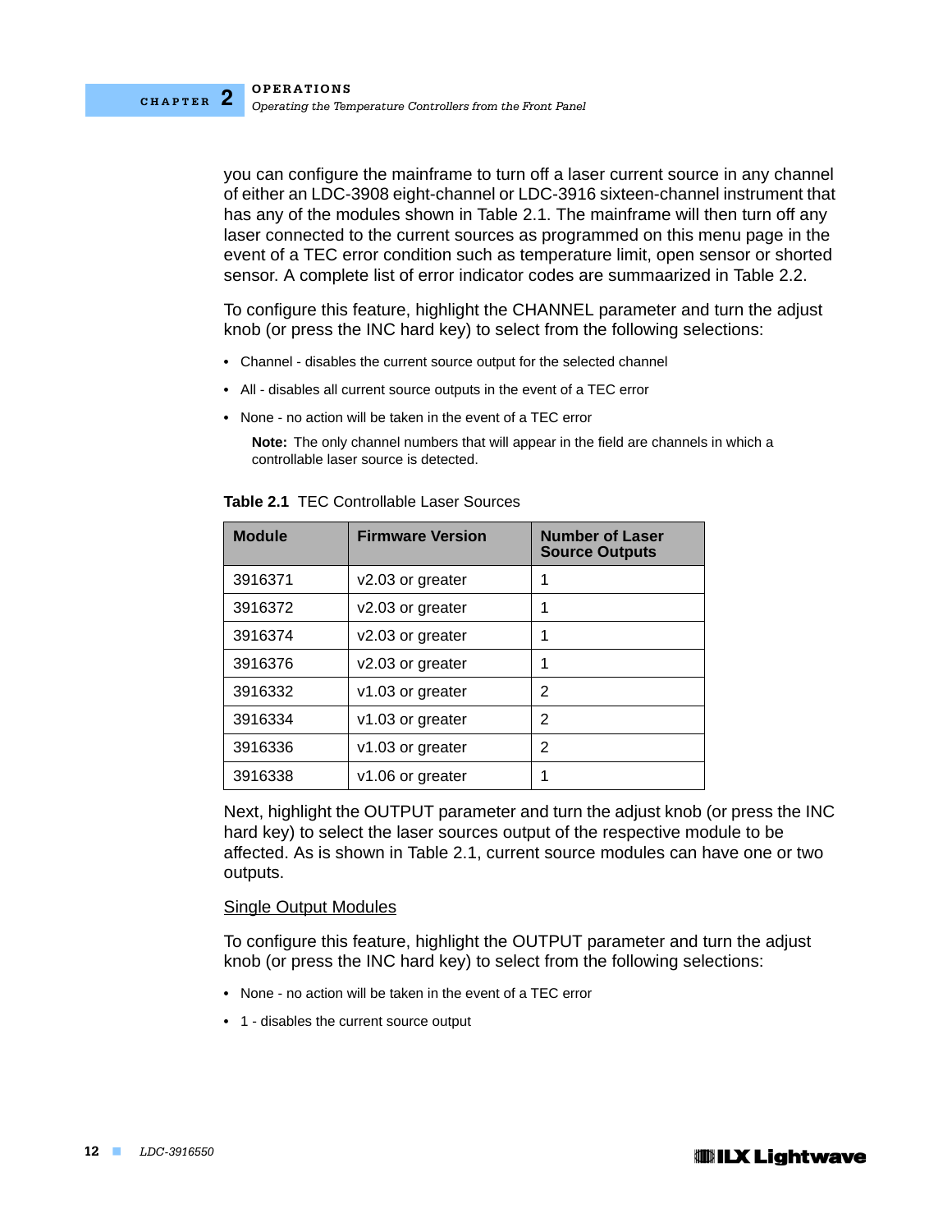you can configure the mainframe to turn off a laser current source in any channel of either an LDC-3908 eight-channel or LDC-3916 sixteen-channel instrument that has any of the modules shown in Table 2.1. The mainframe will then turn off any laser connected to the current sources as programmed on this menu page in the event of a TEC error condition such as temperature limit, open sensor or shorted sensor. A complete list of error indicator codes are summaarized in Table 2.2.

To configure this feature, highlight the CHANNEL parameter and turn the adjust knob (or press the INC hard key) to select from the following selections:

- Channel - disables the current source output for the selected channel
- All - disables all current source outputs in the event of a TEC error
- None - no action will be taken in the event of a TEC error

  **Note:** The only channel numbers that will appear in the field are channels in which a controllable laser source is detected.

**Table 2.1** TEC Controllable Laser Sources

| Module | Firmware Version | Number of Laser Source Outputs |
|---|---|---|
| 3916371 | v2.03 or greater | 1 |
| 3916372 | v2.03 or greater | 1 |
| 3916374 | v2.03 or greater | 1 |
| 3916376 | v2.03 or greater | 1 |
| 3916332 | v1.03 or greater | 2 |
| 3916334 | v1.03 or greater | 2 |
| 3916336 | v1.03 or greater | 2 |
| 3916338 | v1.06 or greater | 1 |

Next, highlight the OUTPUT parameter and turn the adjust knob (or press the INC hard key) to select the laser sources output of the respective module to be affected. As is shown in Table 2.1, current source modules can have one or two outputs.

<u>Single Output Modules</u>

To configure this feature, highlight the OUTPUT parameter and turn the adjust knob (or press the INC hard key) to select from the following selections:

- None - no action will be taken in the event of a TEC error
- 1 - disables the current source output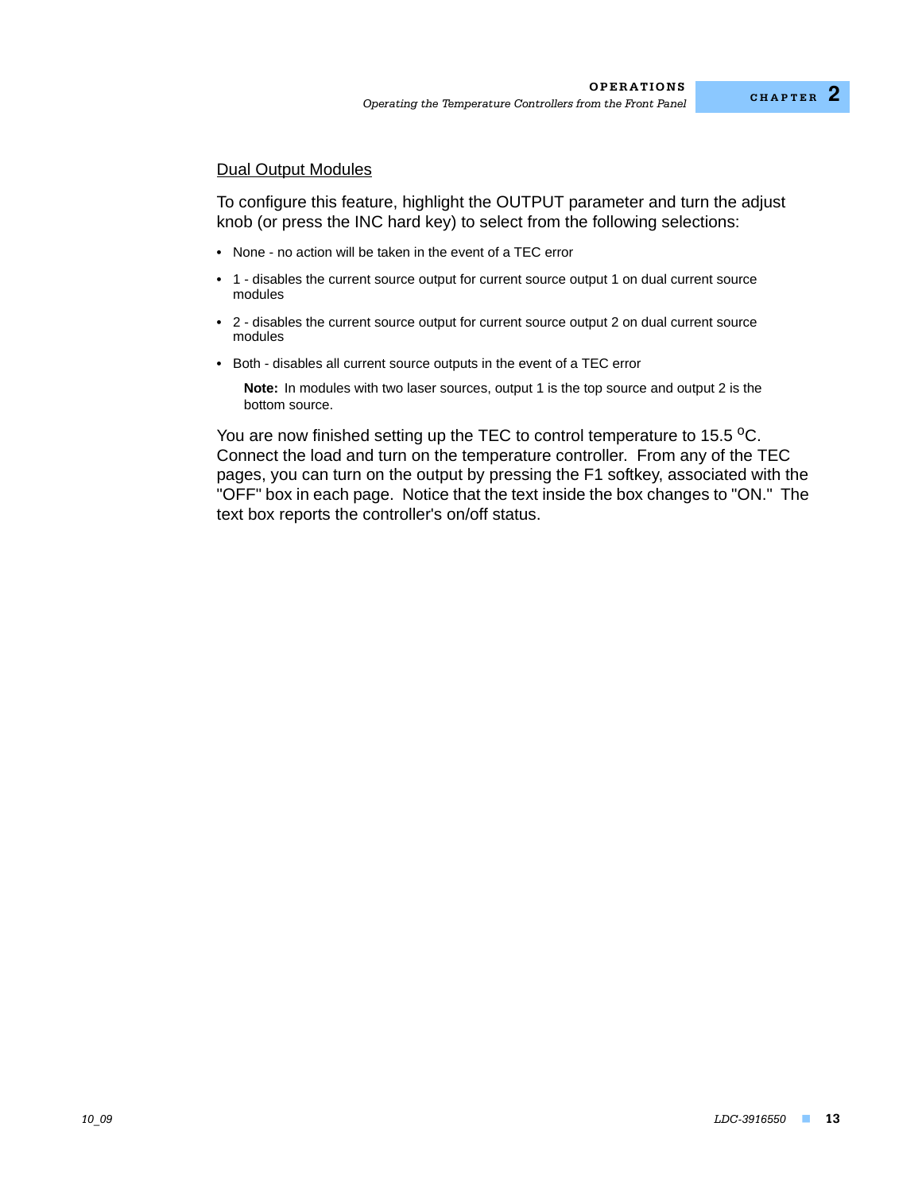Dual Output Modules

To configure this feature, highlight the OUTPUT parameter and turn the adjust knob (or press the INC hard key) to select from the following selections:

- None - no action will be taken in the event of a TEC error
- 1 - disables the current source output for current source output 1 on dual current source modules
- 2 - disables the current source output for current source output 2 on dual current source modules
- Both - disables all current source outputs in the event of a TEC error

  **Note:** In modules with two laser sources, output 1 is the top source and output 2 is the bottom source.

You are now finished setting up the TEC to control temperature to 15.5 $^{o}$C. Connect the load and turn on the temperature controller. From any of the TEC pages, you can turn on the output by pressing the F1 softkey, associated with the "OFF" box in each page. Notice that the text inside the box changes to "ON." The text box reports the controller's on/off status.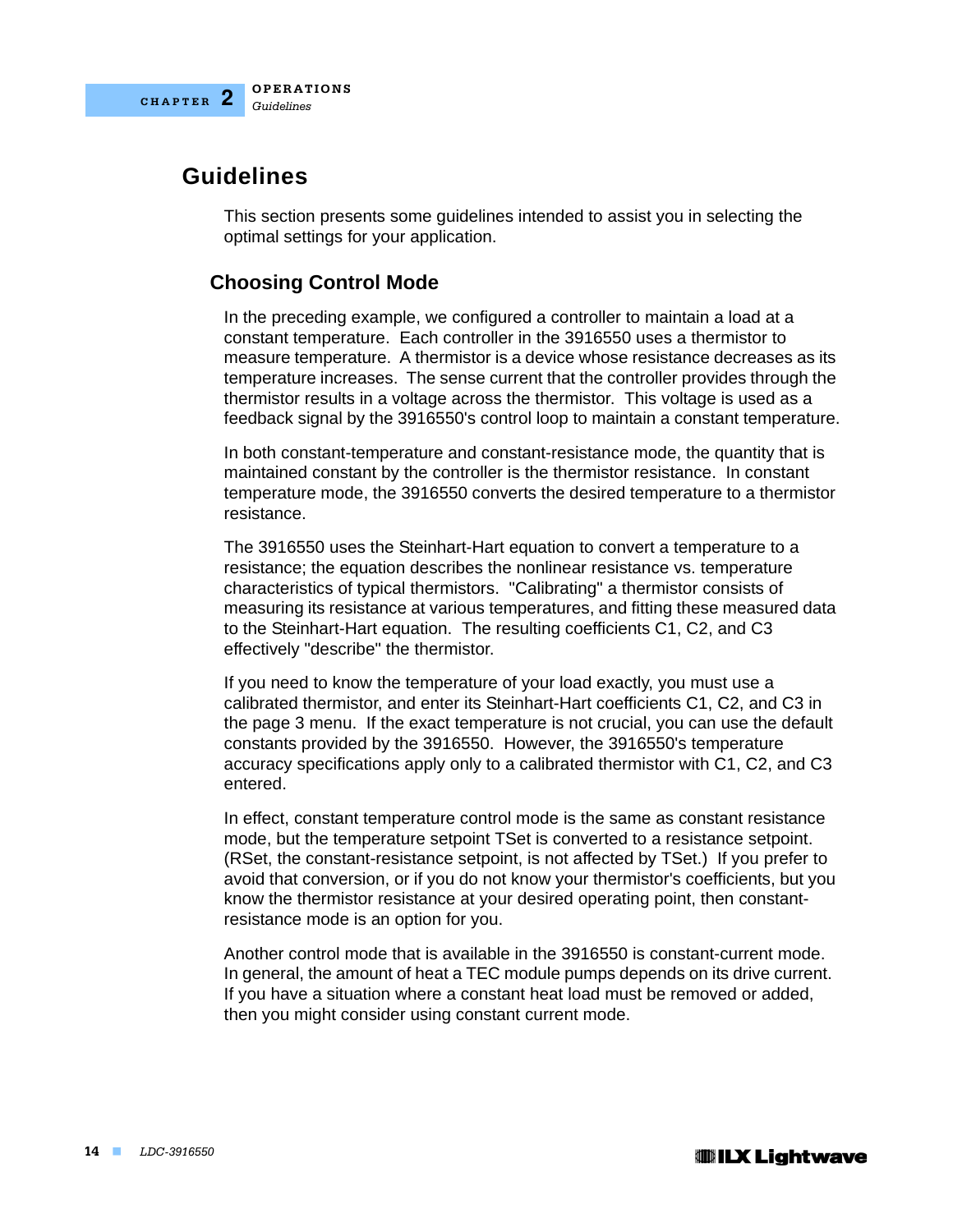# Guidelines

This section presents some guidelines intended to assist you in selecting the optimal settings for your application.

## Choosing Control Mode

In the preceding example, we configured a controller to maintain a load at a constant temperature. Each controller in the 3916550 uses a thermistor to measure temperature. A thermistor is a device whose resistance decreases as its temperature increases. The sense current that the controller provides through the thermistor results in a voltage across the thermistor. This voltage is used as a feedback signal by the 3916550's control loop to maintain a constant temperature.

In both constant-temperature and constant-resistance mode, the quantity that is maintained constant by the controller is the thermistor resistance. In constant temperature mode, the 3916550 converts the desired temperature to a thermistor resistance.

The 3916550 uses the Steinhart-Hart equation to convert a temperature to a resistance; the equation describes the nonlinear resistance vs. temperature characteristics of typical thermistors. "Calibrating" a thermistor consists of measuring its resistance at various temperatures, and fitting these measured data to the Steinhart-Hart equation. The resulting coefficients C1, C2, and C3 effectively "describe" the thermistor.

If you need to know the temperature of your load exactly, you must use a calibrated thermistor, and enter its Steinhart-Hart coefficients C1, C2, and C3 in the page 3 menu. If the exact temperature is not crucial, you can use the default constants provided by the 3916550. However, the 3916550's temperature accuracy specifications apply only to a calibrated thermistor with C1, C2, and C3 entered.

In effect, constant temperature control mode is the same as constant resistance mode, but the temperature setpoint TSet is converted to a resistance setpoint. (RSet, the constant-resistance setpoint, is not affected by TSet.) If you prefer to avoid that conversion, or if you do not know your thermistor's coefficients, but you know the thermistor resistance at your desired operating point, then constant-resistance mode is an option for you.

Another control mode that is available in the 3916550 is constant-current mode. In general, the amount of heat a TEC module pumps depends on its drive current. If you have a situation where a constant heat load must be removed or added, then you might consider using constant current mode.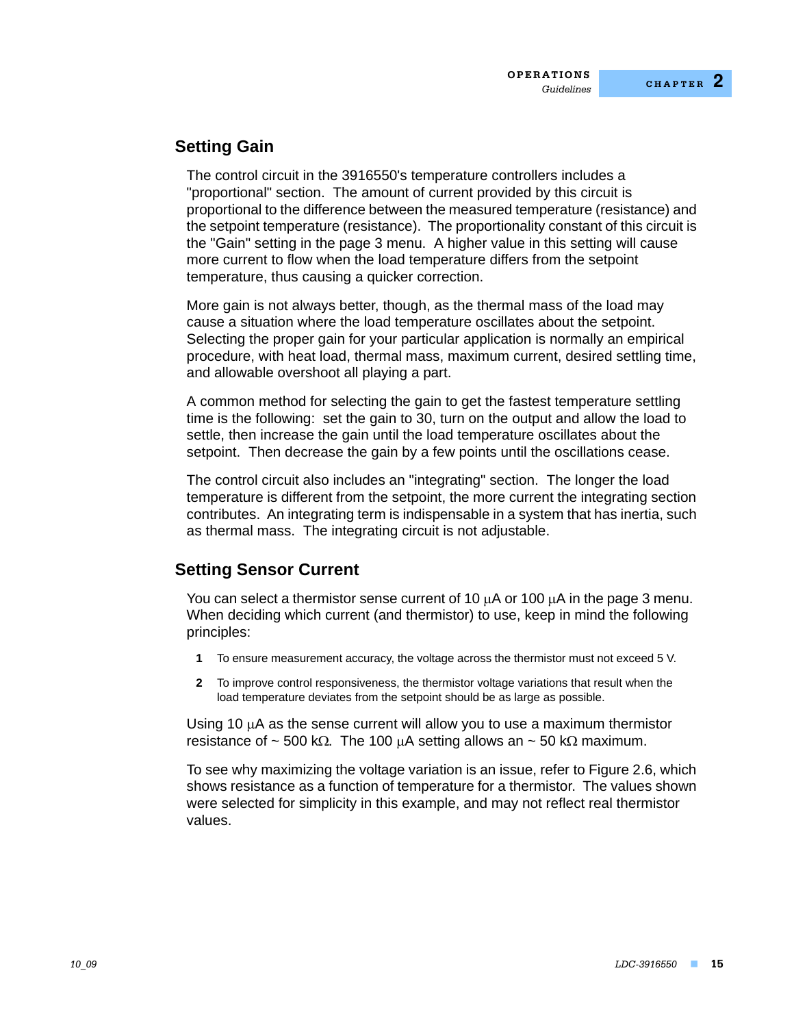## Setting Gain

The control circuit in the 3916550's temperature controllers includes a "proportional" section. The amount of current provided by this circuit is proportional to the difference between the measured temperature (resistance) and the setpoint temperature (resistance). The proportionality constant of this circuit is the "Gain" setting in the page 3 menu. A higher value in this setting will cause more current to flow when the load temperature differs from the setpoint temperature, thus causing a quicker correction.

More gain is not always better, though, as the thermal mass of the load may cause a situation where the load temperature oscillates about the setpoint. Selecting the proper gain for your particular application is normally an empirical procedure, with heat load, thermal mass, maximum current, desired settling time, and allowable overshoot all playing a part.

A common method for selecting the gain to get the fastest temperature settling time is the following: set the gain to 30, turn on the output and allow the load to settle, then increase the gain until the load temperature oscillates about the setpoint. Then decrease the gain by a few points until the oscillations cease.

The control circuit also includes an "integrating" section. The longer the load temperature is different from the setpoint, the more current the integrating section contributes. An integrating term is indispensable in a system that has inertia, such as thermal mass. The integrating circuit is not adjustable.

## Setting Sensor Current

You can select a thermistor sense current of 10 µA or 100 µA in the page 3 menu. When deciding which current (and thermistor) to use, keep in mind the following principles:

1. To ensure measurement accuracy, the voltage across the thermistor must not exceed 5 V.
2. To improve control responsiveness, the thermistor voltage variations that result when the load temperature deviates from the setpoint should be as large as possible.

Using 10 µA as the sense current will allow you to use a maximum thermistor resistance of ~ 500 kΩ. The 100 µA setting allows an ~ 50 kΩ maximum.

To see why maximizing the voltage variation is an issue, refer to Figure 2.6, which shows resistance as a function of temperature for a thermistor. The values shown were selected for simplicity in this example, and may not reflect real thermistor values.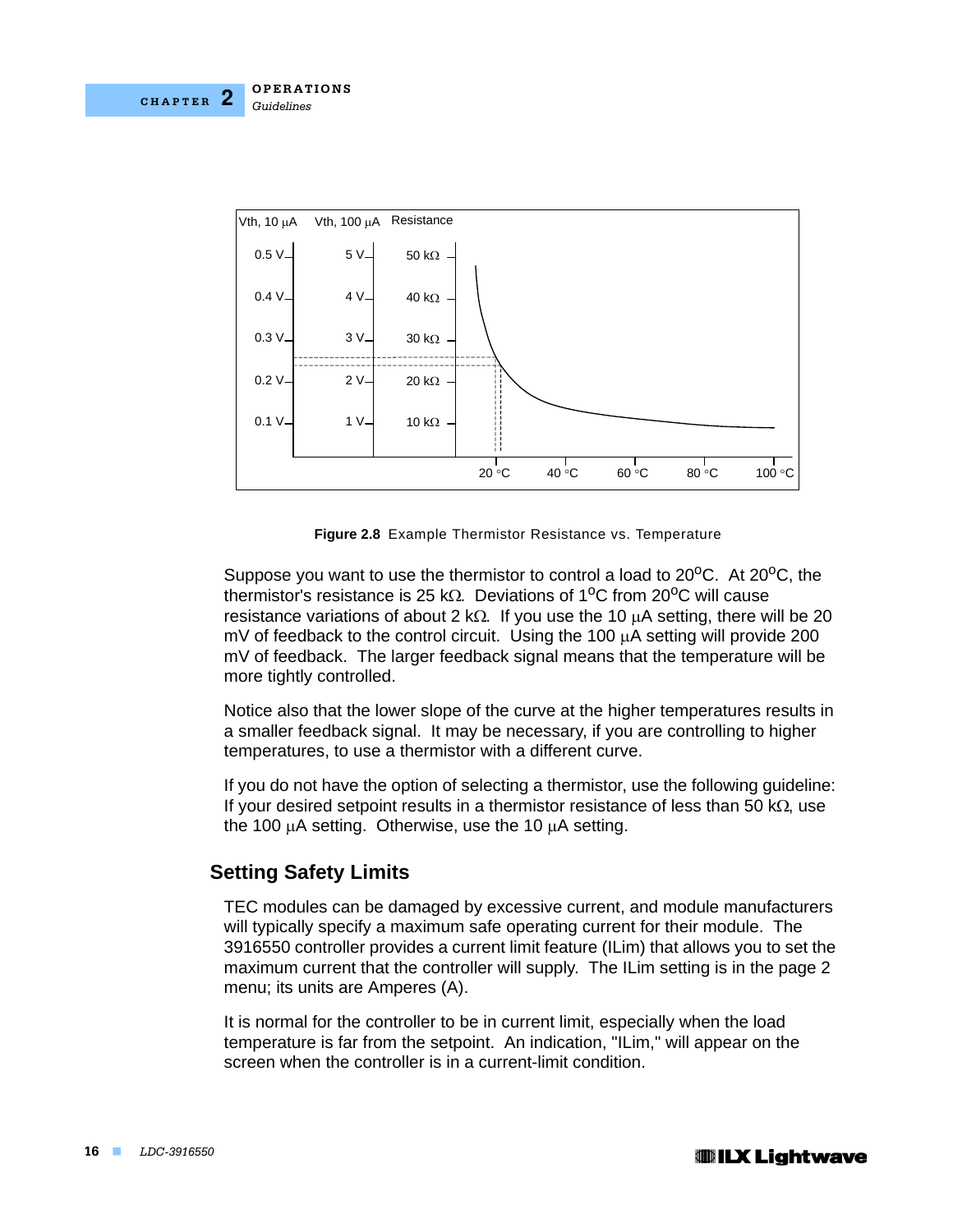Vth, 10 μA
Vth, 100 μA
Resistance

0.5 V
0.4 V
0.3 V
0.2 V
0.1 V

5 V
4 V
3 V
2 V
1 V

50 kΩ
40 kΩ
30 kΩ
20 kΩ
10 kΩ

20 °C
40 °C
60 °C
80 °C
100 °C

**Figure 2.8** Example Thermistor Resistance vs. Temperature

Suppose you want to use the thermistor to control a load to 20°C. At 20°C, the thermistor's resistance is 25 kΩ. Deviations of 1°C from 20°C will cause resistance variations of about 2 kΩ. If you use the 10 μA setting, there will be 20 mV of feedback to the control circuit. Using the 100 μA setting will provide 200 mV of feedback. The larger feedback signal means that the temperature will be more tightly controlled.

Notice also that the lower slope of the curve at the higher temperatures results in a smaller feedback signal. It may be necessary, if you are controlling to higher temperatures, to use a thermistor with a different curve.

If you do not have the option of selecting a thermistor, use the following guideline: If your desired setpoint results in a thermistor resistance of less than 50 kΩ, use the 100 μA setting. Otherwise, use the 10 μA setting.

## Setting Safety Limits

TEC modules can be damaged by excessive current, and module manufacturers will typically specify a maximum safe operating current for their module. The 3916550 controller provides a current limit feature (ILim) that allows you to set the maximum current that the controller will supply. The ILim setting is in the page 2 menu; its units are Amperes (A).

It is normal for the controller to be in current limit, especially when the load temperature is far from the setpoint. An indication, "ILim," will appear on the screen when the controller is in a current-limit condition.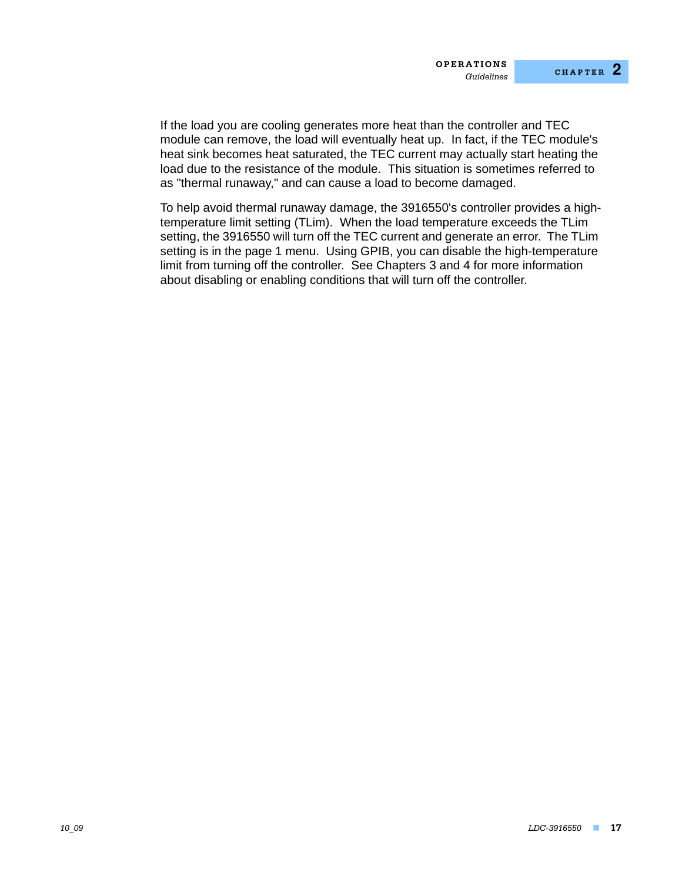If the load you are cooling generates more heat than the controller and TEC module can remove, the load will eventually heat up. In fact, if the TEC module's heat sink becomes heat saturated, the TEC current may actually start heating the load due to the resistance of the module. This situation is sometimes referred to as "thermal runaway," and can cause a load to become damaged.

To help avoid thermal runaway damage, the 3916550's controller provides a high-temperature limit setting (TLim). When the load temperature exceeds the TLim setting, the 3916550 will turn off the TEC current and generate an error. The TLim setting is in the page 1 menu. Using GPIB, you can disable the high-temperature limit from turning off the controller. See Chapters 3 and 4 for more information about disabling or enabling conditions that will turn off the controller.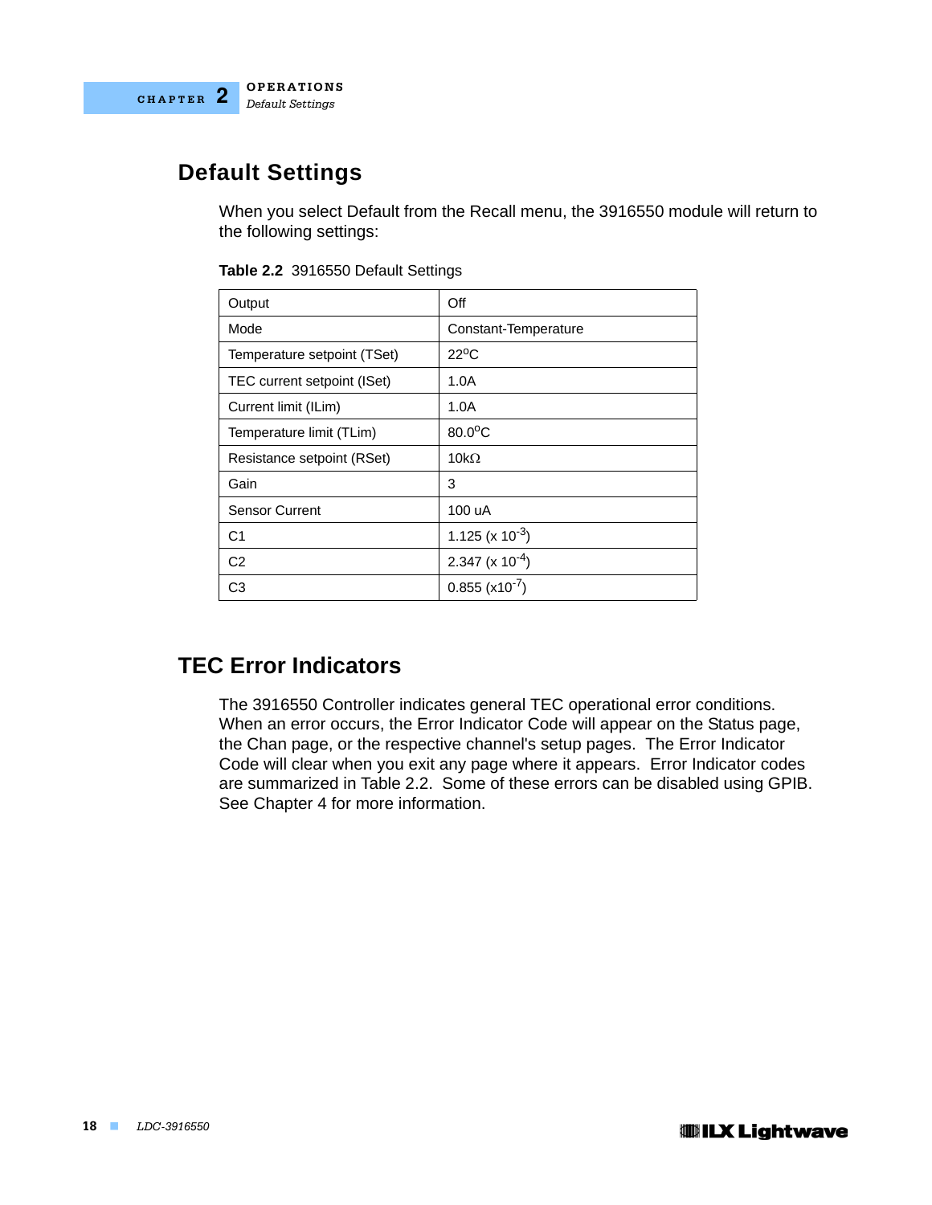## Default Settings

When you select Default from the Recall menu, the 3916550 module will return to the following settings:

**Table 2.2** 3916550 Default Settings

| | |
|---|---|
| Output | Off |
| Mode | Constant-Temperature |
| Temperature setpoint (TSet) | 22$^{o}$C |
| TEC current setpoint (ISet) | 1.0A |
| Current limit (ILim) | 1.0A |
| Temperature limit (TLim) | 80.0$^{o}$C |
| Resistance setpoint (RSet) | 10kΩ |
| Gain | 3 |
| Sensor Current | 100 uA |
| C1 | 1.125 (x $10^{-3}$) |
| C2 | 2.347 (x $10^{-4}$) |
| C3 | 0.855 (x$10^{-7}$) |

## TEC Error Indicators

The 3916550 Controller indicates general TEC operational error conditions. When an error occurs, the Error Indicator Code will appear on the Status page, the Chan page, or the respective channel's setup pages. The Error Indicator Code will clear when you exit any page where it appears. Error Indicator codes are summarized in Table 2.2. Some of these errors can be disabled using GPIB. See Chapter 4 for more information.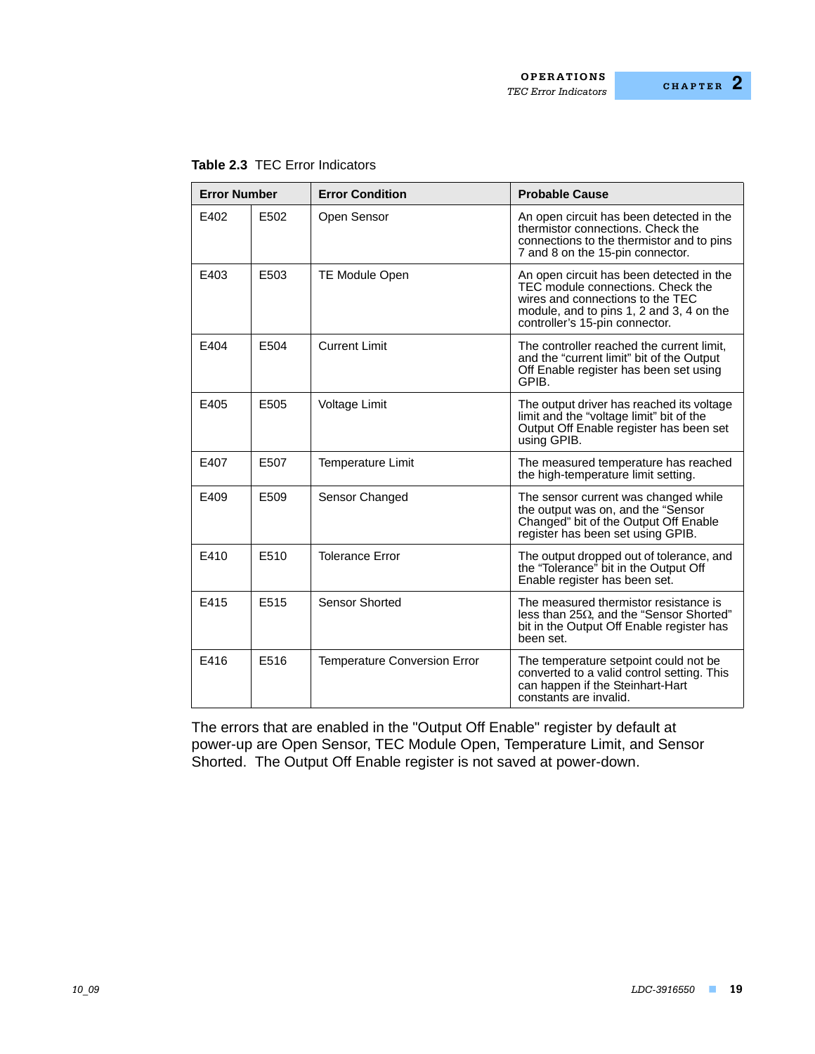**Table 2.3** TEC Error Indicators

| Error Number | | Error Condition | Probable Cause |
|---|---|---|---|
| E402 | E502 | Open Sensor | An open circuit has been detected in the thermistor connections. Check the connections to the thermistor and to pins 7 and 8 on the 15-pin connector. |
| E403 | E503 | TE Module Open | An open circuit has been detected in the TEC module connections. Check the wires and connections to the TEC module, and to pins 1, 2 and 3, 4 on the controller's 15-pin connector. |
| E404 | E504 | Current Limit | The controller reached the current limit, and the "current limit" bit of the Output Off Enable register has been set using GPIB. |
| E405 | E505 | Voltage Limit | The output driver has reached its voltage limit and the "voltage limit" bit of the Output Off Enable register has been set using GPIB. |
| E407 | E507 | Temperature Limit | The measured temperature has reached the high-temperature limit setting. |
| E409 | E509 | Sensor Changed | The sensor current was changed while the output was on, and the "Sensor Changed" bit of the Output Off Enable register has been set using GPIB. |
| E410 | E510 | Tolerance Error | The output dropped out of tolerance, and the "Tolerance" bit in the Output Off Enable register has been set. |
| E415 | E515 | Sensor Shorted | The measured thermistor resistance is less than 25Ω, and the "Sensor Shorted" bit in the Output Off Enable register has been set. |
| E416 | E516 | Temperature Conversion Error | The temperature setpoint could not be converted to a valid control setting. This can happen if the Steinhart-Hart constants are invalid. |

The errors that are enabled in the "Output Off Enable" register by default at power-up are Open Sensor, TEC Module Open, Temperature Limit, and Sensor Shorted. The Output Off Enable register is not saved at power-down.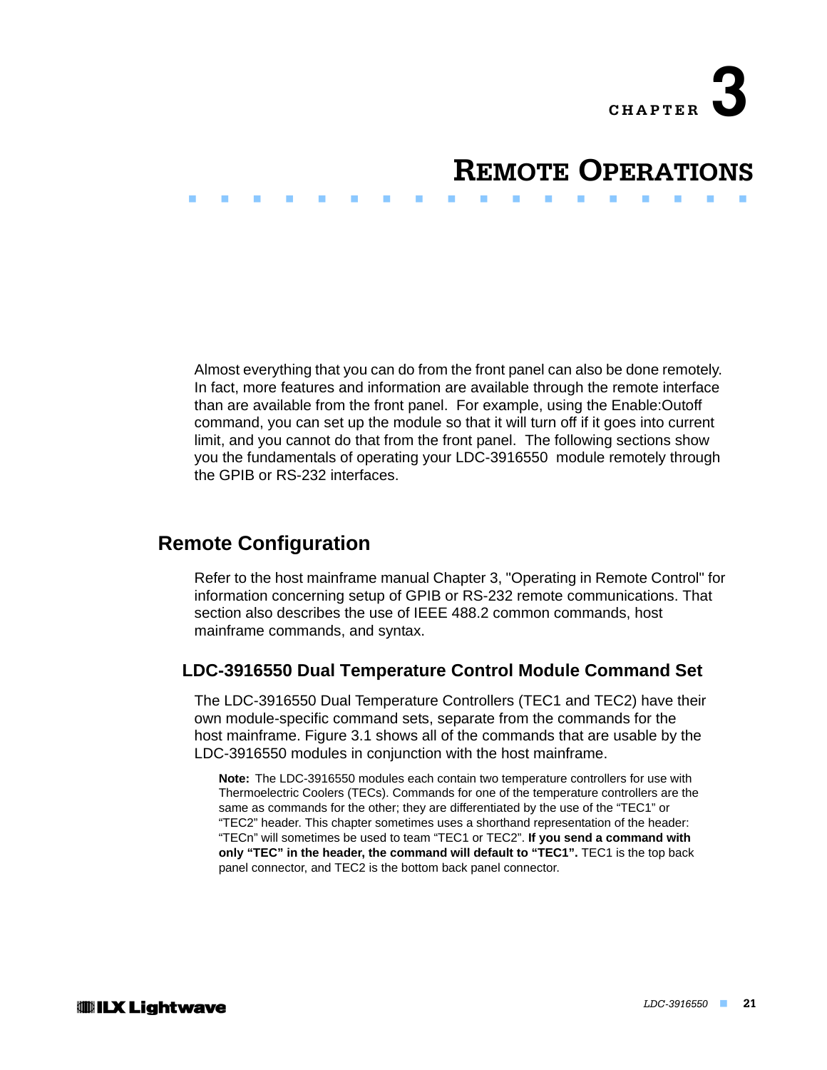# CHAPTER 3

# REMOTE OPERATIONS

Almost everything that you can do from the front panel can also be done remotely. In fact, more features and information are available through the remote interface than are available from the front panel. For example, using the Enable:Outoff command, you can set up the module so that it will turn off if it goes into current limit, and you cannot do that from the front panel. The following sections show you the fundamentals of operating your LDC-3916550 module remotely through the GPIB or RS-232 interfaces.

## Remote Configuration

Refer to the host mainframe manual Chapter 3, "Operating in Remote Control" for information concerning setup of GPIB or RS-232 remote communications. That section also describes the use of IEEE 488.2 common commands, host mainframe commands, and syntax.

### LDC-3916550 Dual Temperature Control Module Command Set

The LDC-3916550 Dual Temperature Controllers (TEC1 and TEC2) have their own module-specific command sets, separate from the commands for the host mainframe. Figure 3.1 shows all of the commands that are usable by the LDC-3916550 modules in conjunction with the host mainframe.

**Note:** The LDC-3916550 modules each contain two temperature controllers for use with Thermoelectric Coolers (TECs). Commands for one of the temperature controllers are the same as commands for the other; they are differentiated by the use of the “TEC1” or “TEC2” header. This chapter sometimes uses a shorthand representation of the header: “TECn” will sometimes be used to team “TEC1 or TEC2”. **If you send a command with only “TEC” in the header, the command will default to “TEC1”.** TEC1 is the top back panel connector, and TEC2 is the bottom back panel connector.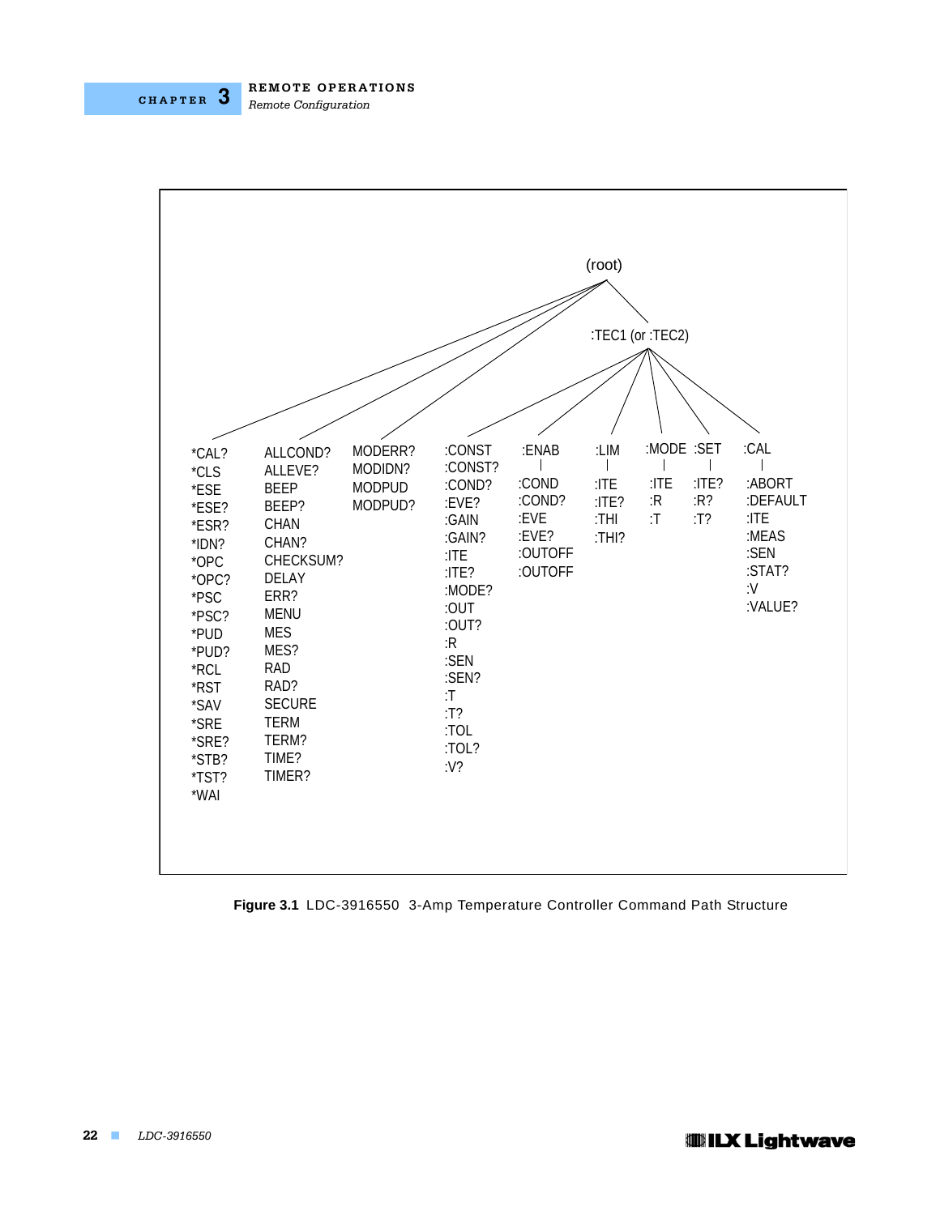(root)

:TEC1 (or :TEC2)

*CAL?
*CLS
*ESE
*ESE?
*ESR?
*IDN?
*OPC
*OPC?
*PSC
*PSC?
*PUD
*PUD?
*RCL
*RST
*SAV
*SRE
*SRE?
*STB?
*TST?
*WAI

ALLCOND?
ALLEVE?
BEEP
BEEP?
CHAN
CHAN?
CHECKSUM?
DELAY
ERR?
MENU
MES
MES?
RAD
RAD?
SECURE
TERM
TERM?
TIME?
TIMER?

MODERR?
MODIDN?
MODPUD
MODPUD?

:CONST
:CONST?
:COND?
:EVE?
:GAIN
:GAIN?
:ITE
:ITE?
:MODE?
:OUT
:OUT?
:R
:SEN
:SEN?
:T
:T?
:TOL
:TOL?
:V?

:ENAB
:COND
:COND?
:EVE
:EVE?
:OUTOFF
:OUTOFF

:LIM
:ITE
:ITE?
:THI
:THI?

:MODE
:ITE
:R
:T

:SET
:ITE?
:R?
:T?

:CAL
:ABORT
:DEFAULT
:ITE
:MEAS
:SEN
:STAT?
:V
:VALUE?

**Figure 3.1** LDC-3916550 3-Amp Temperature Controller Command Path Structure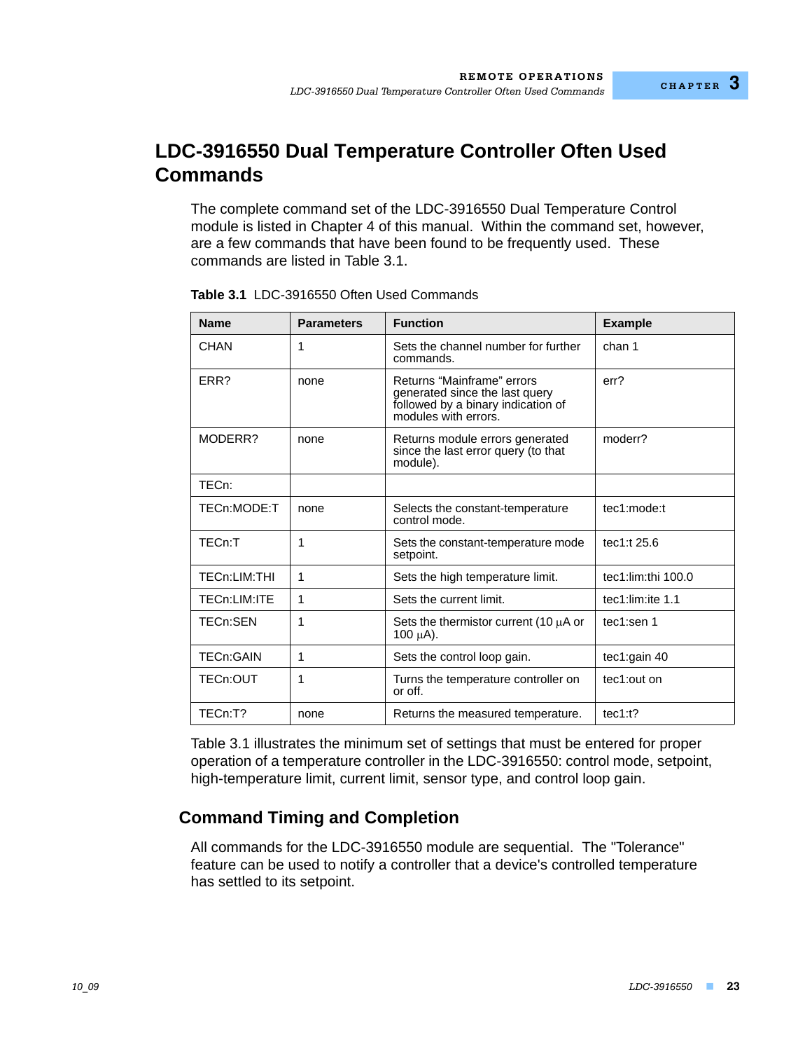# LDC-3916550 Dual Temperature Controller Often Used Commands

The complete command set of the LDC-3916550 Dual Temperature Control module is listed in Chapter 4 of this manual. Within the command set, however, are a few commands that have been found to be frequently used. These commands are listed in Table 3.1.

**Table 3.1** LDC-3916550 Often Used Commands

| Name | Parameters | Function | Example |
|---|---|---|---|
| CHAN | 1 | Sets the channel number for further commands. | chan 1 |
| ERR? | none | Returns “Mainframe” errors generated since the last query followed by a binary indication of modules with errors. | err? |
| MODERR? | none | Returns module errors generated since the last error query (to that module). | moderr? |
| TECn: | | | |
| TECn:MODE:T | none | Selects the constant-temperature control mode. | tec1:mode:t |
| TECn:T | 1 | Sets the constant-temperature mode setpoint. | tec1:t 25.6 |
| TECn:LIM:THI | 1 | Sets the high temperature limit. | tec1:lim:thi 100.0 |
| TECn:LIM:ITE | 1 | Sets the current limit. | tec1:lim:ite 1.1 |
| TECn:SEN | 1 | Sets the thermistor current (10 μA or 100 μA). | tec1:sen 1 |
| TECn:GAIN | 1 | Sets the control loop gain. | tec1:gain 40 |
| TECn:OUT | 1 | Turns the temperature controller on or off. | tec1:out on |
| TECn:T? | none | Returns the measured temperature. | tec1:t? |

Table 3.1 illustrates the minimum set of settings that must be entered for proper operation of a temperature controller in the LDC-3916550: control mode, setpoint, high-temperature limit, current limit, sensor type, and control loop gain.

## Command Timing and Completion

All commands for the LDC-3916550 module are sequential. The "Tolerance" feature can be used to notify a controller that a device's controlled temperature has settled to its setpoint.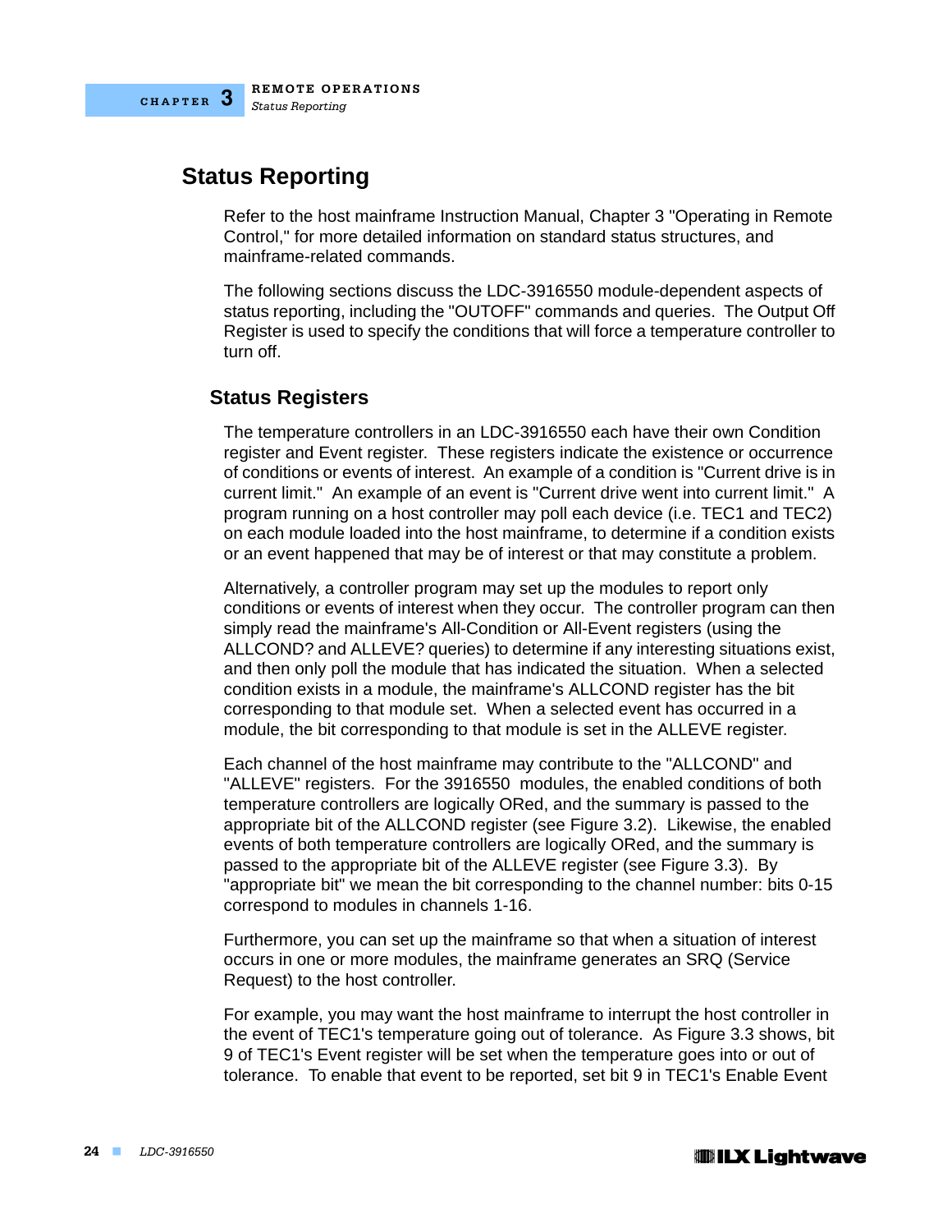## Status Reporting

Refer to the host mainframe Instruction Manual, Chapter 3 "Operating in Remote Control," for more detailed information on standard status structures, and mainframe-related commands.

The following sections discuss the LDC-3916550 module-dependent aspects of status reporting, including the "OUTOFF" commands and queries. The Output Off Register is used to specify the conditions that will force a temperature controller to turn off.

### Status Registers

The temperature controllers in an LDC-3916550 each have their own Condition register and Event register. These registers indicate the existence or occurrence of conditions or events of interest. An example of a condition is "Current drive is in current limit." An example of an event is "Current drive went into current limit." A program running on a host controller may poll each device (i.e. TEC1 and TEC2) on each module loaded into the host mainframe, to determine if a condition exists or an event happened that may be of interest or that may constitute a problem.

Alternatively, a controller program may set up the modules to report only conditions or events of interest when they occur. The controller program can then simply read the mainframe's All-Condition or All-Event registers (using the ALLCOND? and ALLEVE? queries) to determine if any interesting situations exist, and then only poll the module that has indicated the situation. When a selected condition exists in a module, the mainframe's ALLCOND register has the bit corresponding to that module set. When a selected event has occurred in a module, the bit corresponding to that module is set in the ALLEVE register.

Each channel of the host mainframe may contribute to the "ALLCOND" and "ALLEVE" registers. For the 3916550 modules, the enabled conditions of both temperature controllers are logically ORed, and the summary is passed to the appropriate bit of the ALLCOND register (see Figure 3.2). Likewise, the enabled events of both temperature controllers are logically ORed, and the summary is passed to the appropriate bit of the ALLEVE register (see Figure 3.3). By "appropriate bit" we mean the bit corresponding to the channel number: bits 0-15 correspond to modules in channels 1-16.

Furthermore, you can set up the mainframe so that when a situation of interest occurs in one or more modules, the mainframe generates an SRQ (Service Request) to the host controller.

For example, you may want the host mainframe to interrupt the host controller in the event of TEC1's temperature going out of tolerance. As Figure 3.3 shows, bit 9 of TEC1's Event register will be set when the temperature goes into or out of tolerance. To enable that event to be reported, set bit 9 in TEC1's Enable Event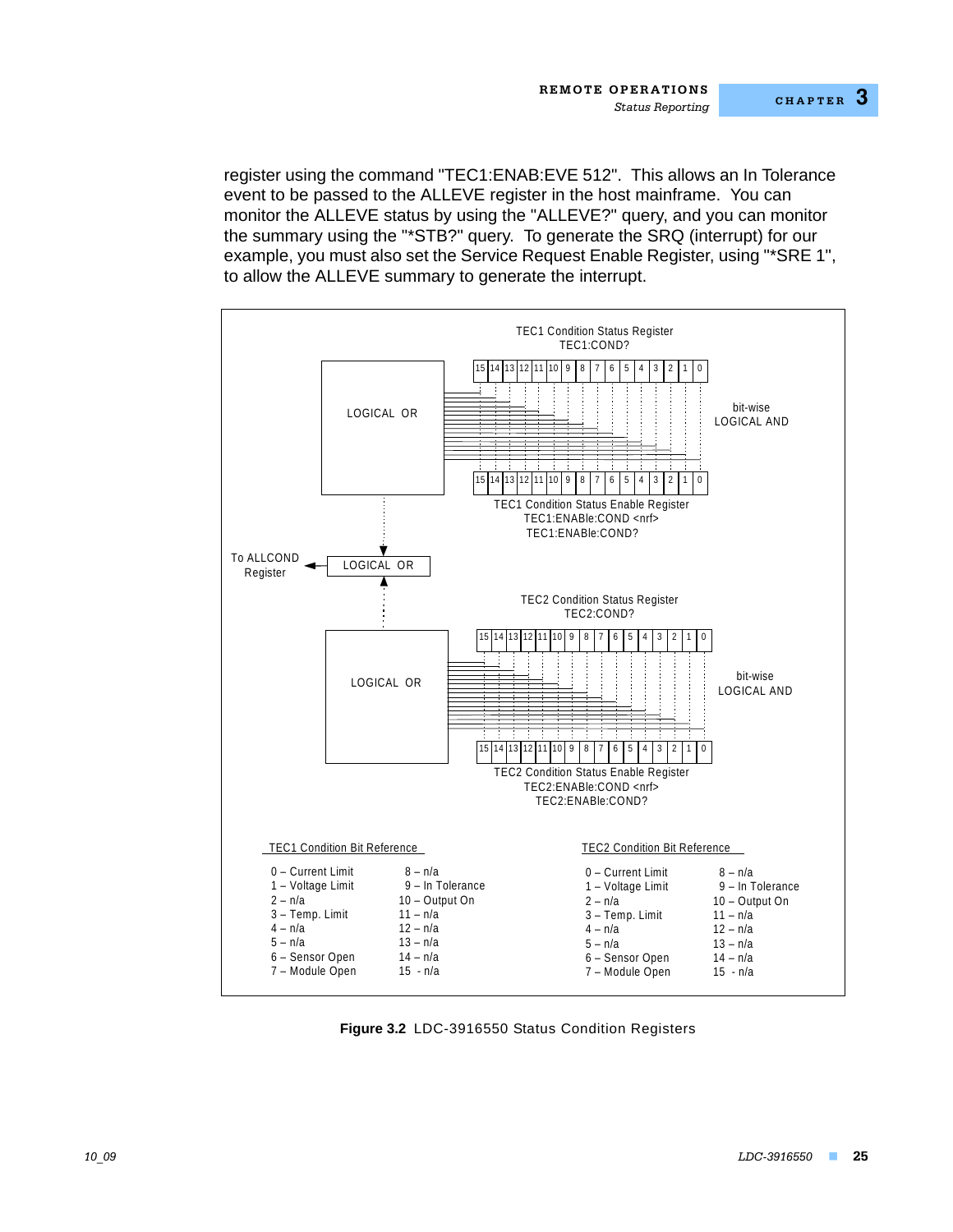register using the command "TEC1:ENAB:EVE 512". This allows an In Tolerance event to be passed to the ALLEVE register in the host mainframe. You can monitor the ALLEVE status by using the "ALLEVE?" query, and you can monitor the summary using the "*STB?" query. To generate the SRQ (interrupt) for our example, you must also set the Service Request Enable Register, using "*SRE 1", to allow the ALLEVE summary to generate the interrupt.

TEC1 Condition Status Register
TEC1:COND?

15 14 13 12 11 10 9 8 7 6 5 4 3 2 1 0

LOGICAL OR

bit-wise
LOGICAL AND

15 14 13 12 11 10 9 8 7 6 5 4 3 2 1 0

TEC1 Condition Status Enable Register
TEC1:ENABle:COND <nrf>
TEC1:ENABle:COND?

To ALLCOND Register

LOGICAL OR

TEC2 Condition Status Register
TEC2:COND?

15 14 13 12 11 10 9 8 7 6 5 4 3 2 1 0

LOGICAL OR

bit-wise
LOGICAL AND

15 14 13 12 11 10 9 8 7 6 5 4 3 2 1 0

TEC2 Condition Status Enable Register
TEC2:ENABle:COND <nrf>
TEC2:ENABle:COND?

TEC1 Condition Bit Reference

0 – Current Limit
1 – Voltage Limit
2 – n/a
3 – Temp. Limit
4 – n/a
5 – n/a
6 – Sensor Open
7 – Module Open
8 – n/a
9 – In Tolerance
10 – Output On
11 – n/a
12 – n/a
13 – n/a
14 – n/a
15 - n/a

TEC2 Condition Bit Reference

0 – Current Limit
1 – Voltage Limit
2 – n/a
3 – Temp. Limit
4 – n/a
5 – n/a
6 – Sensor Open
7 – Module Open
8 – n/a
9 – In Tolerance
10 – Output On
11 – n/a
12 – n/a
13 – n/a
14 – n/a
15 - n/a

**Figure 3.2** LDC-3916550 Status Condition Registers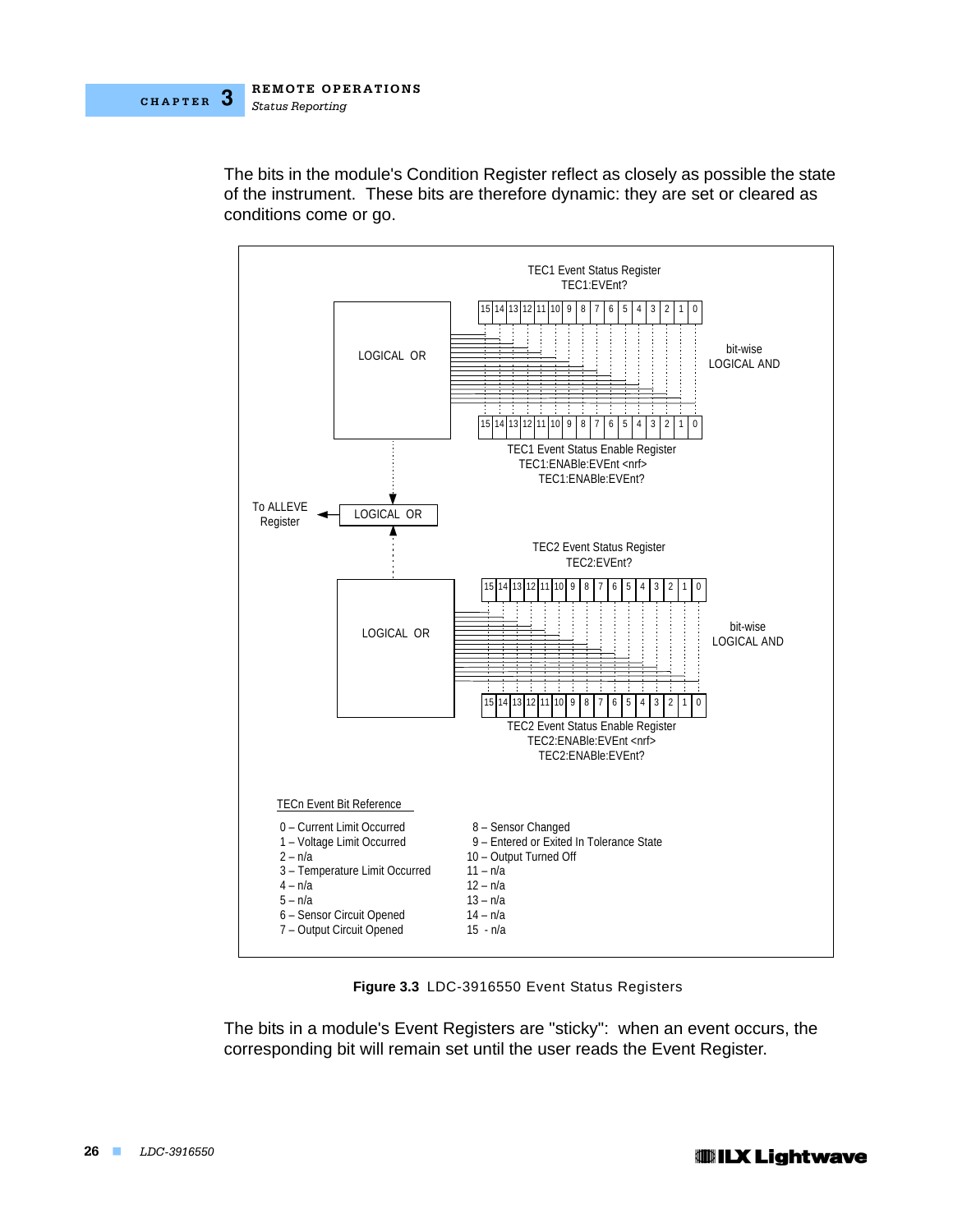The bits in the module's Condition Register reflect as closely as possible the state of the instrument. These bits are therefore dynamic: they are set or cleared as conditions come or go.

TEC1 Event Status Register
TEC1:EVEnt?

15 14 13 12 11 10 9 8 7 6 5 4 3 2 1 0

LOGICAL OR

bit-wise
LOGICAL AND

15 14 13 12 11 10 9 8 7 6 5 4 3 2 1 0

TEC1 Event Status Enable Register
TEC1:ENABle:EVEnt <nrf>
TEC1:ENABle:EVEnt?

To ALLEVE
Register

LOGICAL OR

TEC2 Event Status Register
TEC2:EVEnt?

15 14 13 12 11 10 9 8 7 6 5 4 3 2 1 0

LOGICAL OR

bit-wise
LOGICAL AND

15 14 13 12 11 10 9 8 7 6 5 4 3 2 1 0

TEC2 Event Status Enable Register
TEC2:ENABle:EVEnt <nrf>
TEC2:ENABle:EVEnt?

TECn Event Bit Reference

0 – Current Limit Occurred
1 – Voltage Limit Occurred
2 – n/a
3 – Temperature Limit Occurred
4 – n/a
5 – n/a
6 – Sensor Circuit Opened
7 – Output Circuit Opened
8 – Sensor Changed
9 – Entered or Exited In Tolerance State
10 – Output Turned Off
11 – n/a
12 – n/a
13 – n/a
14 – n/a
15 - n/a

**Figure 3.3** LDC-3916550 Event Status Registers

The bits in a module's Event Registers are "sticky": when an event occurs, the corresponding bit will remain set until the user reads the Event Register.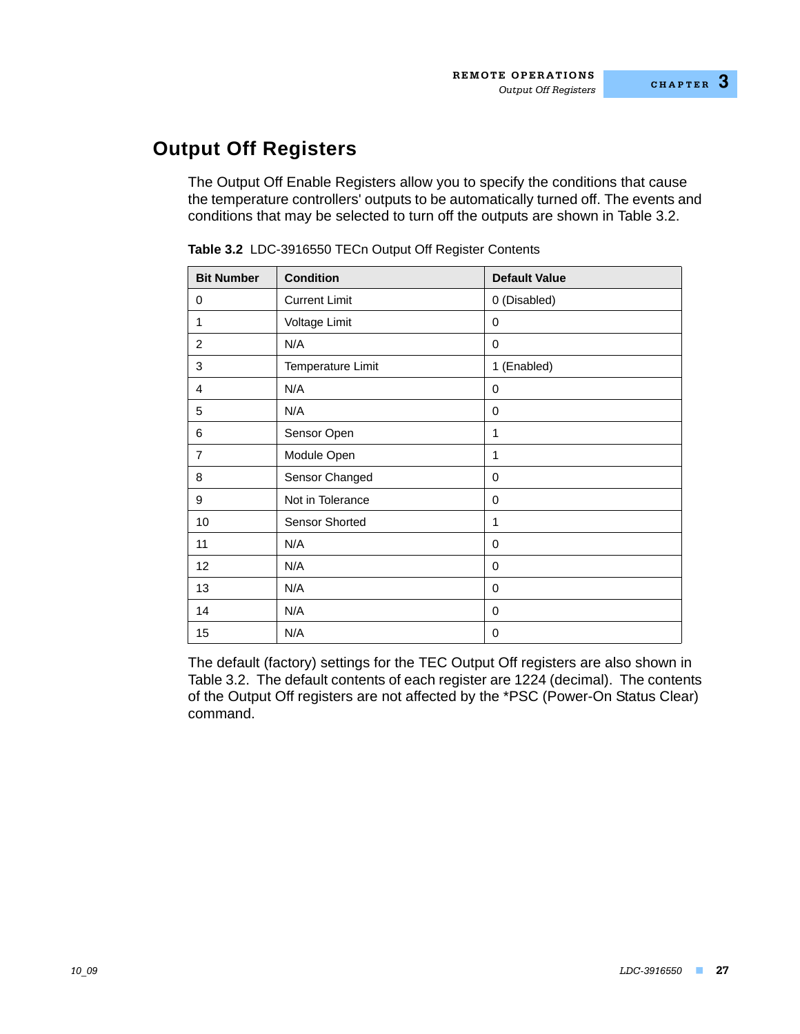# Output Off Registers

The Output Off Enable Registers allow you to specify the conditions that cause the temperature controllers' outputs to be automatically turned off. The events and conditions that may be selected to turn off the outputs are shown in Table 3.2.

**Table 3.2** LDC-3916550 TECn Output Off Register Contents

| Bit Number | Condition | Default Value |
|---|---|---|
| 0 | Current Limit | 0 (Disabled) |
| 1 | Voltage Limit | 0 |
| 2 | N/A | 0 |
| 3 | Temperature Limit | 1 (Enabled) |
| 4 | N/A | 0 |
| 5 | N/A | 0 |
| 6 | Sensor Open | 1 |
| 7 | Module Open | 1 |
| 8 | Sensor Changed | 0 |
| 9 | Not in Tolerance | 0 |
| 10 | Sensor Shorted | 1 |
| 11 | N/A | 0 |
| 12 | N/A | 0 |
| 13 | N/A | 0 |
| 14 | N/A | 0 |
| 15 | N/A | 0 |

The default (factory) settings for the TEC Output Off registers are also shown in Table 3.2. The default contents of each register are 1224 (decimal). The contents of the Output Off registers are not affected by the *PSC (Power-On Status Clear) command.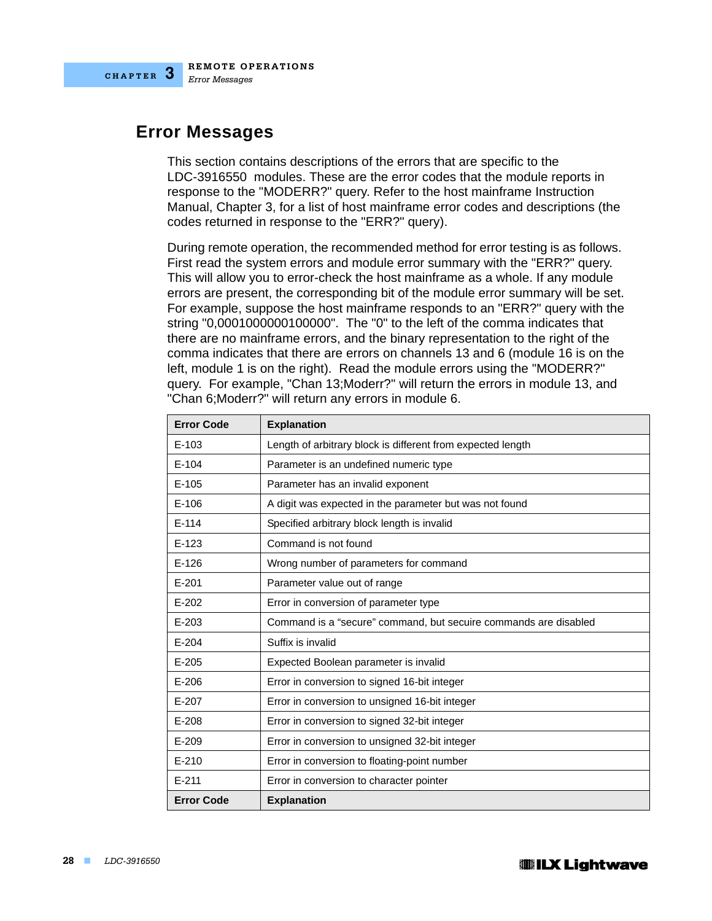## Error Messages

This section contains descriptions of the errors that are specific to the LDC-3916550 modules. These are the error codes that the module reports in response to the "MODERR?" query. Refer to the host mainframe Instruction Manual, Chapter 3, for a list of host mainframe error codes and descriptions (the codes returned in response to the "ERR?" query).

During remote operation, the recommended method for error testing is as follows. First read the system errors and module error summary with the "ERR?" query. This will allow you to error-check the host mainframe as a whole. If any module errors are present, the corresponding bit of the module error summary will be set. For example, suppose the host mainframe responds to an "ERR?" query with the string "0,0001000000100000". The "0" to the left of the comma indicates that there are no mainframe errors, and the binary representation to the right of the comma indicates that there are errors on channels 13 and 6 (module 16 is on the left, module 1 is on the right). Read the module errors using the "MODERR?" query. For example, "Chan 13;Moderr?" will return the errors in module 13, and "Chan 6;Moderr?" will return any errors in module 6.

| Error Code | Explanation |
|---|---|
| E-103 | Length of arbitrary block is different from expected length |
| E-104 | Parameter is an undefined numeric type |
| E-105 | Parameter has an invalid exponent |
| E-106 | A digit was expected in the parameter but was not found |
| E-114 | Specified arbitrary block length is invalid |
| E-123 | Command is not found |
| E-126 | Wrong number of parameters for command |
| E-201 | Parameter value out of range |
| E-202 | Error in conversion of parameter type |
| E-203 | Command is a “secure” command, but secuire commands are disabled |
| E-204 | Suffix is invalid |
| E-205 | Expected Boolean parameter is invalid |
| E-206 | Error in conversion to signed 16-bit integer |
| E-207 | Error in conversion to unsigned 16-bit integer |
| E-208 | Error in conversion to signed 32-bit integer |
| E-209 | Error in conversion to unsigned 32-bit integer |
| E-210 | Error in conversion to floating-point number |
| E-211 | Error in conversion to character pointer |
| **Error Code** | **Explanation** |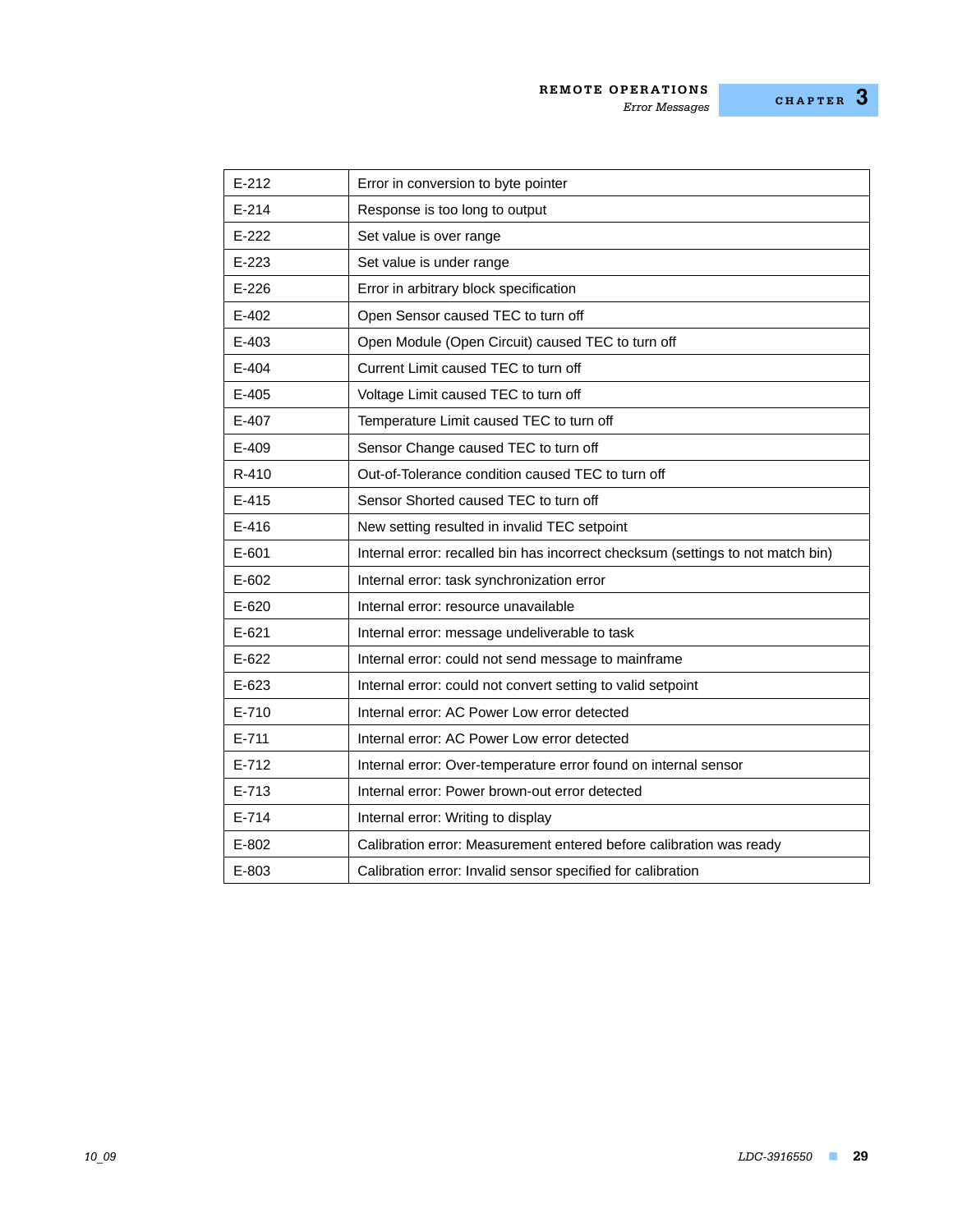| | |
|---|---|
| E-212 | Error in conversion to byte pointer |
| E-214 | Response is too long to output |
| E-222 | Set value is over range |
| E-223 | Set value is under range |
| E-226 | Error in arbitrary block specification |
| E-402 | Open Sensor caused TEC to turn off |
| E-403 | Open Module (Open Circuit) caused TEC to turn off |
| E-404 | Current Limit caused TEC to turn off |
| E-405 | Voltage Limit caused TEC to turn off |
| E-407 | Temperature Limit caused TEC to turn off |
| E-409 | Sensor Change caused TEC to turn off |
| R-410 | Out-of-Tolerance condition caused TEC to turn off |
| E-415 | Sensor Shorted caused TEC to turn off |
| E-416 | New setting resulted in invalid TEC setpoint |
| E-601 | Internal error: recalled bin has incorrect checksum (settings to not match bin) |
| E-602 | Internal error: task synchronization error |
| E-620 | Internal error: resource unavailable |
| E-621 | Internal error: message undeliverable to task |
| E-622 | Internal error: could not send message to mainframe |
| E-623 | Internal error: could not convert setting to valid setpoint |
| E-710 | Internal error: AC Power Low error detected |
| E-711 | Internal error: AC Power Low error detected |
| E-712 | Internal error: Over-temperature error found on internal sensor |
| E-713 | Internal error: Power brown-out error detected |
| E-714 | Internal error: Writing to display |
| E-802 | Calibration error: Measurement entered before calibration was ready |
| E-803 | Calibration error: Invalid sensor specified for calibration |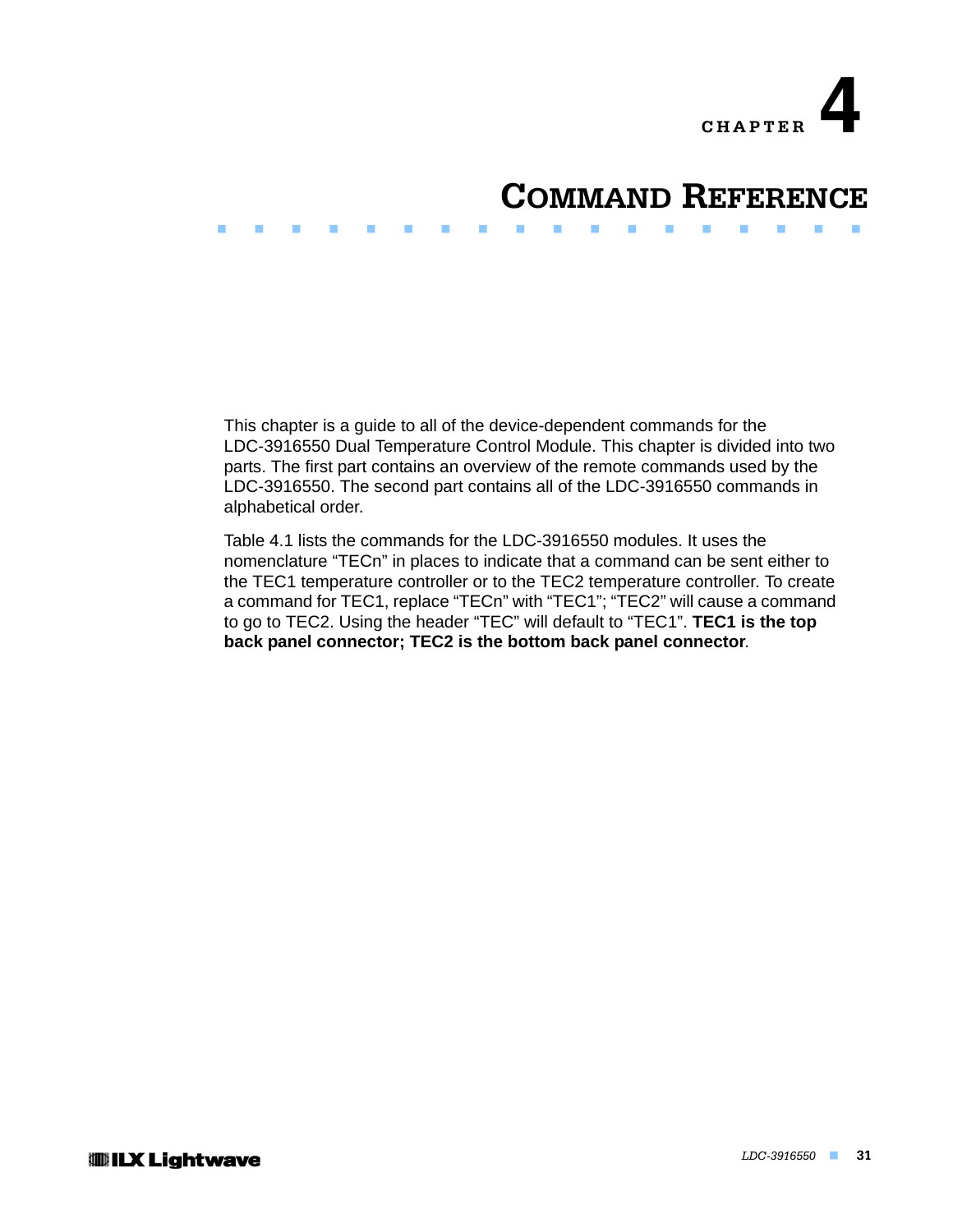# CHAPTER 4

# COMMAND REFERENCE

This chapter is a guide to all of the device-dependent commands for the LDC-3916550 Dual Temperature Control Module. This chapter is divided into two parts. The first part contains an overview of the remote commands used by the LDC-3916550. The second part contains all of the LDC-3916550 commands in alphabetical order.

Table 4.1 lists the commands for the LDC-3916550 modules. It uses the nomenclature “TECn” in places to indicate that a command can be sent either to the TEC1 temperature controller or to the TEC2 temperature controller. To create a command for TEC1, replace “TECn” with “TEC1”; “TEC2” will cause a command to go to TEC2. Using the header “TEC” will default to “TEC1”. **TEC1 is the top back panel connector; TEC2 is the bottom back panel connector**.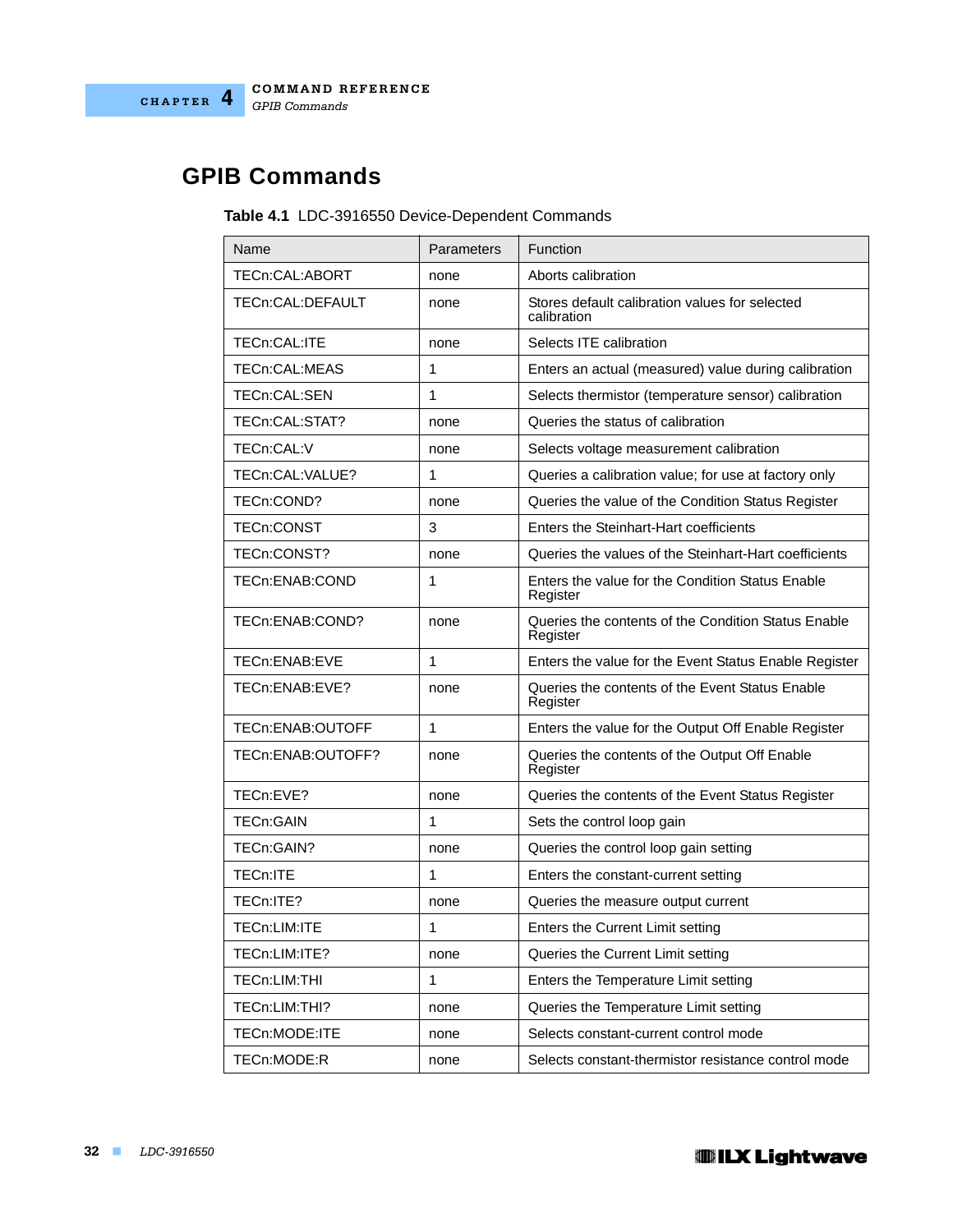# GPIB Commands

**Table 4.1** LDC-3916550 Device-Dependent Commands

| Name | Parameters | Function |
|---|---|---|
| TECn:CAL:ABORT | none | Aborts calibration |
| TECn:CAL:DEFAULT | none | Stores default calibration values for selected calibration |
| TECn:CAL:ITE | none | Selects ITE calibration |
| TECn:CAL:MEAS | 1 | Enters an actual (measured) value during calibration |
| TECn:CAL:SEN | 1 | Selects thermistor (temperature sensor) calibration |
| TECn:CAL:STAT? | none | Queries the status of calibration |
| TECn:CAL:V | none | Selects voltage measurement calibration |
| TECn:CAL:VALUE? | 1 | Queries a calibration value; for use at factory only |
| TECn:COND? | none | Queries the value of the Condition Status Register |
| TECn:CONST | 3 | Enters the Steinhart-Hart coefficients |
| TECn:CONST? | none | Queries the values of the Steinhart-Hart coefficients |
| TECn:ENAB:COND | 1 | Enters the value for the Condition Status Enable Register |
| TECn:ENAB:COND? | none | Queries the contents of the Condition Status Enable Register |
| TECn:ENAB:EVE | 1 | Enters the value for the Event Status Enable Register |
| TECn:ENAB:EVE? | none | Queries the contents of the Event Status Enable Register |
| TECn:ENAB:OUTOFF | 1 | Enters the value for the Output Off Enable Register |
| TECn:ENAB:OUTOFF? | none | Queries the contents of the Output Off Enable Register |
| TECn:EVE? | none | Queries the contents of the Event Status Register |
| TECn:GAIN | 1 | Sets the control loop gain |
| TECn:GAIN? | none | Queries the control loop gain setting |
| TECn:ITE | 1 | Enters the constant-current setting |
| TECn:ITE? | none | Queries the measure output current |
| TECn:LIM:ITE | 1 | Enters the Current Limit setting |
| TECn:LIM:ITE? | none | Queries the Current Limit setting |
| TECn:LIM:THI | 1 | Enters the Temperature Limit setting |
| TECn:LIM:THI? | none | Queries the Temperature Limit setting |
| TECn:MODE:ITE | none | Selects constant-current control mode |
| TECn:MODE:R | none | Selects constant-thermistor resistance control mode |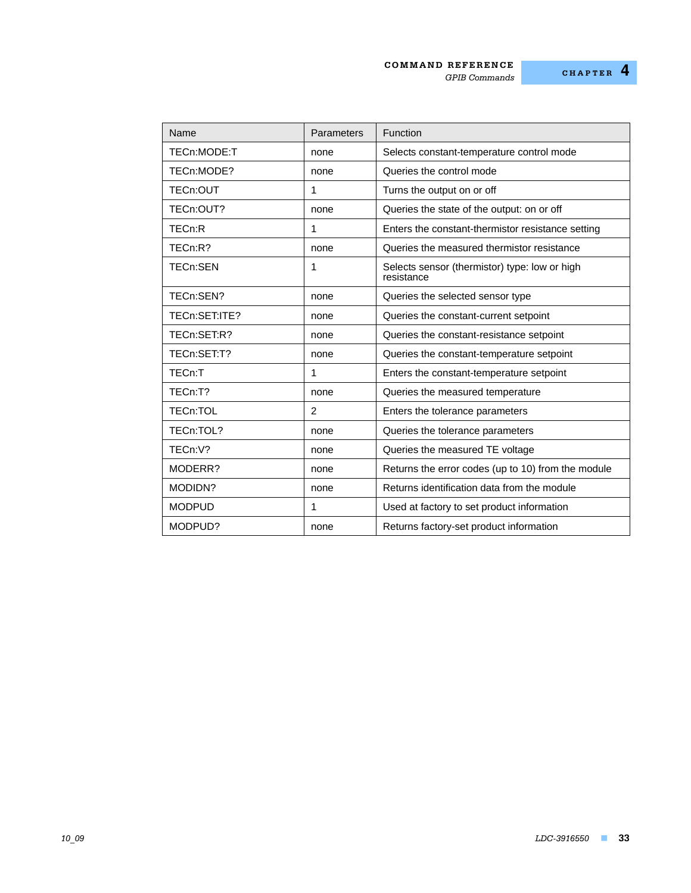| Name | Parameters | Function |
|---|---|---|
| TECn:MODE:T | none | Selects constant-temperature control mode |
| TECn:MODE? | none | Queries the control mode |
| TECn:OUT | 1 | Turns the output on or off |
| TECn:OUT? | none | Queries the state of the output: on or off |
| TECn:R | 1 | Enters the constant-thermistor resistance setting |
| TECn:R? | none | Queries the measured thermistor resistance |
| TECn:SEN | 1 | Selects sensor (thermistor) type: low or high resistance |
| TECn:SEN? | none | Queries the selected sensor type |
| TECn:SET:ITE? | none | Queries the constant-current setpoint |
| TECn:SET:R? | none | Queries the constant-resistance setpoint |
| TECn:SET:T? | none | Queries the constant-temperature setpoint |
| TECn:T | 1 | Enters the constant-temperature setpoint |
| TECn:T? | none | Queries the measured temperature |
| TECn:TOL | 2 | Enters the tolerance parameters |
| TECn:TOL? | none | Queries the tolerance parameters |
| TECn:V? | none | Queries the measured TE voltage |
| MODERR? | none | Returns the error codes (up to 10) from the module |
| MODIDN? | none | Returns identification data from the module |
| MODPUD | 1 | Used at factory to set product information |
| MODPUD? | none | Returns factory-set product information |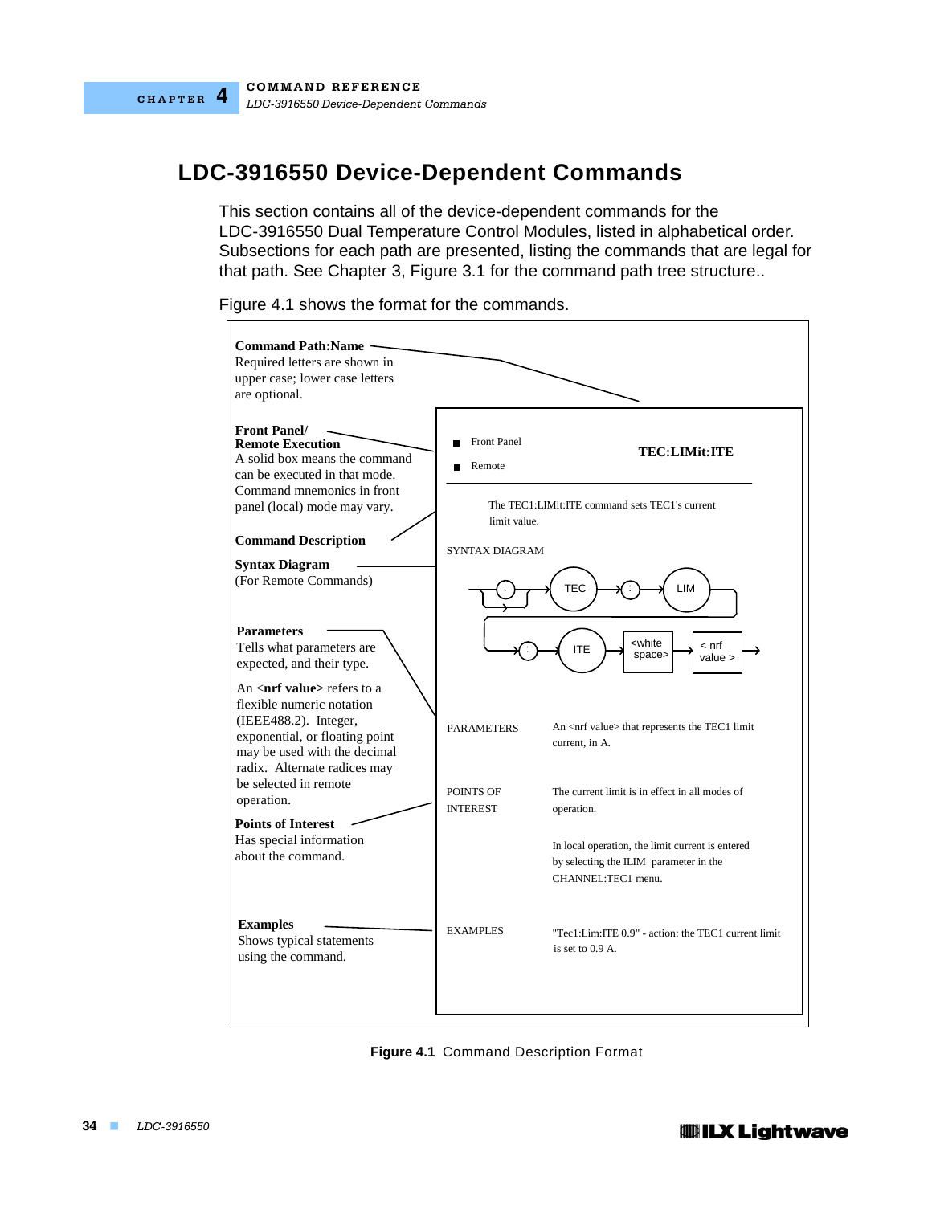# LDC-3916550 Device-Dependent Commands

This section contains all of the device-dependent commands for the LDC-3916550 Dual Temperature Control Modules, listed in alphabetical order. Subsections for each path are presented, listing the commands that are legal for that path. See Chapter 3, Figure 3.1 for the command path tree structure..

Figure 4.1 shows the format for the commands.

**Command Path:Name**
Required letters are shown in upper case; lower case letters are optional.

**Front Panel/ Remote Execution**
A solid box means the command can be executed in that mode. Command mnemonics in front panel (local) mode may vary.

**Command Description**

**Syntax Diagram**
(For Remote Commands)

**Parameters**
Tells what parameters are expected, and their type.

An **<nrf value>** refers to a flexible numeric notation (IEEE488.2). Integer, exponential, or floating point may be used with the decimal radix. Alternate radices may be selected in remote operation.

**Points of Interest**
Has special information about the command.

**Examples**
Shows typical statements using the command.

---

■ Front Panel

■ Remote

**TEC:LIMit:ITE**

The TEC1:LIMit:ITE command sets TEC1's current limit value.

SYNTAX DIAGRAM

: → TEC → : → LIM → : → ITE → <white space> → < nrf value >

| | |
|---|---|
| PARAMETERS | An <nrf value> that represents the TEC1 limit current, in A. |
| POINTS OF INTEREST | The current limit is in effect in all modes of operation. |
| | In local operation, the limit current is entered by selecting the ILIM parameter in the CHANNEL:TEC1 menu. |
| EXAMPLES | "Tec1:Lim:ITE 0.9" - action: the TEC1 current limit is set to 0.9 A. |

**Figure 4.1** Command Description Format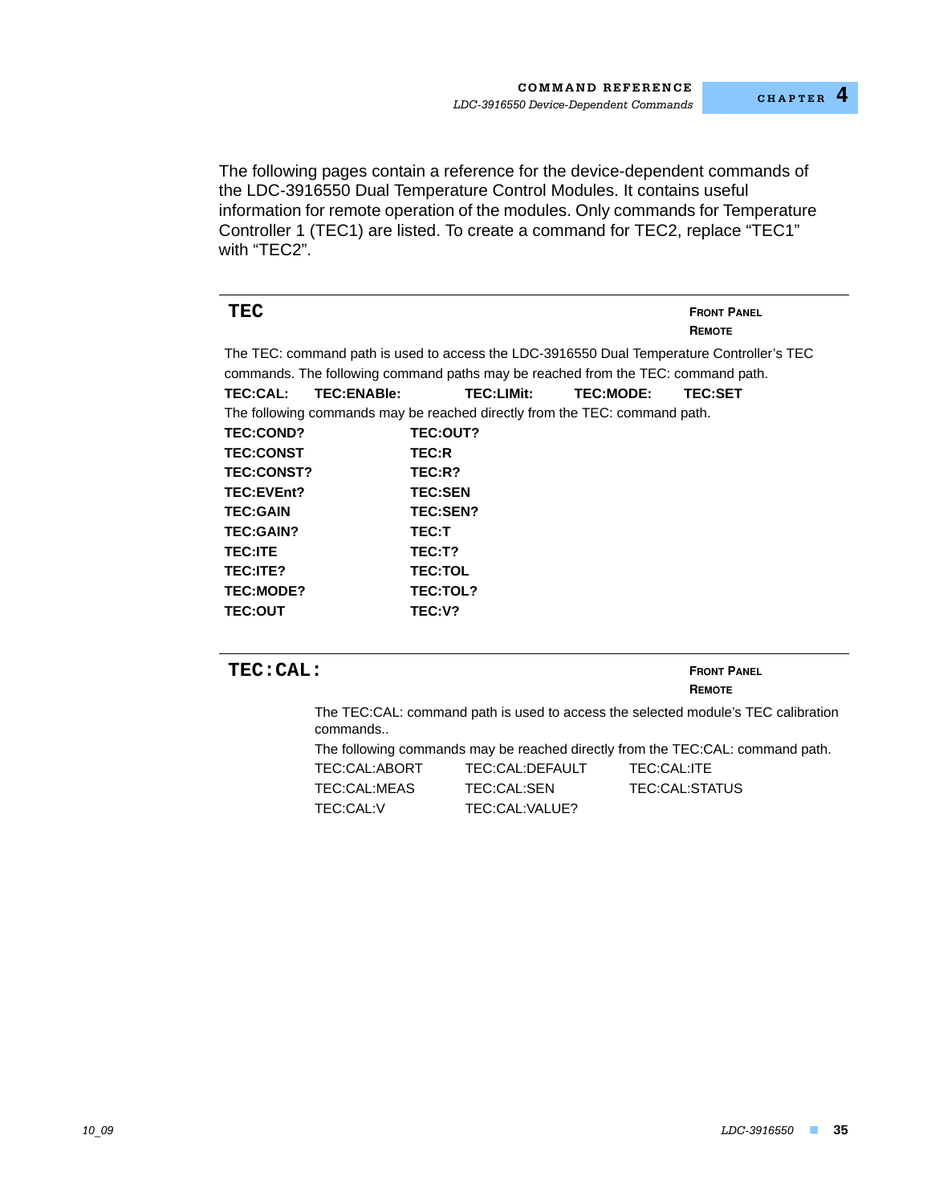The following pages contain a reference for the device-dependent commands of the LDC-3916550 Dual Temperature Control Modules. It contains useful information for remote operation of the modules. Only commands for Temperature Controller 1 (TEC1) are listed. To create a command for TEC2, replace “TEC1” with “TEC2”.

## TEC

**FRONT PANEL**
**REMOTE**

The TEC: command path is used to access the LDC-3916550 Dual Temperature Controller’s TEC commands. The following command paths may be reached from the TEC: command path.

**TEC:CAL:** **TEC:ENABle:** **TEC:LIMit:** **TEC:MODE:** **TEC:SET**

The following commands may be reached directly from the TEC: command path.

| | |
|---|---|
| **TEC:COND?** | **TEC:OUT?** |
| **TEC:CONST** | **TEC:R** |
| **TEC:CONST?** | **TEC:R?** |
| **TEC:EVEnt?** | **TEC:SEN** |
| **TEC:GAIN** | **TEC:SEN?** |
| **TEC:GAIN?** | **TEC:T** |
| **TEC:ITE** | **TEC:T?** |
| **TEC:ITE?** | **TEC:TOL** |
| **TEC:MODE?** | **TEC:TOL?** |
| **TEC:OUT** | **TEC:V?** |

## TEC:CAL:

**FRONT PANEL**
**REMOTE**

The TEC:CAL: command path is used to access the selected module’s TEC calibration commands..

The following commands may be reached directly from the TEC:CAL: command path.

| | | |
|---|---|---|
| TEC:CAL:ABORT | TEC:CAL:DEFAULT | TEC:CAL:ITE |
| TEC:CAL:MEAS | TEC:CAL:SEN | TEC:CAL:STATUS |
| TEC:CAL:V | TEC:CAL:VALUE? | |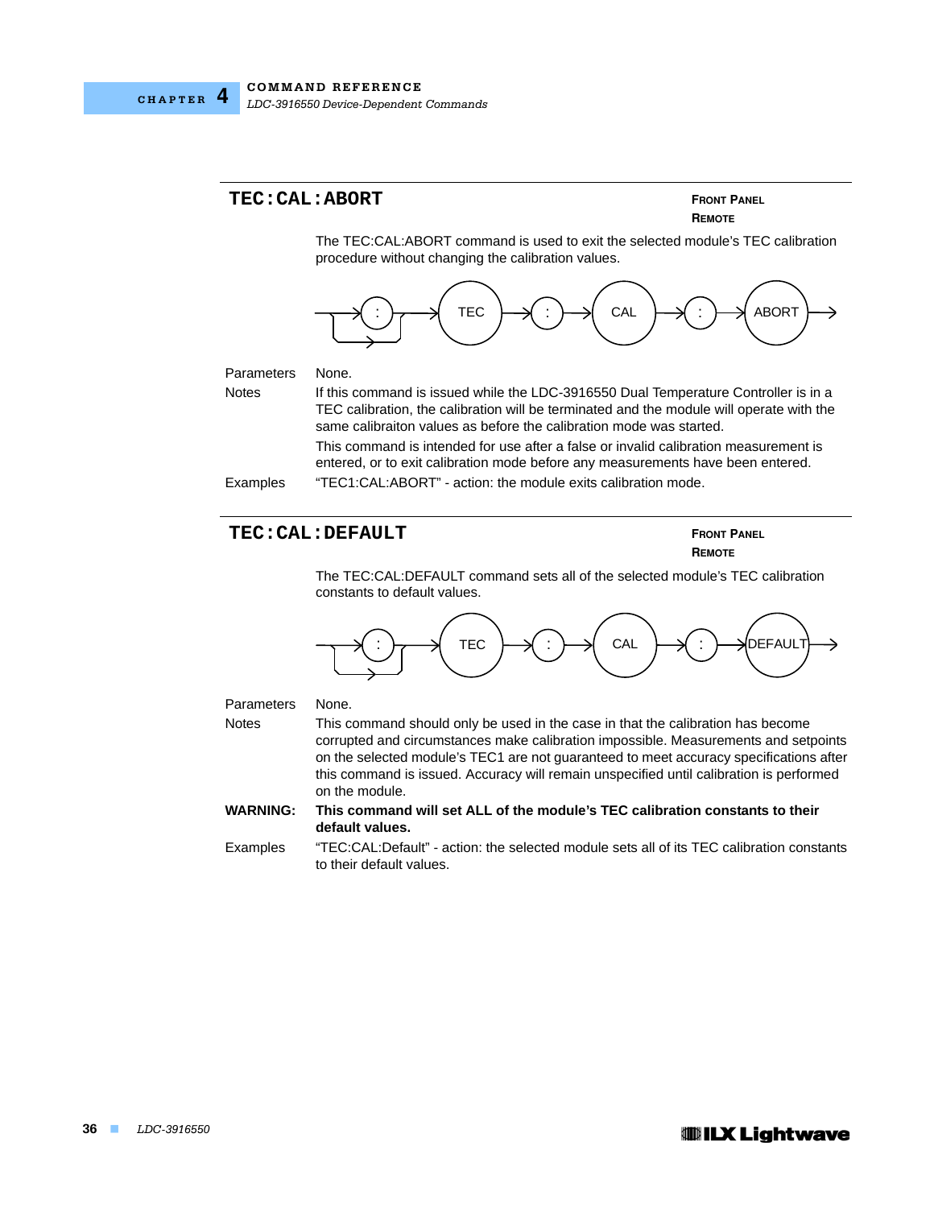## TEC:CAL:ABORT

**FRONT PANEL**
**REMOTE**

The TEC:CAL:ABORT command is used to exit the selected module's TEC calibration procedure without changing the calibration values.

: TEC : CAL : ABORT

Parameters None.

Notes If this command is issued while the LDC-3916550 Dual Temperature Controller is in a TEC calibration, the calibration will be terminated and the module will operate with the same calibraiton values as before the calibration mode was started.

This command is intended for use after a false or invalid calibration measurement is entered, or to exit calibration mode before any measurements have been entered.

Examples "TEC1:CAL:ABORT" - action: the module exits calibration mode.

## TEC:CAL:DEFAULT

**FRONT PANEL**
**REMOTE**

The TEC:CAL:DEFAULT command sets all of the selected module's TEC calibration constants to default values.

: TEC : CAL : DEFAULT

Parameters None.

Notes This command should only be used in the case in that the calibration has become corrupted and circumstances make calibration impossible. Measurements and setpoints on the selected module's TEC1 are not guaranteed to meet accuracy specifications after this command is issued. Accuracy will remain unspecified until calibration is performed on the module.

**WARNING: This command will set ALL of the module's TEC calibration constants to their default values.**

Examples "TEC:CAL:Default" - action: the selected module sets all of its TEC calibration constants to their default values.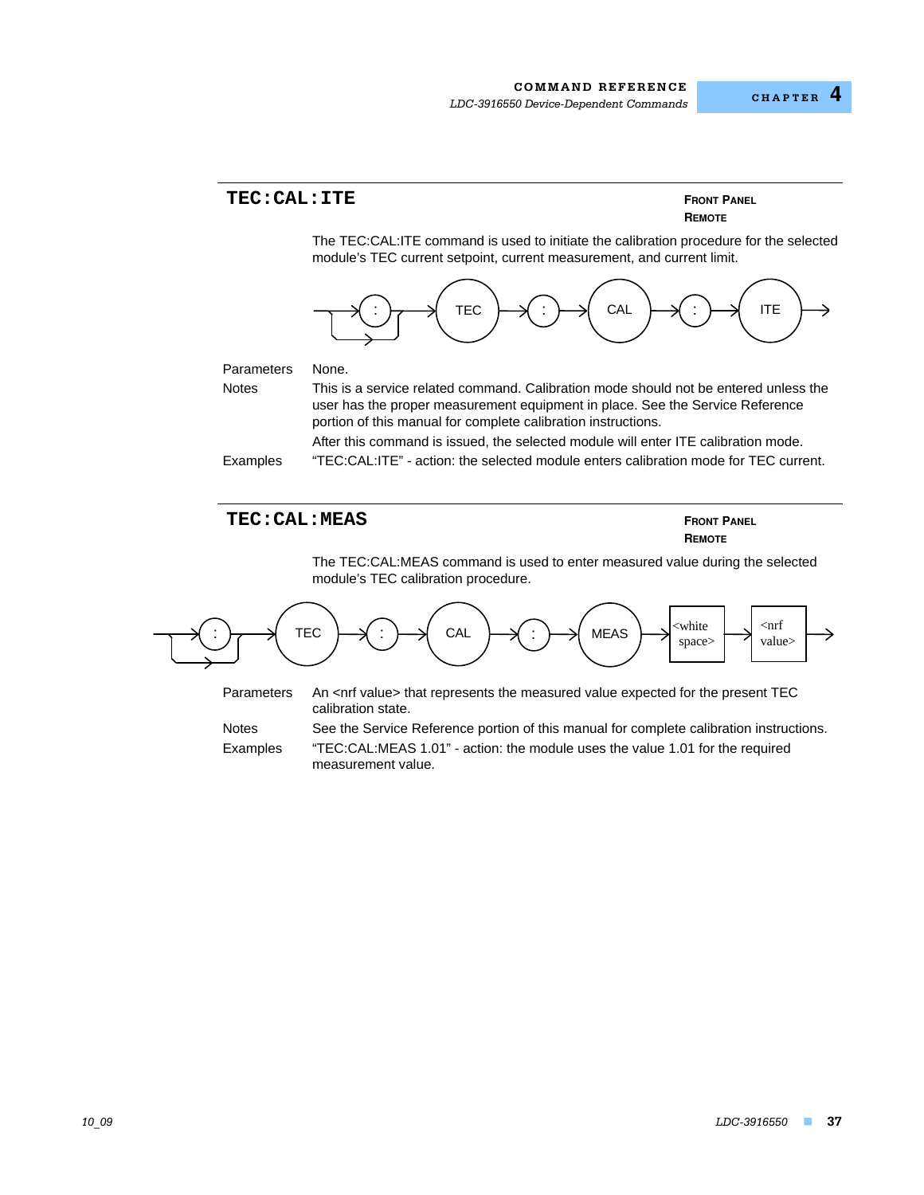## TEC:CAL:ITE

**FRONT PANEL**
**REMOTE**

The TEC:CAL:ITE command is used to initiate the calibration procedure for the selected module's TEC current setpoint, current measurement, and current limit.

: TEC : CAL : ITE

| | |
|---|---|
| Parameters | None. |
| Notes | This is a service related command. Calibration mode should not be entered unless the user has the proper measurement equipment in place. See the Service Reference portion of this manual for complete calibration instructions. |
| | After this command is issued, the selected module will enter ITE calibration mode. |
| Examples | "TEC:CAL:ITE" - action: the selected module enters calibration mode for TEC current. |

## TEC:CAL:MEAS

**FRONT PANEL**
**REMOTE**

The TEC:CAL:MEAS command is used to enter measured value during the selected module's TEC calibration procedure.

: TEC : CAL : MEAS <white space> <nrf value>

| | |
|---|---|
| Parameters | An <nrf value> that represents the measured value expected for the present TEC calibration state. |
| Notes | See the Service Reference portion of this manual for complete calibration instructions. |
| Examples | "TEC:CAL:MEAS 1.01" - action: the module uses the value 1.01 for the required measurement value. |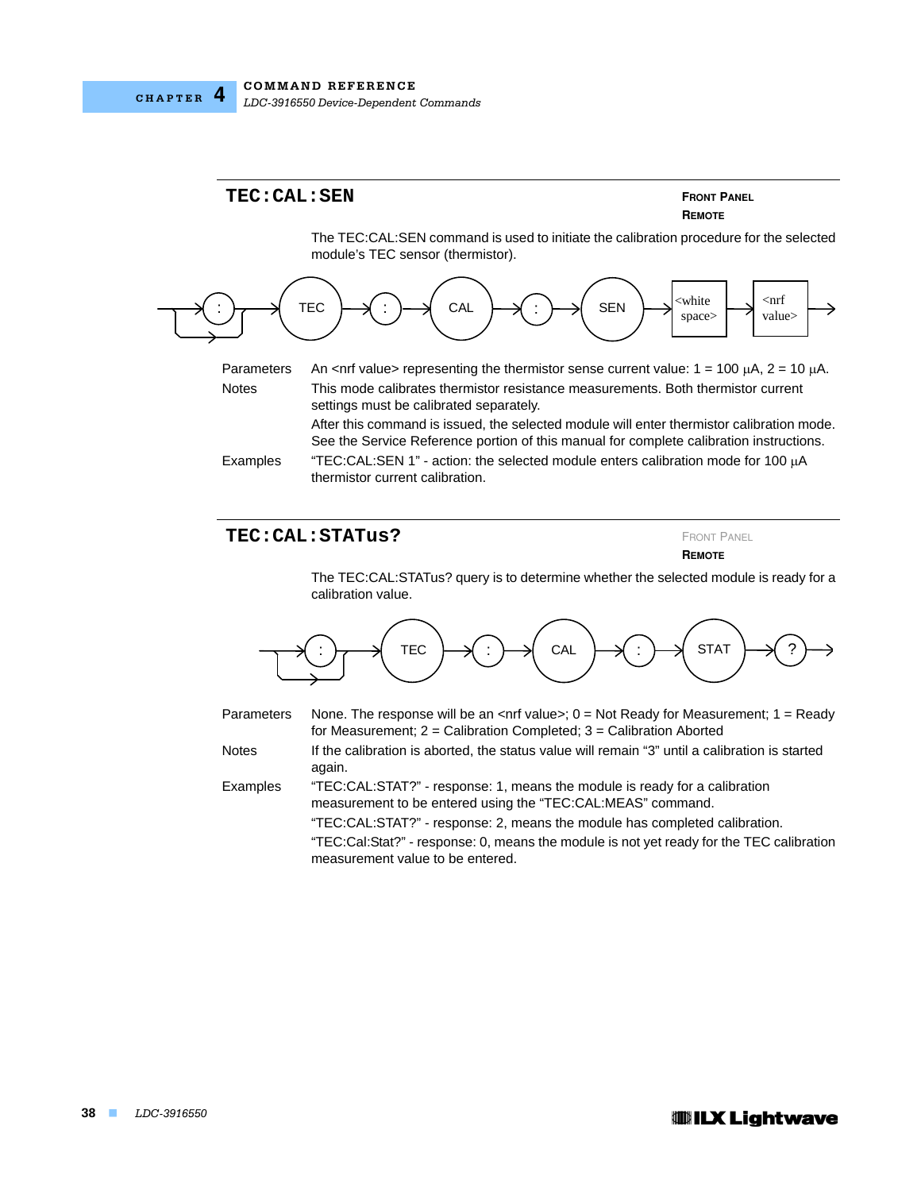## TEC:CAL:SEN

**FRONT PANEL**
**REMOTE**

The TEC:CAL:SEN command is used to initiate the calibration procedure for the selected module's TEC sensor (thermistor).

: TEC : CAL : SEN <white space> <nrf value>

Parameters — An <nrf value> representing the thermistor sense current value: 1 = 100 µA, 2 = 10 µA.

Notes — This mode calibrates thermistor resistance measurements. Both thermistor current settings must be calibrated separately.

After this command is issued, the selected module will enter thermistor calibration mode. See the Service Reference portion of this manual for complete calibration instructions.

Examples — "TEC:CAL:SEN 1" - action: the selected module enters calibration mode for 100 µA thermistor current calibration.

## TEC:CAL:STATus?

FRONT PANEL
**REMOTE**

The TEC:CAL:STATus? query is to determine whether the selected module is ready for a calibration value.

: TEC : CAL : STAT ?

Parameters — None. The response will be an <nrf value>; 0 = Not Ready for Measurement; 1 = Ready for Measurement; 2 = Calibration Completed; 3 = Calibration Aborted

Notes — If the calibration is aborted, the status value will remain "3" until a calibration is started again.

Examples — "TEC:CAL:STAT?" - response: 1, means the module is ready for a calibration measurement to be entered using the "TEC:CAL:MEAS" command.

"TEC:CAL:STAT?" - response: 2, means the module has completed calibration.

"TEC:Cal:Stat?" - response: 0, means the module is not yet ready for the TEC calibration measurement value to be entered.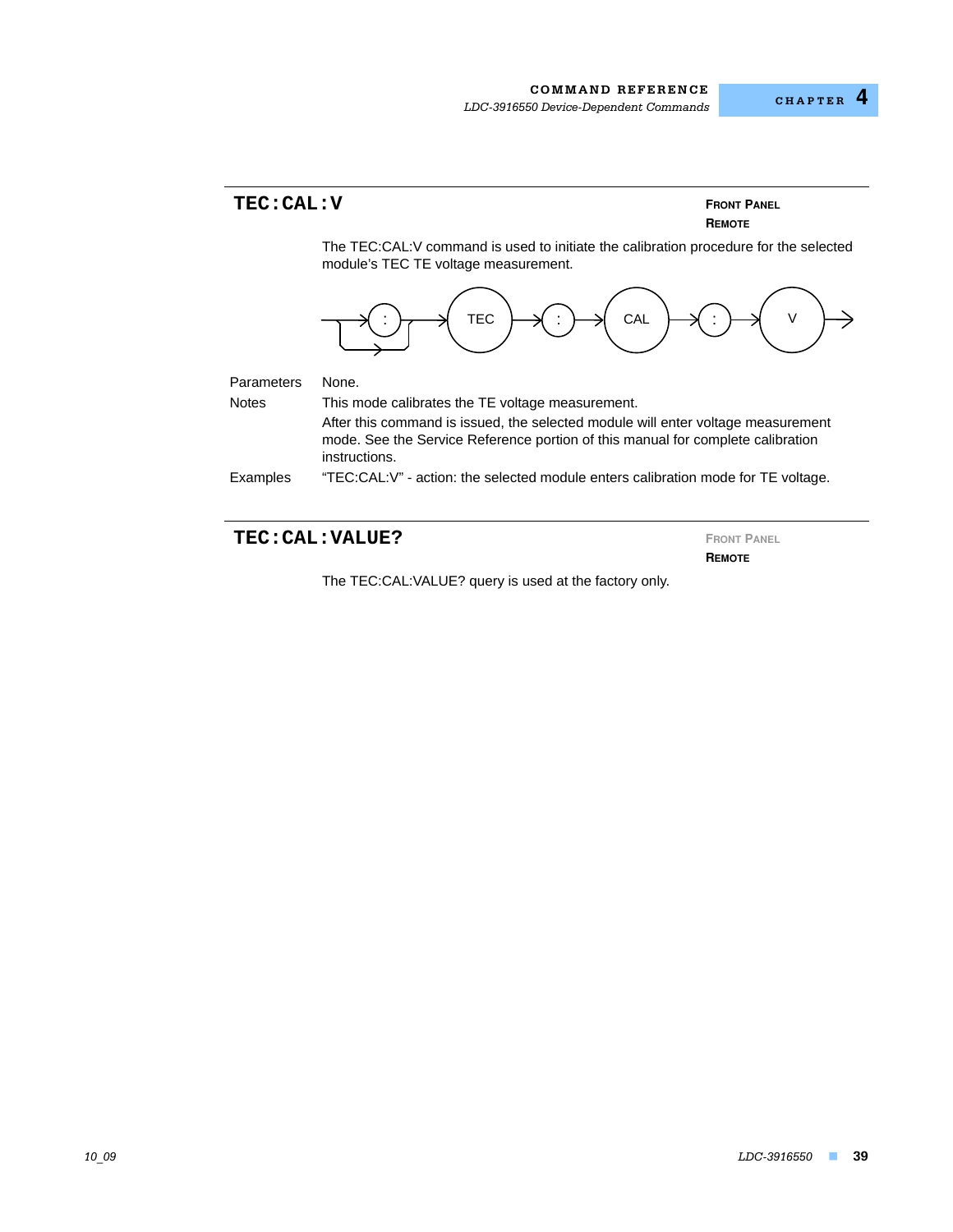## TEC:CAL:V

**FRONT PANEL**
**REMOTE**

The TEC:CAL:V command is used to initiate the calibration procedure for the selected module's TEC TE voltage measurement.

: TEC : CAL : V

Parameters None.

Notes This mode calibrates the TE voltage measurement.

After this command is issued, the selected module will enter voltage measurement mode. See the Service Reference portion of this manual for complete calibration instructions.

Examples "TEC:CAL:V" - action: the selected module enters calibration mode for TE voltage.

## TEC:CAL:VALUE?

FRONT PANEL
**REMOTE**

The TEC:CAL:VALUE? query is used at the factory only.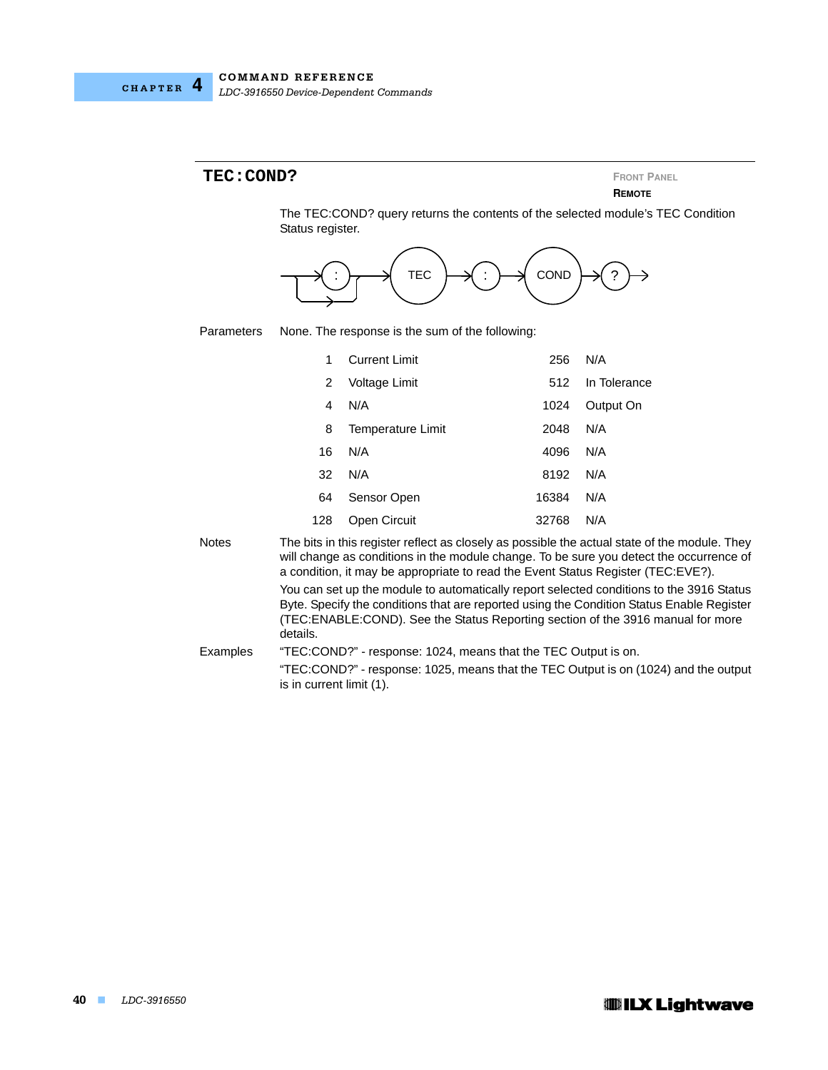## TEC:COND?

FRONT PANEL
**REMOTE**

The TEC:COND? query returns the contents of the selected module's TEC Condition Status register.

: TEC : COND ?

Parameters

None. The response is the sum of the following:

| | | | |
|---|---|---|---|
| 1 | Current Limit | 256 | N/A |
| 2 | Voltage Limit | 512 | In Tolerance |
| 4 | N/A | 1024 | Output On |
| 8 | Temperature Limit | 2048 | N/A |
| 16 | N/A | 4096 | N/A |
| 32 | N/A | 8192 | N/A |
| 64 | Sensor Open | 16384 | N/A |
| 128 | Open Circuit | 32768 | N/A |

Notes

The bits in this register reflect as closely as possible the actual state of the module. They will change as conditions in the module change. To be sure you detect the occurrence of a condition, it may be appropriate to read the Event Status Register (TEC:EVE?).

You can set up the module to automatically report selected conditions to the 3916 Status Byte. Specify the conditions that are reported using the Condition Status Enable Register (TEC:ENABLE:COND). See the Status Reporting section of the 3916 manual for more details.

Examples

"TEC:COND?" - response: 1024, means that the TEC Output is on.

"TEC:COND?" - response: 1025, means that the TEC Output is on (1024) and the output is in current limit (1).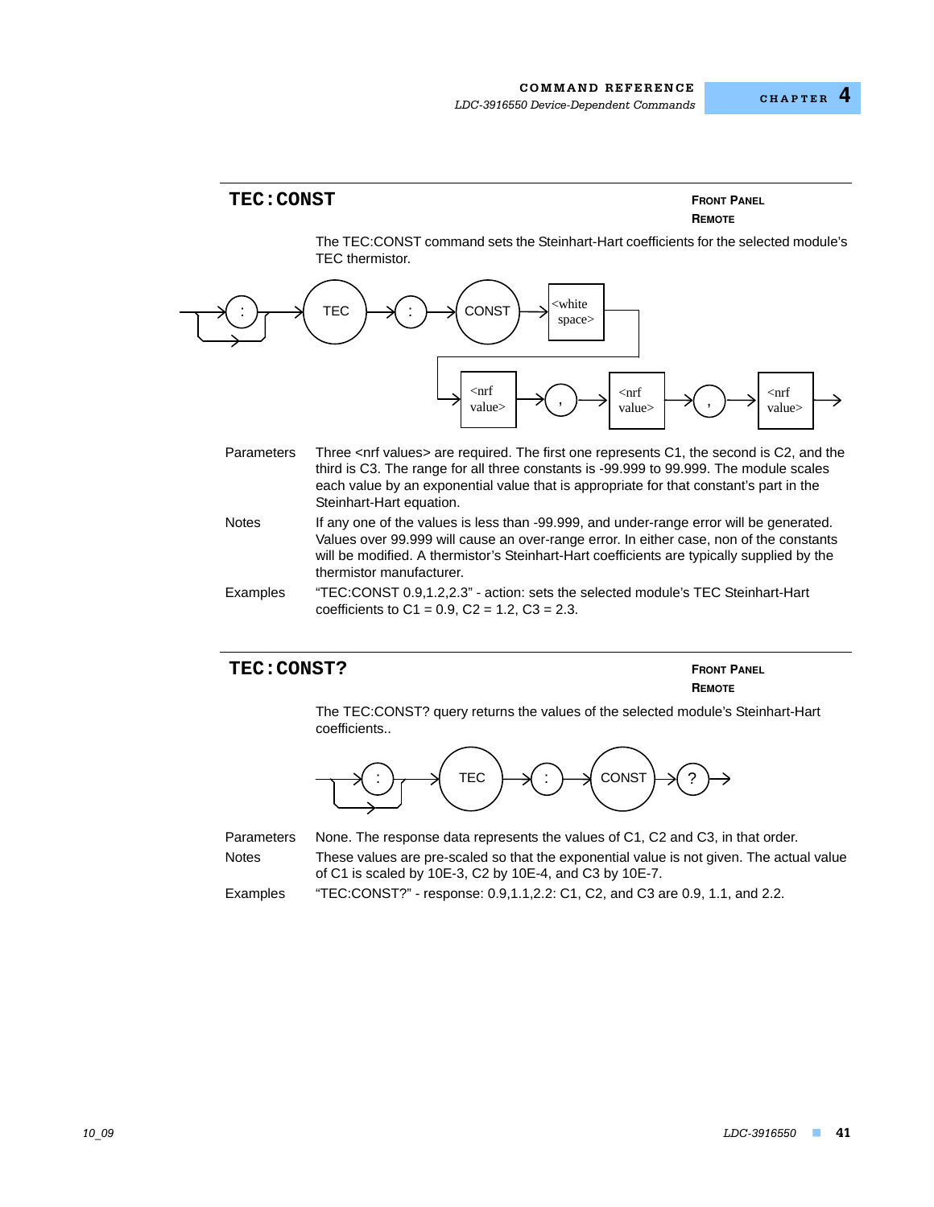## TEC:CONST

**FRONT PANEL**
**REMOTE**

The TEC:CONST command sets the Steinhart-Hart coefficients for the selected module's TEC thermistor.

: TEC : CONST <white space> <nrf value> , <nrf value> , <nrf value>

Parameters — Three <nrf values> are required. The first one represents C1, the second is C2, and the third is C3. The range for all three constants is -99.999 to 99.999. The module scales each value by an exponential value that is appropriate for that constant's part in the Steinhart-Hart equation.

Notes — If any one of the values is less than -99.999, and under-range error will be generated. Values over 99.999 will cause an over-range error. In either case, non of the constants will be modified. A thermistor's Steinhart-Hart coefficients are typically supplied by the thermistor manufacturer.

Examples — "TEC:CONST 0.9,1.2,2.3" - action: sets the selected module's TEC Steinhart-Hart coefficients to C1 = 0.9, C2 = 1.2, C3 = 2.3.

## TEC:CONST?

**FRONT PANEL**
**REMOTE**

The TEC:CONST? query returns the values of the selected module's Steinhart-Hart coefficients..

: TEC : CONST ?

Parameters — None. The response data represents the values of C1, C2 and C3, in that order.

Notes — These values are pre-scaled so that the exponential value is not given. The actual value of C1 is scaled by 10E-3, C2 by 10E-4, and C3 by 10E-7.

Examples — "TEC:CONST?" - response: 0.9,1.1,2.2: C1, C2, and C3 are 0.9, 1.1, and 2.2.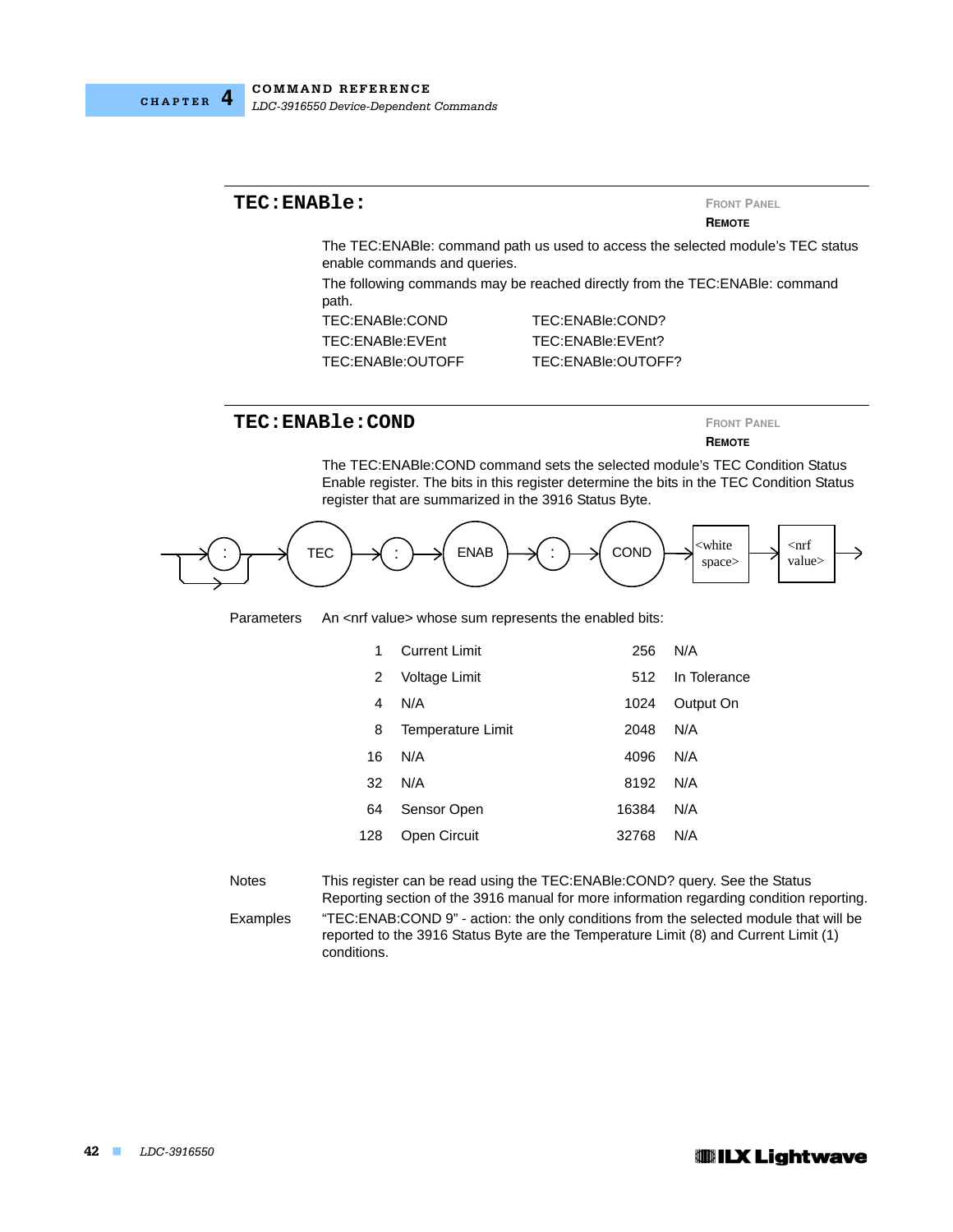## TEC:ENABle:

FRONT PANEL
**REMOTE**

The TEC:ENABle: command path us used to access the selected module's TEC status enable commands and queries.

The following commands may be reached directly from the TEC:ENABle: command path.

| | |
|---|---|
| TEC:ENABle:COND | TEC:ENABle:COND? |
| TEC:ENABle:EVEnt | TEC:ENABle:EVEnt? |
| TEC:ENABle:OUTOFF | TEC:ENABle:OUTOFF? |

## TEC:ENABle:COND

FRONT PANEL
**REMOTE**

The TEC:ENABle:COND command sets the selected module's TEC Condition Status Enable register. The bits in this register determine the bits in the TEC Condition Status register that are summarized in the 3916 Status Byte.

```
→ : → TEC → : → ENAB → : → COND → <white space> → <nrf value> →
```

Parameters: An <nrf value> whose sum represents the enabled bits:

| | | | |
|---|---|---|---|
| 1 | Current Limit | 256 | N/A |
| 2 | Voltage Limit | 512 | In Tolerance |
| 4 | N/A | 1024 | Output On |
| 8 | Temperature Limit | 2048 | N/A |
| 16 | N/A | 4096 | N/A |
| 32 | N/A | 8192 | N/A |
| 64 | Sensor Open | 16384 | N/A |
| 128 | Open Circuit | 32768 | N/A |

Notes: This register can be read using the TEC:ENABle:COND? query. See the Status Reporting section of the 3916 manual for more information regarding condition reporting.

Examples: "TEC:ENAB:COND 9" - action: the only conditions from the selected module that will be reported to the 3916 Status Byte are the Temperature Limit (8) and Current Limit (1) conditions.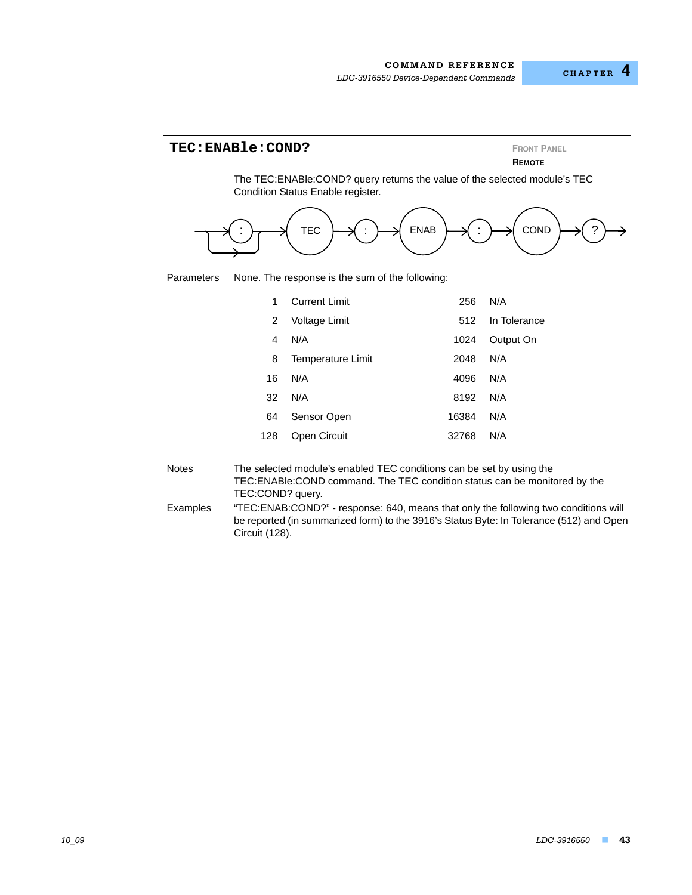## TEC:ENABle:COND?

FRONT PANEL

**REMOTE**

The TEC:ENABle:COND? query returns the value of the selected module's TEC Condition Status Enable register.

: TEC : ENAB : COND ?

Parameters None. The response is the sum of the following:

| | | | |
|---|---|---|---|
| 1 | Current Limit | 256 | N/A |
| 2 | Voltage Limit | 512 | In Tolerance |
| 4 | N/A | 1024 | Output On |
| 8 | Temperature Limit | 2048 | N/A |
| 16 | N/A | 4096 | N/A |
| 32 | N/A | 8192 | N/A |
| 64 | Sensor Open | 16384 | N/A |
| 128 | Open Circuit | 32768 | N/A |

Notes The selected module's enabled TEC conditions can be set by using the TEC:ENABle:COND command. The TEC condition status can be monitored by the TEC:COND? query.

Examples "TEC:ENAB:COND?" - response: 640, means that only the following two conditions will be reported (in summarized form) to the 3916's Status Byte: In Tolerance (512) and Open Circuit (128).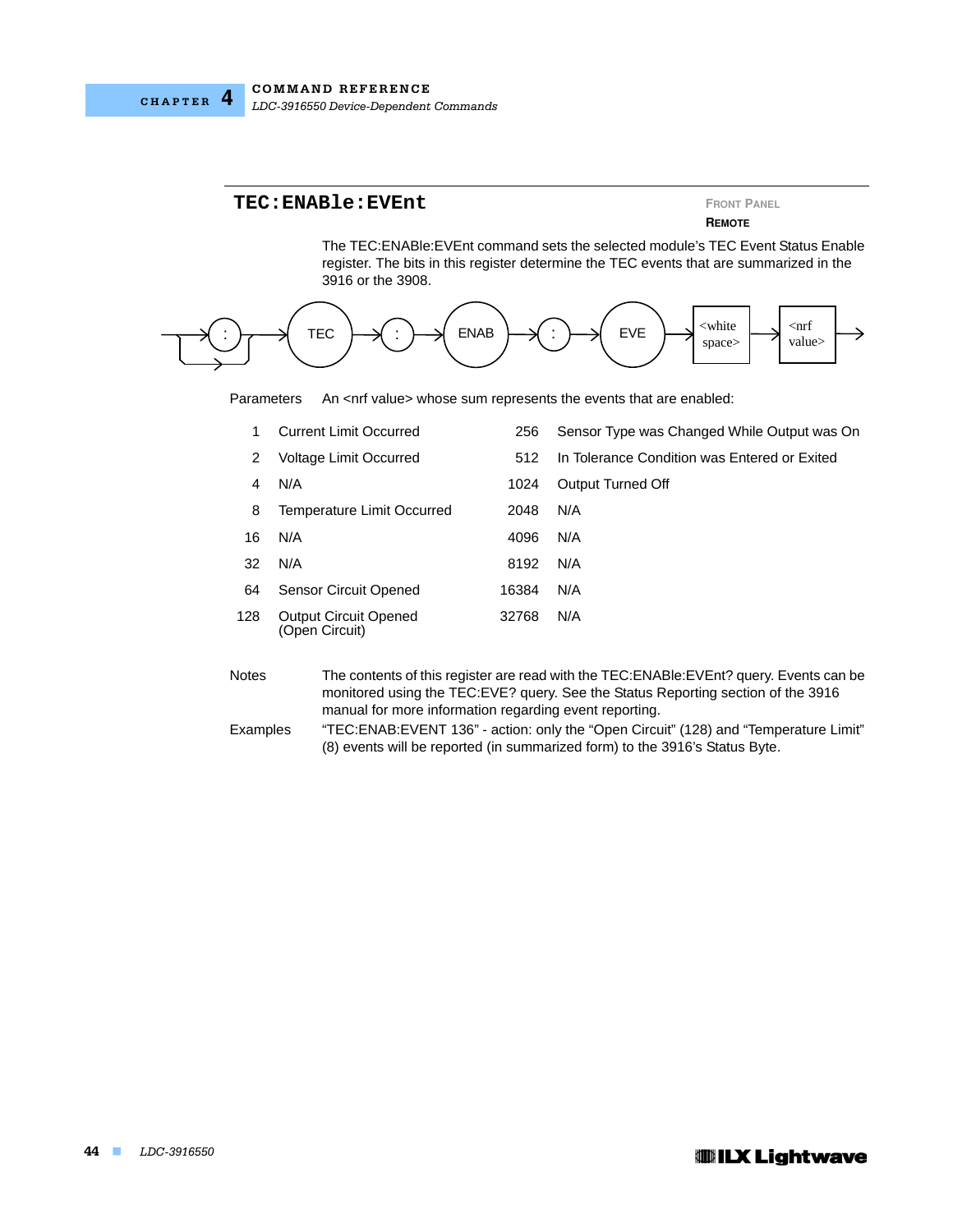## TEC:ENABle:EVEnt

FRONT PANEL
**REMOTE**

The TEC:ENABle:EVEnt command sets the selected module's TEC Event Status Enable register. The bits in this register determine the TEC events that are summarized in the 3916 or the 3908.

: TEC : ENAB : EVE <white space> <nrf value>

Parameters An <nrf value> whose sum represents the events that are enabled:

| | | | |
|---|---|---|---|
| 1 | Current Limit Occurred | 256 | Sensor Type was Changed While Output was On |
| 2 | Voltage Limit Occurred | 512 | In Tolerance Condition was Entered or Exited |
| 4 | N/A | 1024 | Output Turned Off |
| 8 | Temperature Limit Occurred | 2048 | N/A |
| 16 | N/A | 4096 | N/A |
| 32 | N/A | 8192 | N/A |
| 64 | Sensor Circuit Opened | 16384 | N/A |
| 128 | Output Circuit Opened (Open Circuit) | 32768 | N/A |

Notes The contents of this register are read with the TEC:ENABle:EVEnt? query. Events can be monitored using the TEC:EVE? query. See the Status Reporting section of the 3916 manual for more information regarding event reporting.

Examples "TEC:ENAB:EVENT 136" - action: only the "Open Circuit" (128) and "Temperature Limit" (8) events will be reported (in summarized form) to the 3916's Status Byte.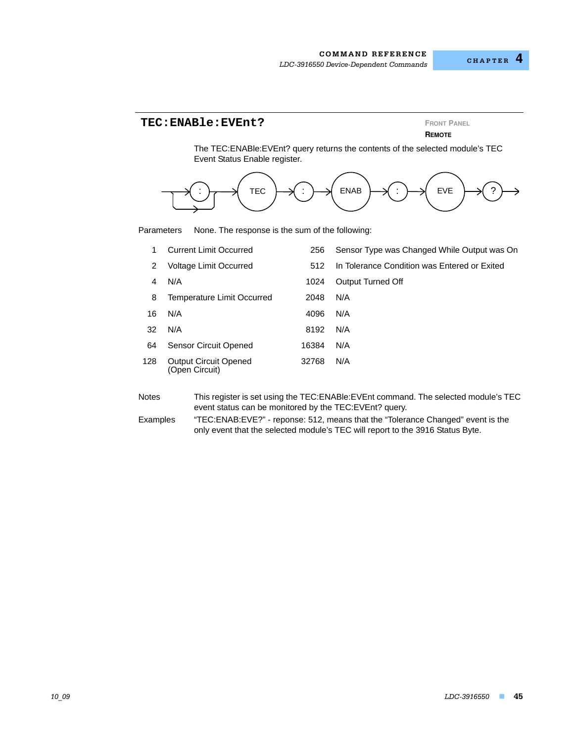## TEC:ENABle:EVEnt?

FRONT PANEL
**REMOTE**

The TEC:ENABle:EVEnt? query returns the contents of the selected module's TEC Event Status Enable register.

: → TEC → : → ENAB → : → EVE → ?

Parameters None. The response is the sum of the following:

| | | | |
|---|---|---|---|
| 1 | Current Limit Occurred | 256 | Sensor Type was Changed While Output was On |
| 2 | Voltage Limit Occurred | 512 | In Tolerance Condition was Entered or Exited |
| 4 | N/A | 1024 | Output Turned Off |
| 8 | Temperature Limit Occurred | 2048 | N/A |
| 16 | N/A | 4096 | N/A |
| 32 | N/A | 8192 | N/A |
| 64 | Sensor Circuit Opened | 16384 | N/A |
| 128 | Output Circuit Opened (Open Circuit) | 32768 | N/A |

Notes This register is set using the TEC:ENABle:EVEnt command. The selected module's TEC event status can be monitored by the TEC:EVEnt? query.

Examples "TEC:ENAB:EVE?" - reponse: 512, means that the "Tolerance Changed" event is the only event that the selected module's TEC will report to the 3916 Status Byte.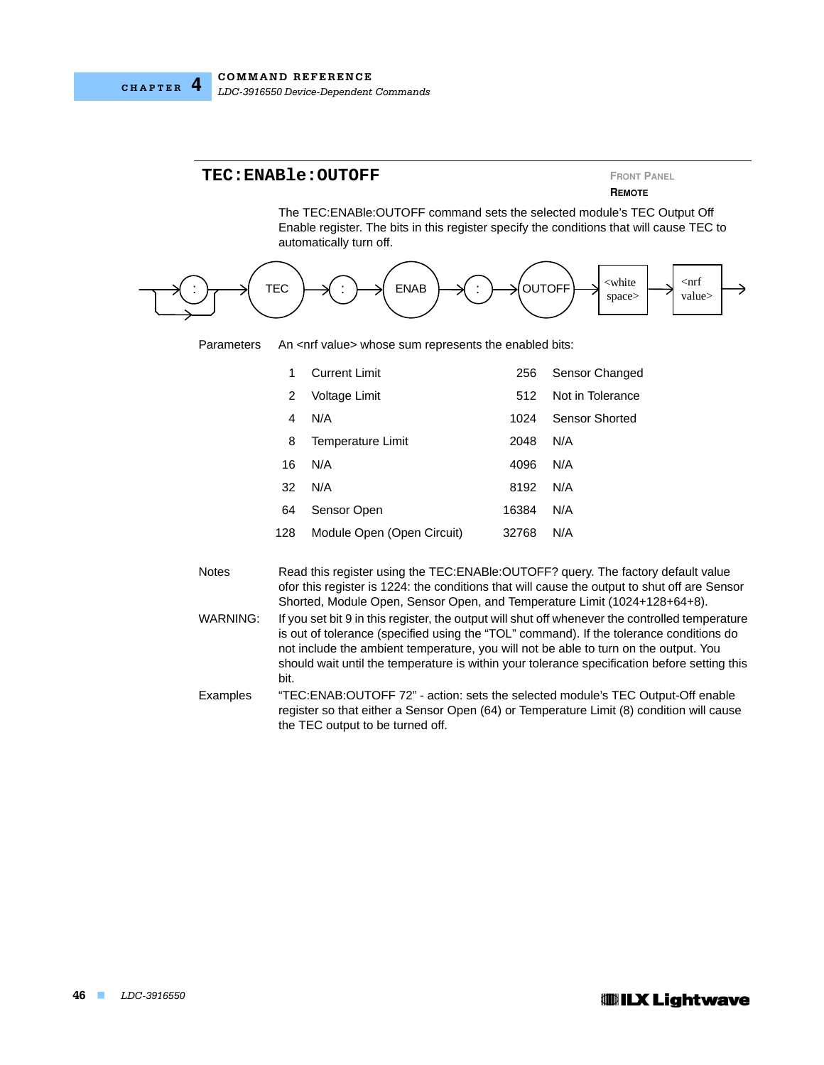## TEC:ENABle:OUTOFF

FRONT PANEL
**REMOTE**

The TEC:ENABle:OUTOFF command sets the selected module's TEC Output Off Enable register. The bits in this register specify the conditions that will cause TEC to automatically turn off.

: TEC : ENAB : OUTOFF <white space> <nrf value>

Parameters An <nrf value> whose sum represents the enabled bits:

| | | | |
|---|---|---|---|
| 1 | Current Limit | 256 | Sensor Changed |
| 2 | Voltage Limit | 512 | Not in Tolerance |
| 4 | N/A | 1024 | Sensor Shorted |
| 8 | Temperature Limit | 2048 | N/A |
| 16 | N/A | 4096 | N/A |
| 32 | N/A | 8192 | N/A |
| 64 | Sensor Open | 16384 | N/A |
| 128 | Module Open (Open Circuit) | 32768 | N/A |

Notes Read this register using the TEC:ENABle:OUTOFF? query. The factory default value ofor this register is 1224: the conditions that will cause the output to shut off are Sensor Shorted, Module Open, Sensor Open, and Temperature Limit (1024+128+64+8).

WARNING: If you set bit 9 in this register, the output will shut off whenever the controlled temperature is out of tolerance (specified using the "TOL" command). If the tolerance conditions do not include the ambient temperature, you will not be able to turn on the output. You should wait until the temperature is within your tolerance specification before setting this bit.

Examples "TEC:ENAB:OUTOFF 72" - action: sets the selected module's TEC Output-Off enable register so that either a Sensor Open (64) or Temperature Limit (8) condition will cause the TEC output to be turned off.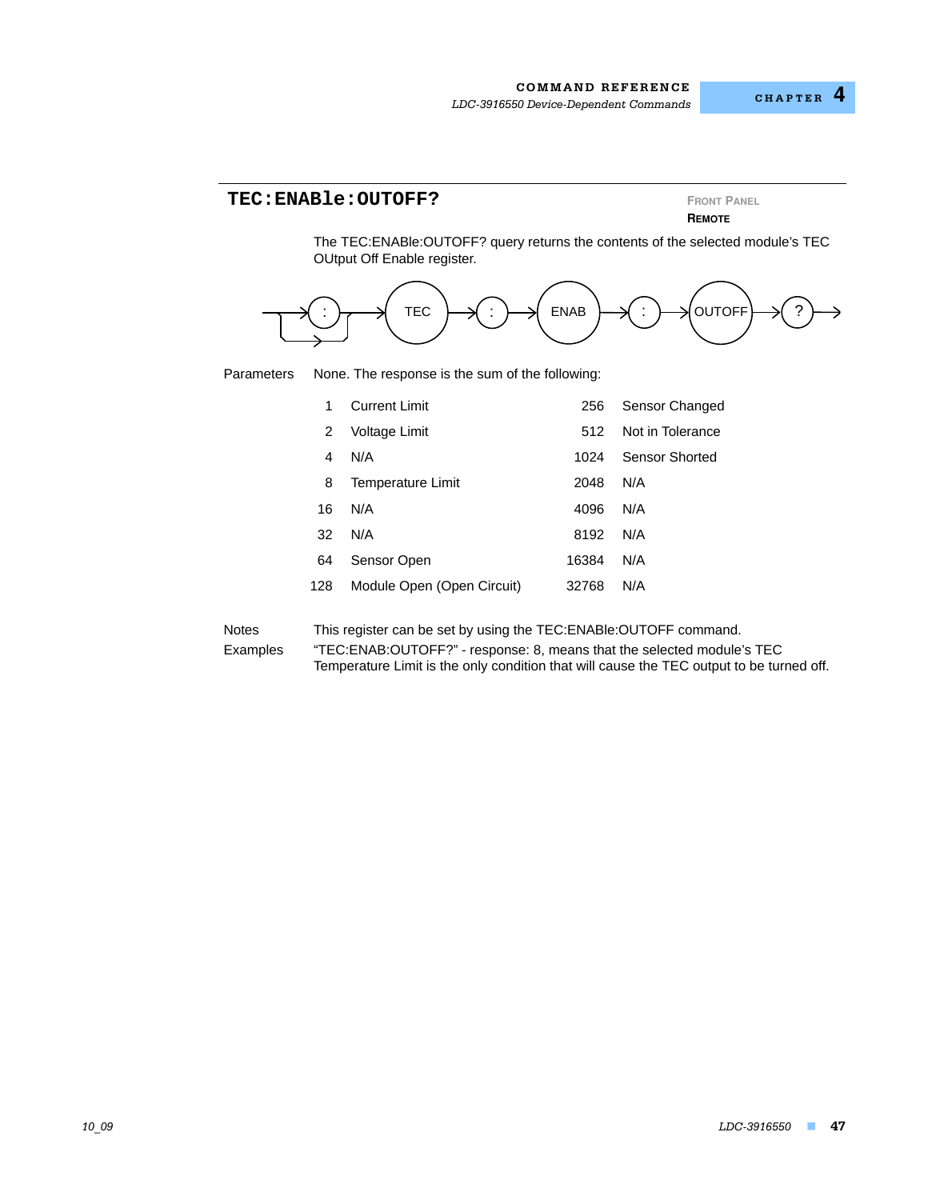## TEC:ENABle:OUTOFF?

FRONT PANEL
**REMOTE**

The TEC:ENABle:OUTOFF? query returns the contents of the selected module's TEC OUtput Off Enable register.

: TEC : ENAB : OUTOFF ?

Parameters None. The response is the sum of the following:

| | | | |
|---|---|---|---|
| 1 | Current Limit | 256 | Sensor Changed |
| 2 | Voltage Limit | 512 | Not in Tolerance |
| 4 | N/A | 1024 | Sensor Shorted |
| 8 | Temperature Limit | 2048 | N/A |
| 16 | N/A | 4096 | N/A |
| 32 | N/A | 8192 | N/A |
| 64 | Sensor Open | 16384 | N/A |
| 128 | Module Open (Open Circuit) | 32768 | N/A |

Notes This register can be set by using the TEC:ENABle:OUTOFF command.

Examples "TEC:ENAB:OUTOFF?" - response: 8, means that the selected module's TEC Temperature Limit is the only condition that will cause the TEC output to be turned off.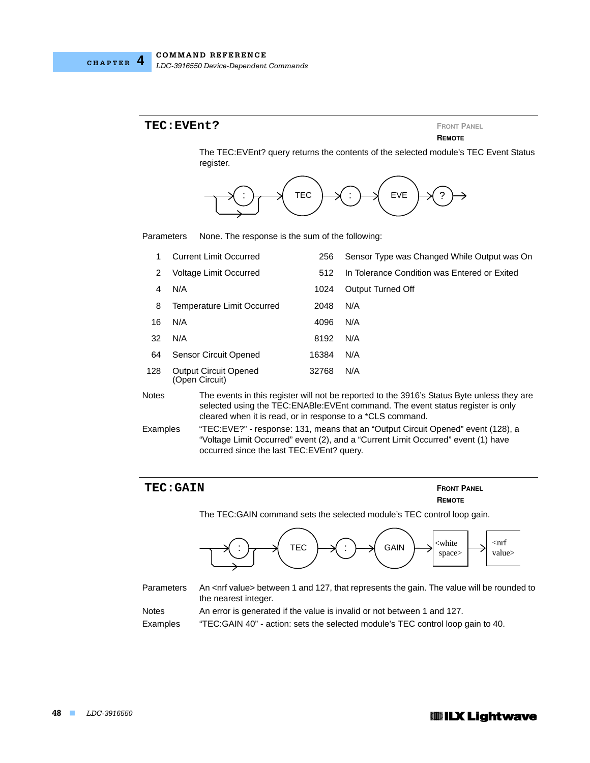## TEC:EVEnt?

FRONT PANEL
**REMOTE**

The TEC:EVEnt? query returns the contents of the selected module's TEC Event Status register.

Parameters None. The response is the sum of the following:

| | | | |
|---|---|---|---|
| 1 | Current Limit Occurred | 256 | Sensor Type was Changed While Output was On |
| 2 | Voltage Limit Occurred | 512 | In Tolerance Condition was Entered or Exited |
| 4 | N/A | 1024 | Output Turned Off |
| 8 | Temperature Limit Occurred | 2048 | N/A |
| 16 | N/A | 4096 | N/A |
| 32 | N/A | 8192 | N/A |
| 64 | Sensor Circuit Opened | 16384 | N/A |
| 128 | Output Circuit Opened (Open Circuit) | 32768 | N/A |

Notes The events in this register will not be reported to the 3916's Status Byte unless they are selected using the TEC:ENABle:EVEnt command. The event status register is only cleared when it is read, or in response to a *CLS command.

Examples "TEC:EVE?" - response: 131, means that an "Output Circuit Opened" event (128), a "Voltage Limit Occurred" event (2), and a "Current Limit Occurred" event (1) have occurred since the last TEC:EVEnt? query.

## TEC:GAIN

**FRONT PANEL**
**REMOTE**

The TEC:GAIN command sets the selected module's TEC control loop gain.

Parameters An <nrf value> between 1 and 127, that represents the gain. The value will be rounded to the nearest integer.

Notes An error is generated if the value is invalid or not between 1 and 127.

Examples "TEC:GAIN 40" - action: sets the selected module's TEC control loop gain to 40.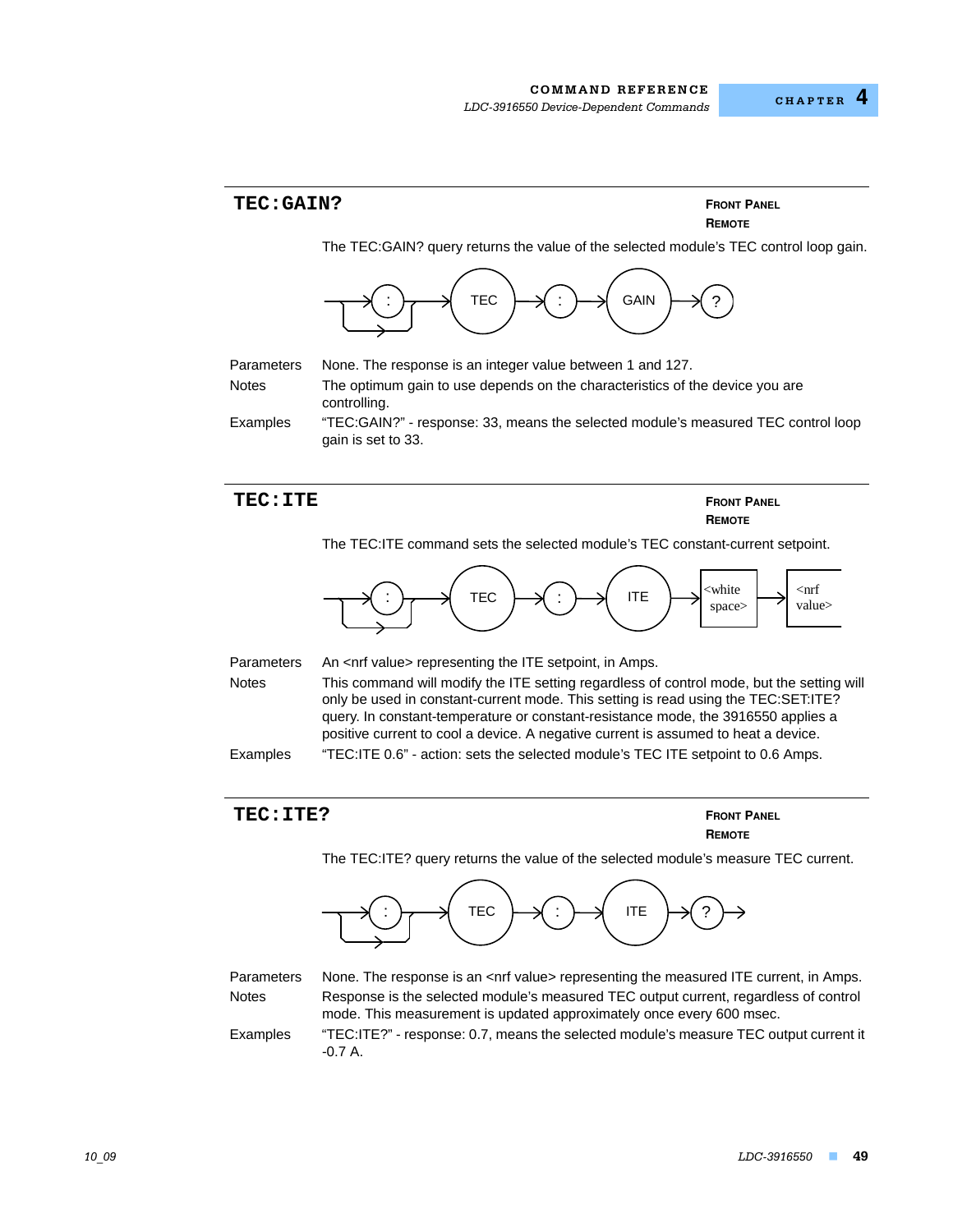## TEC:GAIN?

**FRONT PANEL**
**REMOTE**

The TEC:GAIN? query returns the value of the selected module's TEC control loop gain.

: TEC : GAIN ?

| | |
|---|---|
| Parameters | None. The response is an integer value between 1 and 127. |
| Notes | The optimum gain to use depends on the characteristics of the device you are controlling. |
| Examples | "TEC:GAIN?" - response: 33, means the selected module's measured TEC control loop gain is set to 33. |

## TEC:ITE

**FRONT PANEL**
**REMOTE**

The TEC:ITE command sets the selected module's TEC constant-current setpoint.

: TEC : ITE <white space> <nrf value>

| | |
|---|---|
| Parameters | An <nrf value> representing the ITE setpoint, in Amps. |
| Notes | This command will modify the ITE setting regardless of control mode, but the setting will only be used in constant-current mode. This setting is read using the TEC:SET:ITE? query. In constant-temperature or constant-resistance mode, the 3916550 applies a positive current to cool a device. A negative current is assumed to heat a device. |
| Examples | "TEC:ITE 0.6" - action: sets the selected module's TEC ITE setpoint to 0.6 Amps. |

## TEC:ITE?

**FRONT PANEL**
**REMOTE**

The TEC:ITE? query returns the value of the selected module's measure TEC current.

: TEC : ITE ?

| | |
|---|---|
| Parameters | None. The response is an <nrf value> representing the measured ITE current, in Amps. |
| Notes | Response is the selected module's measured TEC output current, regardless of control mode. This measurement is updated approximately once every 600 msec. |
| Examples | "TEC:ITE?" - response: 0.7, means the selected module's measure TEC output current it -0.7 A. |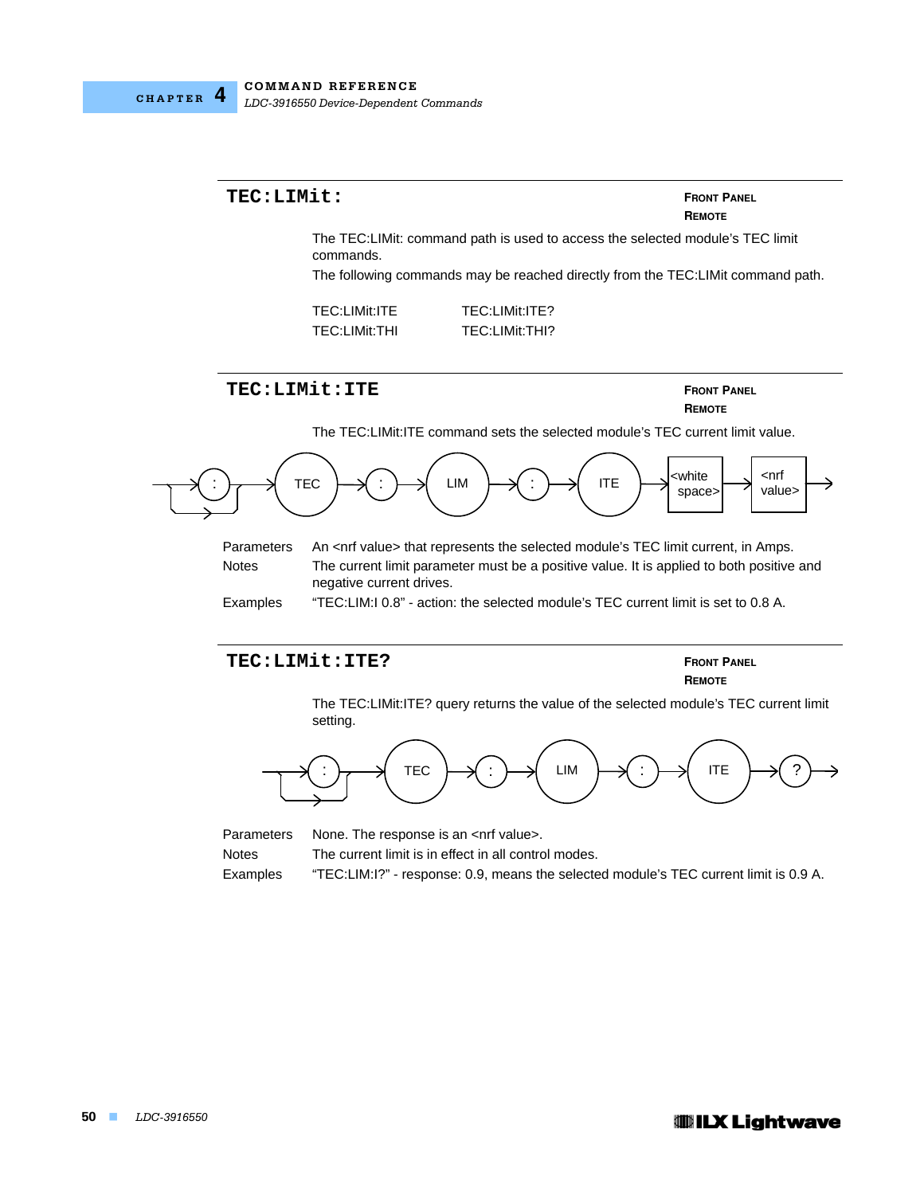## TEC:LIMit:

**FRONT PANEL**
**REMOTE**

The TEC:LIMit: command path is used to access the selected module's TEC limit commands.

The following commands may be reached directly from the TEC:LIMit command path.

| | |
|---|---|
| TEC:LIMit:ITE | TEC:LIMit:ITE? |
| TEC:LIMit:THI | TEC:LIMit:THI? |

## TEC:LIMit:ITE

**FRONT PANEL**
**REMOTE**

The TEC:LIMit:ITE command sets the selected module's TEC current limit value.

: TEC : LIM : ITE <white space> <nrf value>

Parameters — An <nrf value> that represents the selected module's TEC limit current, in Amps.

Notes — The current limit parameter must be a positive value. It is applied to both positive and negative current drives.

Examples — "TEC:LIM:I 0.8" - action: the selected module's TEC current limit is set to 0.8 A.

## TEC:LIMit:ITE?

**FRONT PANEL**
**REMOTE**

The TEC:LIMit:ITE? query returns the value of the selected module's TEC current limit setting.

: TEC : LIM : ITE ?

Parameters — None. The response is an <nrf value>.

Notes — The current limit is in effect in all control modes.

Examples — "TEC:LIM:I?" - response: 0.9, means the selected module's TEC current limit is 0.9 A.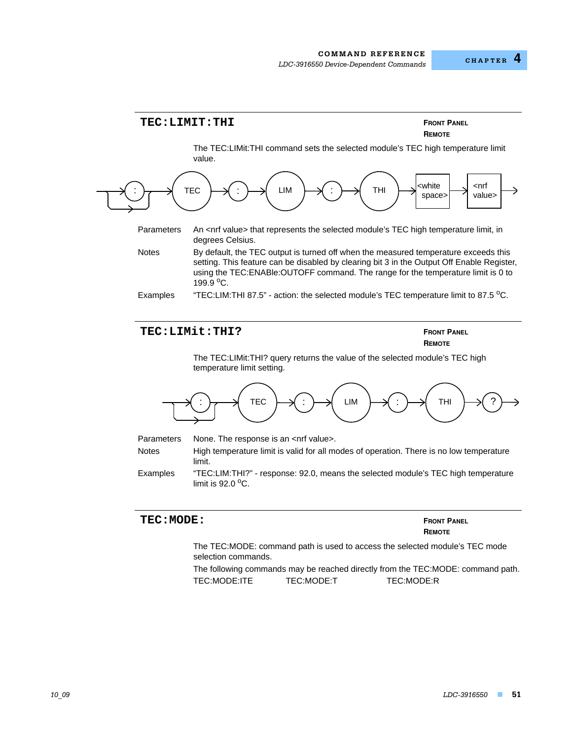## TEC:LIMIT:THI

FRONT PANEL
REMOTE

The TEC:LIMit:THI command sets the selected module's TEC high temperature limit value.

: TEC : LIM : THI <white space> <nrf value>

Parameters An <nrf value> that represents the selected module's TEC high temperature limit, in degrees Celsius.

Notes By default, the TEC output is turned off when the measured temperature exceeds this setting. This feature can be disabled by clearing bit 3 in the Output Off Enable Register, using the TEC:ENABle:OUTOFF command. The range for the temperature limit is 0 to 199.9 $^{o}$C.

Examples "TEC:LIM:THI 87.5" - action: the selected module's TEC temperature limit to 87.5 $^{o}$C.

## TEC:LIMit:THI?

FRONT PANEL
REMOTE

The TEC:LIMit:THI? query returns the value of the selected module's TEC high temperature limit setting.

: TEC : LIM : THI ?

Parameters None. The response is an <nrf value>.

Notes High temperature limit is valid for all modes of operation. There is no low temperature limit.

Examples "TEC:LIM:THI?" - response: 92.0, means the selected module's TEC high temperature limit is 92.0 $^{o}$C.

## TEC:MODE:

FRONT PANEL
REMOTE

The TEC:MODE: command path is used to access the selected module's TEC mode selection commands.

The following commands may be reached directly from the TEC:MODE: command path.

TEC:MODE:ITE TEC:MODE:T TEC:MODE:R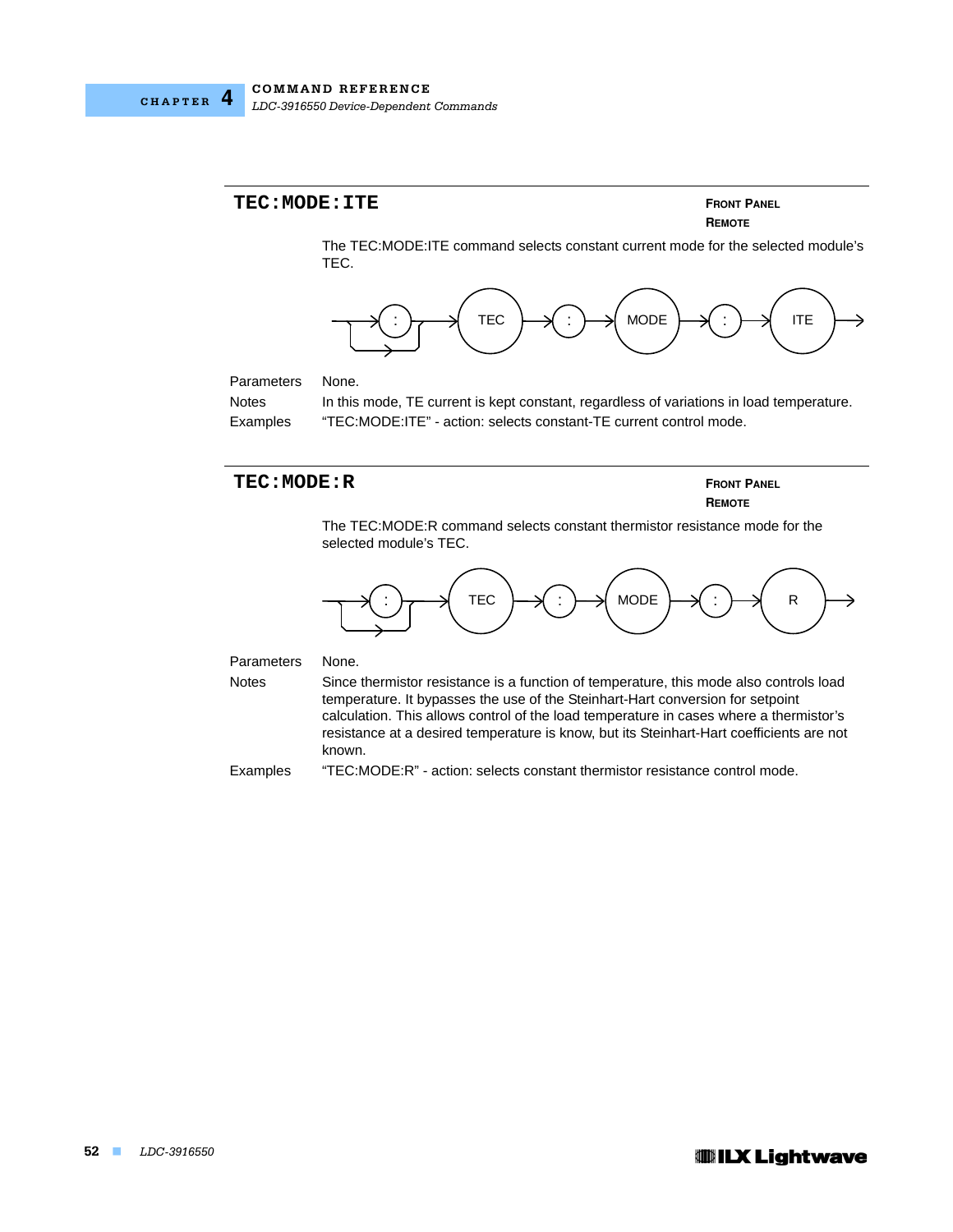## TEC:MODE:ITE

**FRONT PANEL**
**REMOTE**

The TEC:MODE:ITE command selects constant current mode for the selected module's TEC.

:
TEC
:
MODE
:
ITE

| | |
|---|---|
| Parameters | None. |
| Notes | In this mode, TE current is kept constant, regardless of variations in load temperature. |
| Examples | "TEC:MODE:ITE" - action: selects constant-TE current control mode. |

## TEC:MODE:R

**FRONT PANEL**
**REMOTE**

The TEC:MODE:R command selects constant thermistor resistance mode for the selected module's TEC.

:
TEC
:
MODE
:
R

| | |
|---|---|
| Parameters | None. |
| Notes | Since thermistor resistance is a function of temperature, this mode also controls load temperature. It bypasses the use of the Steinhart-Hart conversion for setpoint calculation. This allows control of the load temperature in cases where a thermistor's resistance at a desired temperature is know, but its Steinhart-Hart coefficients are not known. |
| Examples | "TEC:MODE:R" - action: selects constant thermistor resistance control mode. |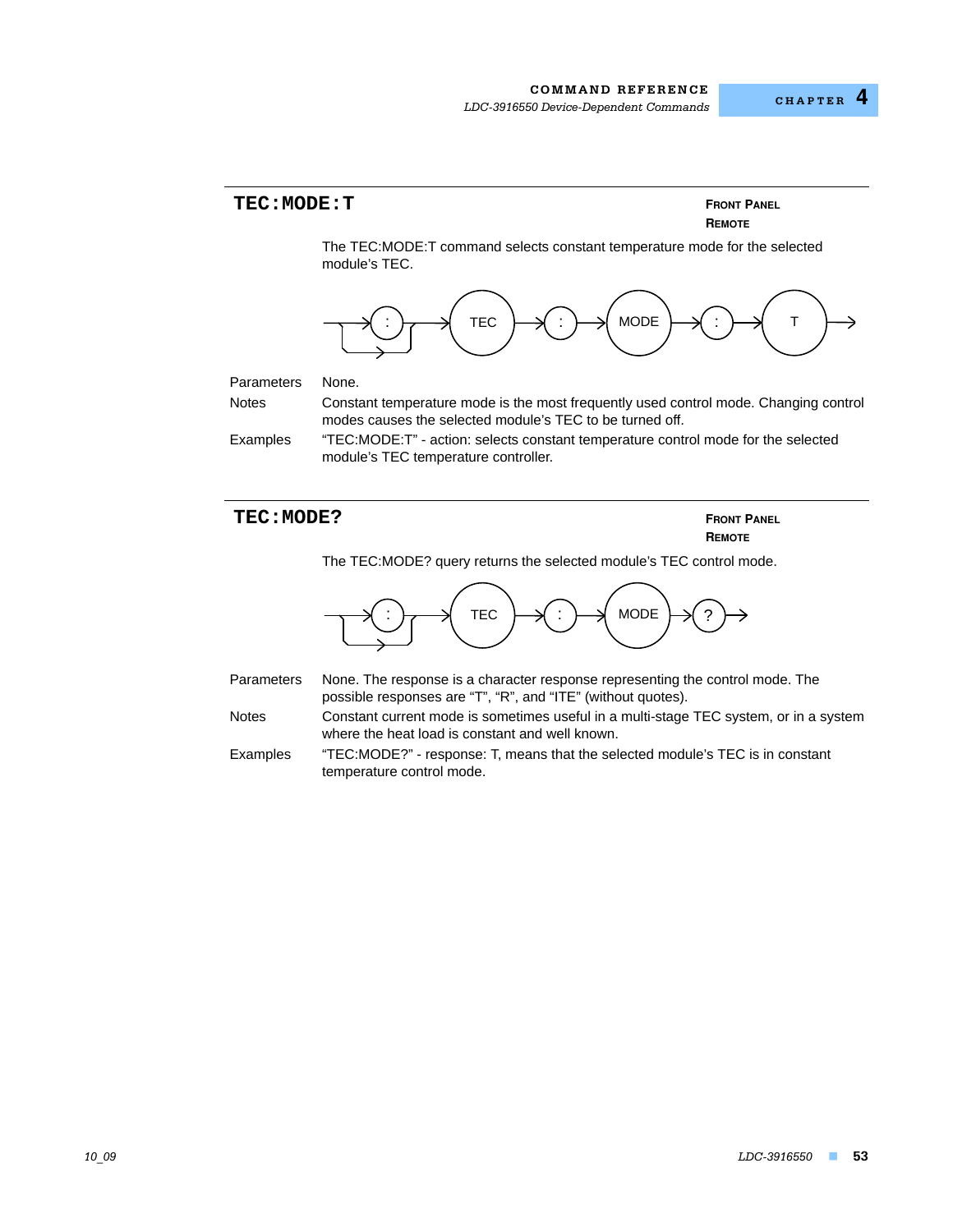## TEC:MODE:T

**FRONT PANEL**
**REMOTE**

The TEC:MODE:T command selects constant temperature mode for the selected module's TEC.

: TEC : MODE : T

| | |
|---|---|
| Parameters | None. |
| Notes | Constant temperature mode is the most frequently used control mode. Changing control modes causes the selected module's TEC to be turned off. |
| Examples | "TEC:MODE:T" - action: selects constant temperature control mode for the selected module's TEC temperature controller. |

## TEC:MODE?

**FRONT PANEL**
**REMOTE**

The TEC:MODE? query returns the selected module's TEC control mode.

: TEC : MODE ?

| | |
|---|---|
| Parameters | None. The response is a character response representing the control mode. The possible responses are "T", "R", and "ITE" (without quotes). |
| Notes | Constant current mode is sometimes useful in a multi-stage TEC system, or in a system where the heat load is constant and well known. |
| Examples | "TEC:MODE?" - response: T, means that the selected module's TEC is in constant temperature control mode. |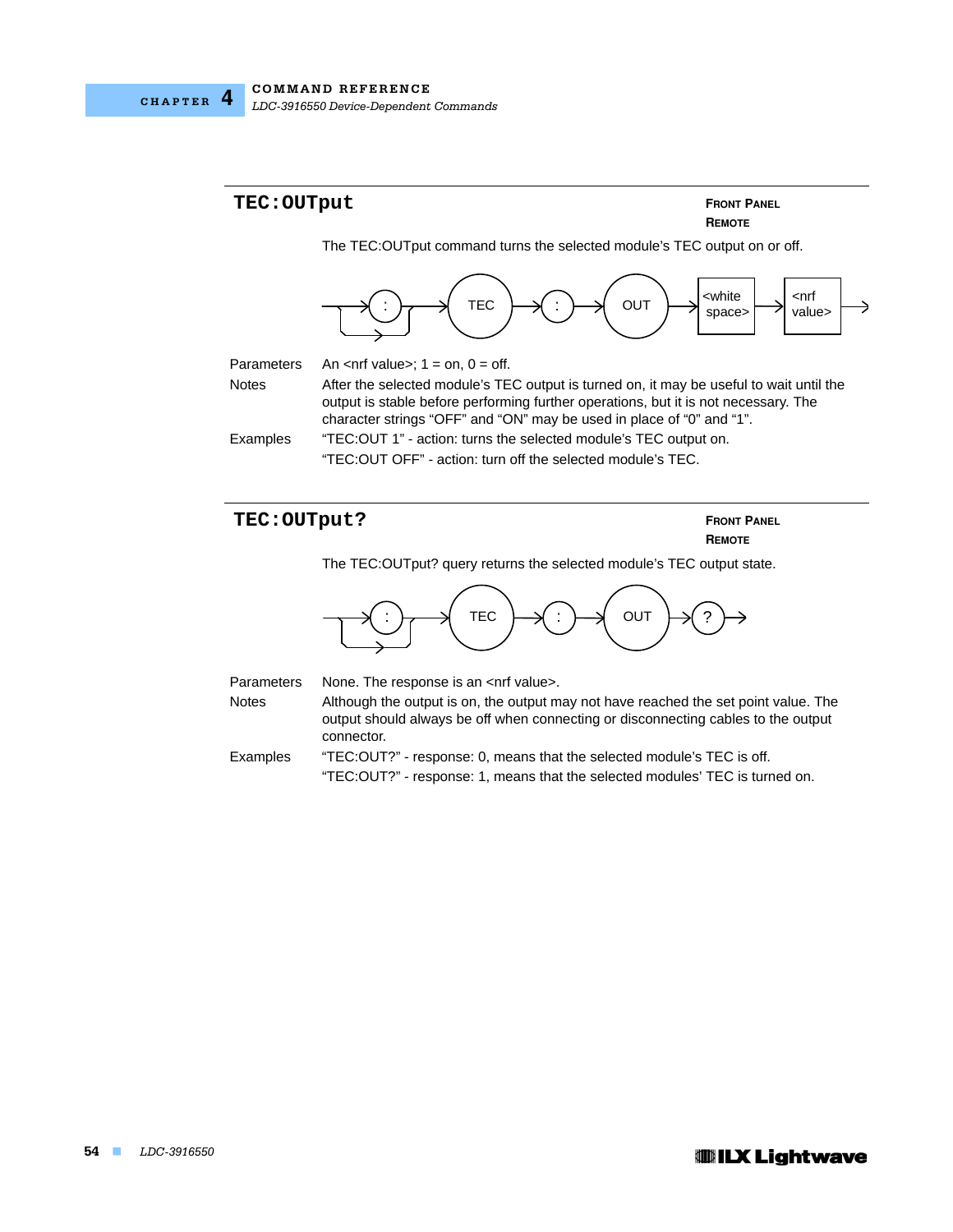## TEC:OUTput

**FRONT PANEL**
**REMOTE**

The TEC:OUTput command turns the selected module's TEC output on or off.

:
TEC
:
OUT
<white space>
<nrf value>

Parameters — An <nrf value>; 1 = on, 0 = off.

Notes — After the selected module's TEC output is turned on, it may be useful to wait until the output is stable before performing further operations, but it is not necessary. The character strings "OFF" and "ON" may be used in place of "0" and "1".

Examples — "TEC:OUT 1" - action: turns the selected module's TEC output on.

"TEC:OUT OFF" - action: turn off the selected module's TEC.

## TEC:OUTput?

**FRONT PANEL**
**REMOTE**

The TEC:OUTput? query returns the selected module's TEC output state.

:
TEC
:
OUT
?

Parameters — None. The response is an <nrf value>.

Notes — Although the output is on, the output may not have reached the set point value. The output should always be off when connecting or disconnecting cables to the output connector.

Examples — "TEC:OUT?" - response: 0, means that the selected module's TEC is off.

"TEC:OUT?" - response: 1, means that the selected modules' TEC is turned on.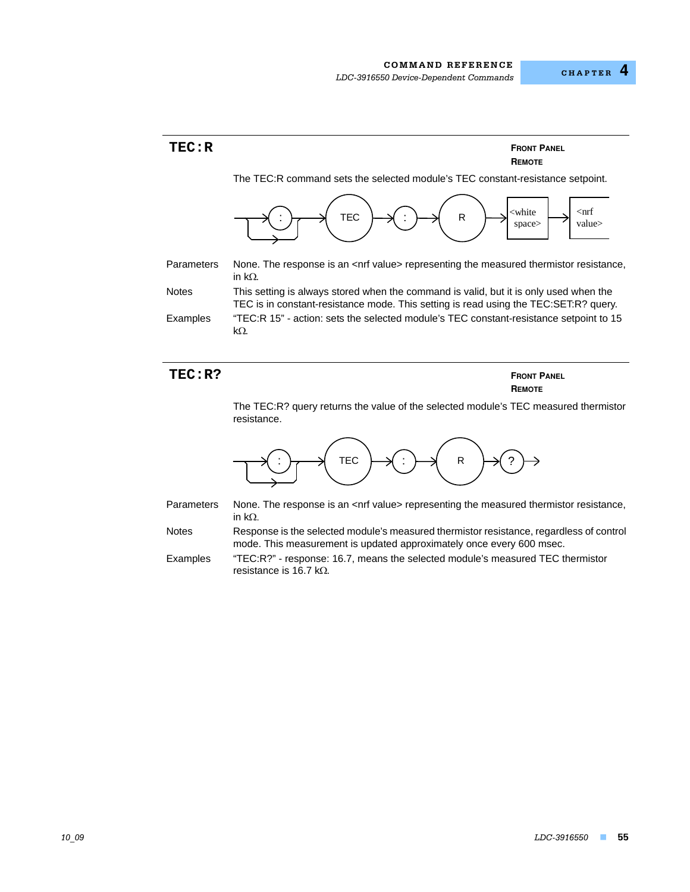## TEC:R

**FRONT PANEL**
**REMOTE**

The TEC:R command sets the selected module's TEC constant-resistance setpoint.

: TEC : R <white space> <nrf value>

Parameters None. The response is an <nrf value> representing the measured thermistor resistance, in kΩ.

Notes This setting is always stored when the command is valid, but it is only used when the TEC is in constant-resistance mode. This setting is read using the TEC:SET:R? query.

Examples "TEC:R 15" - action: sets the selected module's TEC constant-resistance setpoint to 15 kΩ.

## TEC:R?

**FRONT PANEL**
**REMOTE**

The TEC:R? query returns the value of the selected module's TEC measured thermistor resistance.

: TEC : R ?

Parameters None. The response is an <nrf value> representing the measured thermistor resistance, in kΩ.

Notes Response is the selected module's measured thermistor resistance, regardless of control mode. This measurement is updated approximately once every 600 msec.

Examples "TEC:R?" - response: 16.7, means the selected module's measured TEC thermistor resistance is 16.7 kΩ.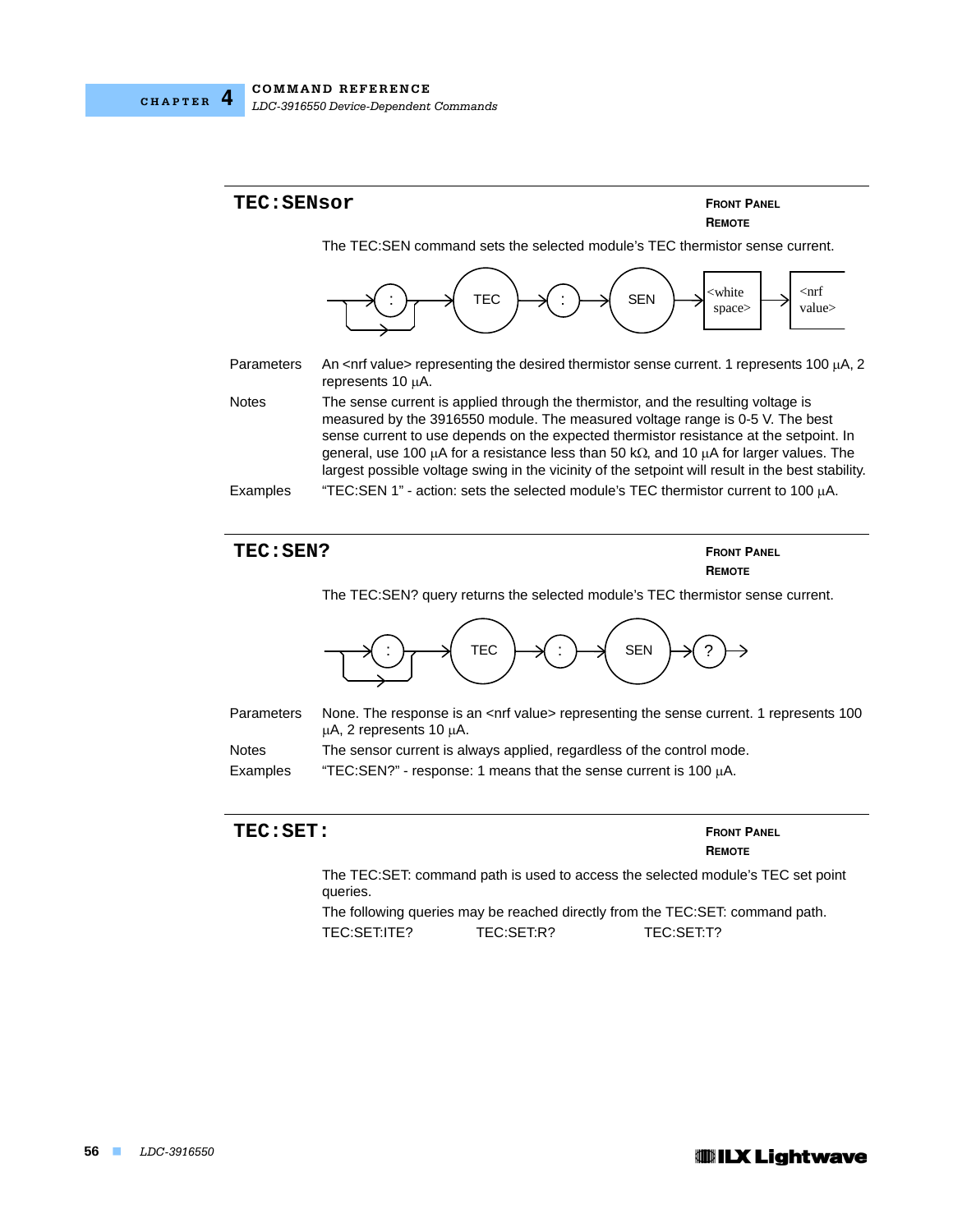## TEC:SENsor

**FRONT PANEL**
**REMOTE**

The TEC:SEN command sets the selected module's TEC thermistor sense current.

: TEC : SEN <white space> <nrf value>

Parameters — An <nrf value> representing the desired thermistor sense current. 1 represents 100 µA, 2 represents 10 µA.

Notes — The sense current is applied through the thermistor, and the resulting voltage is measured by the 3916550 module. The measured voltage range is 0-5 V. The best sense current to use depends on the expected thermistor resistance at the setpoint. In general, use 100 µA for a resistance less than 50 kΩ, and 10 µA for larger values. The largest possible voltage swing in the vicinity of the setpoint will result in the best stability.

Examples — "TEC:SEN 1" - action: sets the selected module's TEC thermistor current to 100 µA.

## TEC:SEN?

**FRONT PANEL**
**REMOTE**

The TEC:SEN? query returns the selected module's TEC thermistor sense current.

: TEC : SEN ?

Parameters — None. The response is an <nrf value> representing the sense current. 1 represents 100 µA, 2 represents 10 µA.

Notes — The sensor current is always applied, regardless of the control mode.

Examples — "TEC:SEN?" - response: 1 means that the sense current is 100 µA.

## TEC:SET:

**FRONT PANEL**
**REMOTE**

The TEC:SET: command path is used to access the selected module's TEC set point queries.

The following queries may be reached directly from the TEC:SET: command path.

TEC:SET:ITE? TEC:SET:R? TEC:SET:T?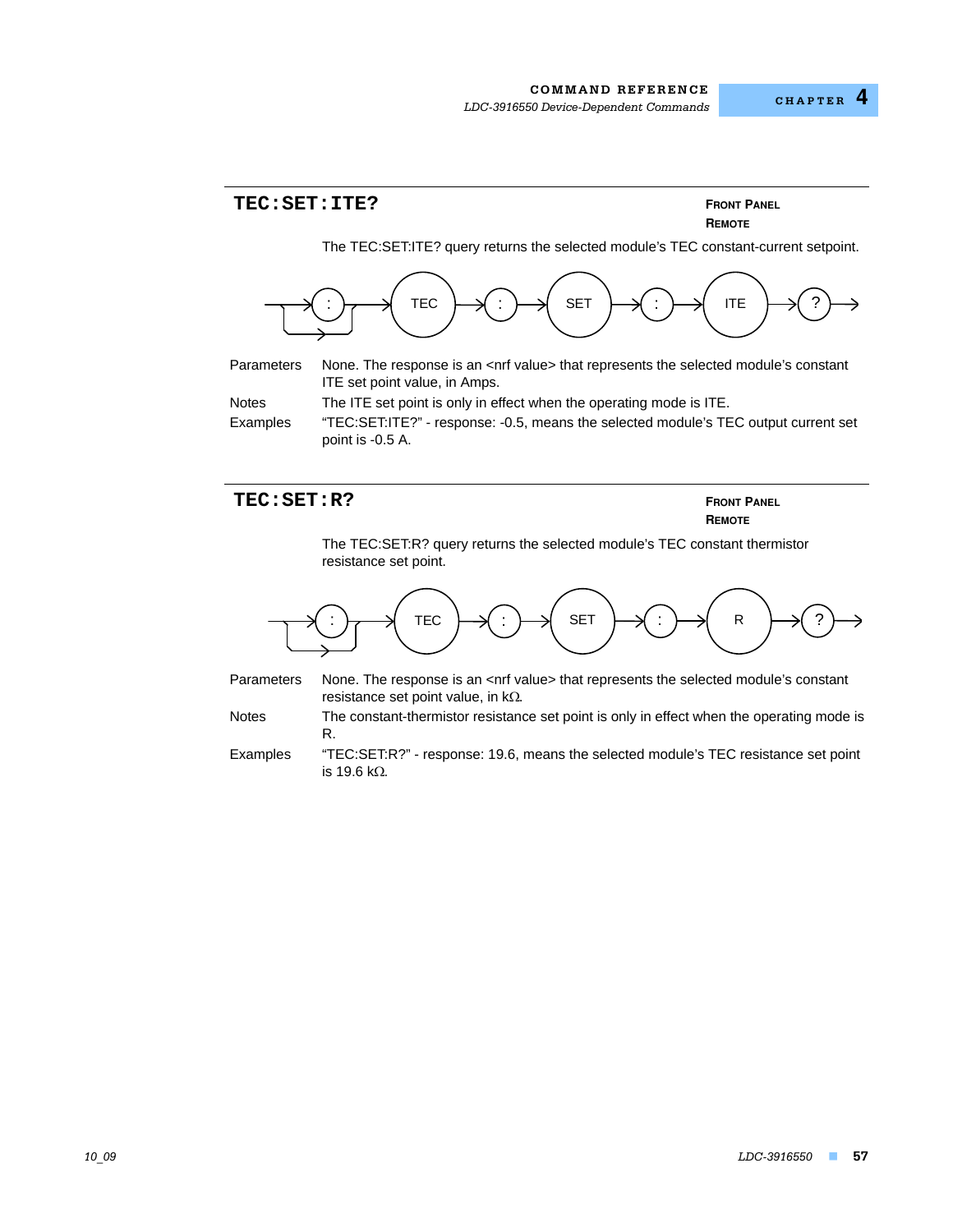## TEC:SET:ITE?

**FRONT PANEL**
**REMOTE**

The TEC:SET:ITE? query returns the selected module's TEC constant-current setpoint.

: TEC : SET : ITE ?

| | |
|---|---|
| Parameters | None. The response is an <nrf value> that represents the selected module's constant ITE set point value, in Amps. |
| Notes | The ITE set point is only in effect when the operating mode is ITE. |
| Examples | "TEC:SET:ITE?" - response: -0.5, means the selected module's TEC output current set point is -0.5 A. |

## TEC:SET:R?

**FRONT PANEL**
**REMOTE**

The TEC:SET:R? query returns the selected module's TEC constant thermistor resistance set point.

: TEC : SET : R ?

| | |
|---|---|
| Parameters | None. The response is an <nrf value> that represents the selected module's constant resistance set point value, in kΩ. |
| Notes | The constant-thermistor resistance set point is only in effect when the operating mode is R. |
| Examples | "TEC:SET:R?" - response: 19.6, means the selected module's TEC resistance set point is 19.6 kΩ. |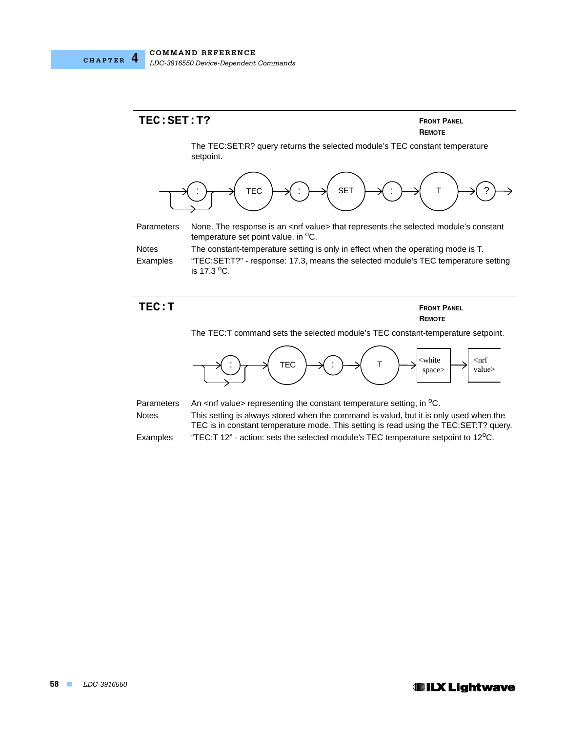## TEC:SET:T?

**FRONT PANEL**
**REMOTE**

The TEC:SET:R? query returns the selected module's TEC constant temperature setpoint.

: TEC : SET : T ?

Parameters None. The response is an <nrf value> that represents the selected module's constant temperature set point value, in $^{o}$C.

Notes The constant-temperature setting is only in effect when the operating mode is T.

Examples "TEC:SET:T?" - response: 17.3, means the selected module's TEC temperature setting is 17.3 $^{o}$C.

## TEC:T

**FRONT PANEL**
**REMOTE**

The TEC:T command sets the selected module's TEC constant-temperature setpoint.

: TEC : T <white space> <nrf value>

Parameters An <nrf value> representing the constant temperature setting, in $^{o}$C.

Notes This setting is always stored when the command is valud, but it is only used when the TEC is in constant temperature mode. This setting is read using the TEC:SET:T? query.

Examples "TEC:T 12" - action: sets the selected module's TEC temperature setpoint to 12$^{o}$C.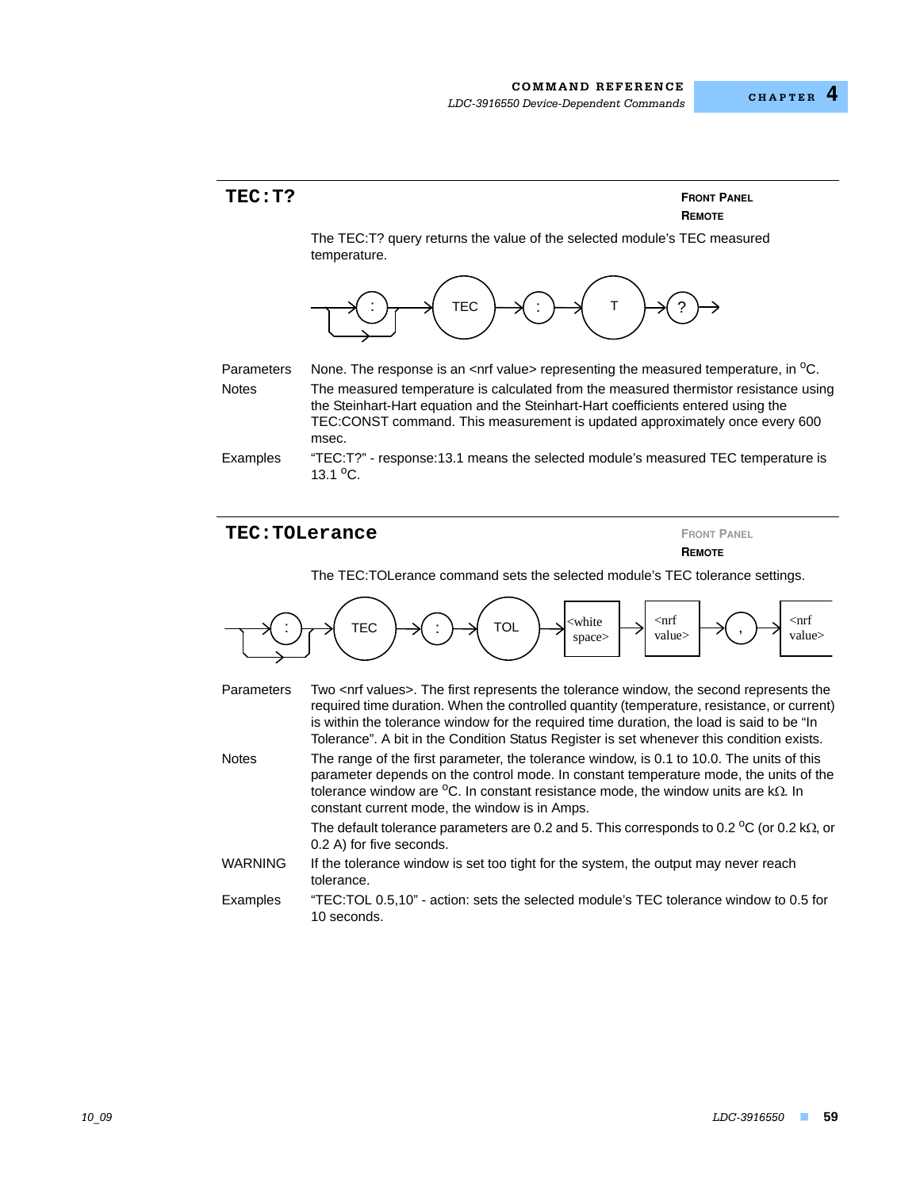## TEC:T?

**FRONT PANEL**
**REMOTE**

The TEC:T? query returns the value of the selected module's TEC measured temperature.

: TEC : T ?

| | |
|---|---|
| Parameters | None. The response is an <nrf value> representing the measured temperature, in $^{o}$C. |
| Notes | The measured temperature is calculated from the measured thermistor resistance using the Steinhart-Hart equation and the Steinhart-Hart coefficients entered using the TEC:CONST command. This measurement is updated approximately once every 600 msec. |
| Examples | "TEC:T?" - response:13.1 means the selected module's measured TEC temperature is 13.1 $^{o}$C. |

## TEC:TOLerance

FRONT PANEL
**REMOTE**

The TEC:TOLerance command sets the selected module's TEC tolerance settings.

: TEC : TOL <white space> <nrf value> , <nrf value>

| | |
|---|---|
| Parameters | Two <nrf values>. The first represents the tolerance window, the second represents the required time duration. When the controlled quantity (temperature, resistance, or current) is within the tolerance window for the required time duration, the load is said to be "In Tolerance". A bit in the Condition Status Register is set whenever this condition exists. |
| Notes | The range of the first parameter, the tolerance window, is 0.1 to 10.0. The units of this parameter depends on the control mode. In constant temperature mode, the units of the tolerance window are $^{o}$C. In constant resistance mode, the window units are kΩ. In constant current mode, the window is in Amps. |
| | The default tolerance parameters are 0.2 and 5. This corresponds to 0.2 $^{o}$C (or 0.2 kΩ, or 0.2 A) for five seconds. |
| WARNING | If the tolerance window is set too tight for the system, the output may never reach tolerance. |
| Examples | "TEC:TOL 0.5,10" - action: sets the selected module's TEC tolerance window to 0.5 for 10 seconds. |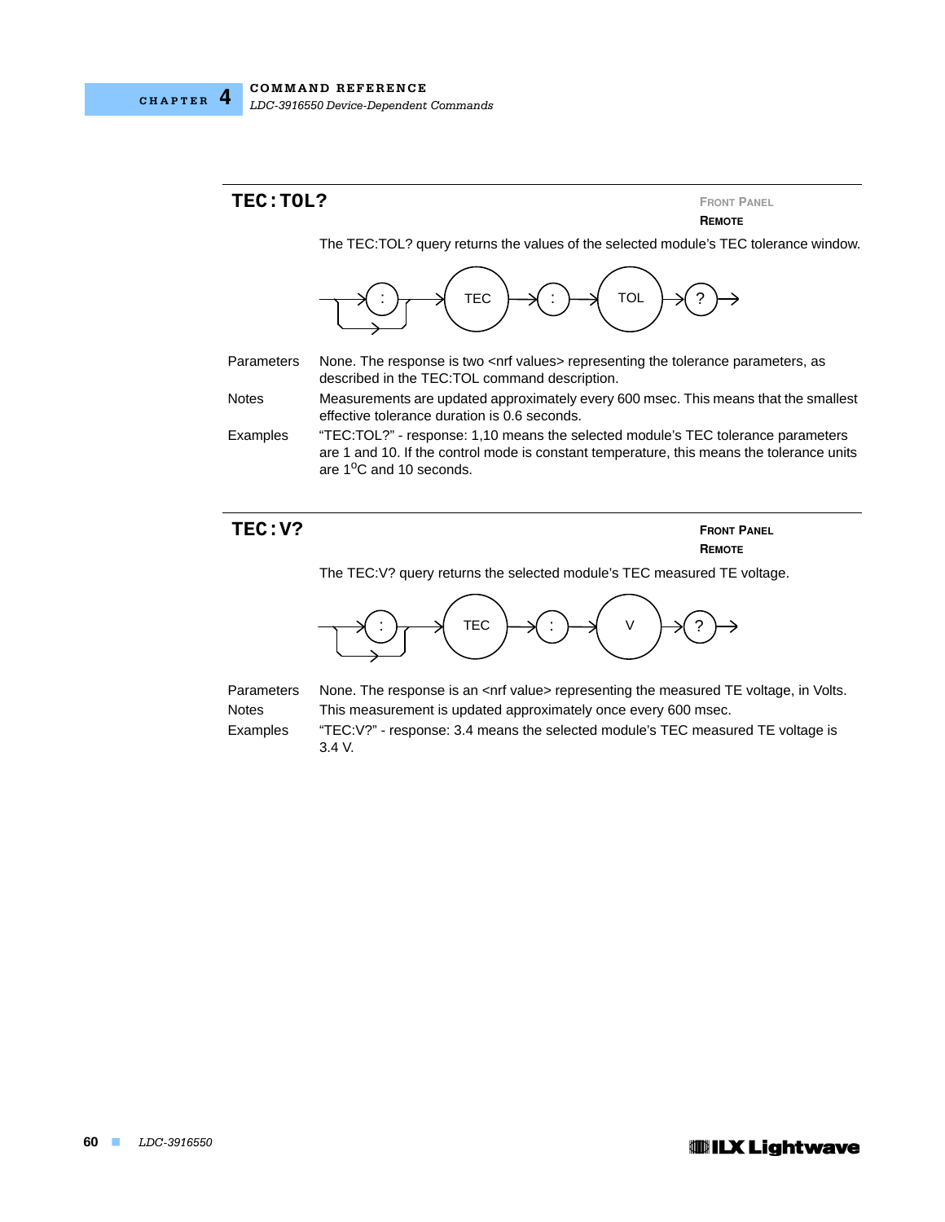## TEC:TOL?

FRONT PANEL
**REMOTE**

The TEC:TOL? query returns the values of the selected module's TEC tolerance window.

: TEC : TOL ?

Parameters None. The response is two <nrf values> representing the tolerance parameters, as described in the TEC:TOL command description.

Notes Measurements are updated approximately every 600 msec. This means that the smallest effective tolerance duration is 0.6 seconds.

Examples "TEC:TOL?" - response: 1,10 means the selected module's TEC tolerance parameters are 1 and 10. If the control mode is constant temperature, this means the tolerance units are 1°C and 10 seconds.

## TEC:V?

**FRONT PANEL**
**REMOTE**

The TEC:V? query returns the selected module's TEC measured TE voltage.

: TEC : V ?

Parameters None. The response is an <nrf value> representing the measured TE voltage, in Volts.

Notes This measurement is updated approximately once every 600 msec.

Examples "TEC:V?" - response: 3.4 means the selected module's TEC measured TE voltage is 3.4 V.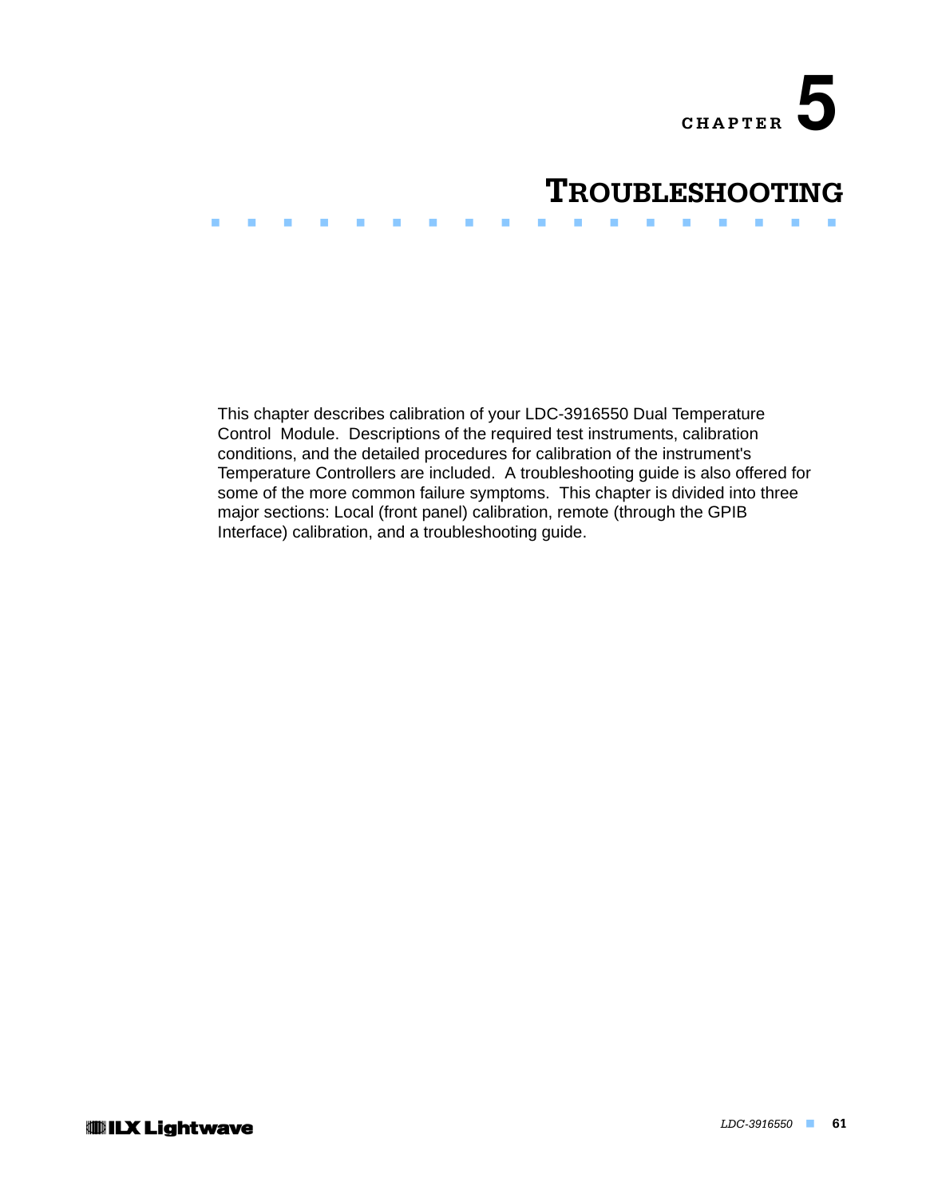# CHAPTER 5

# TROUBLESHOOTING

This chapter describes calibration of your LDC-3916550 Dual Temperature Control  Module.  Descriptions of the required test instruments, calibration conditions, and the detailed procedures for calibration of the instrument's Temperature Controllers are included.  A troubleshooting guide is also offered for some of the more common failure symptoms.  This chapter is divided into three major sections: Local (front panel) calibration, remote (through the GPIB Interface) calibration, and a troubleshooting guide.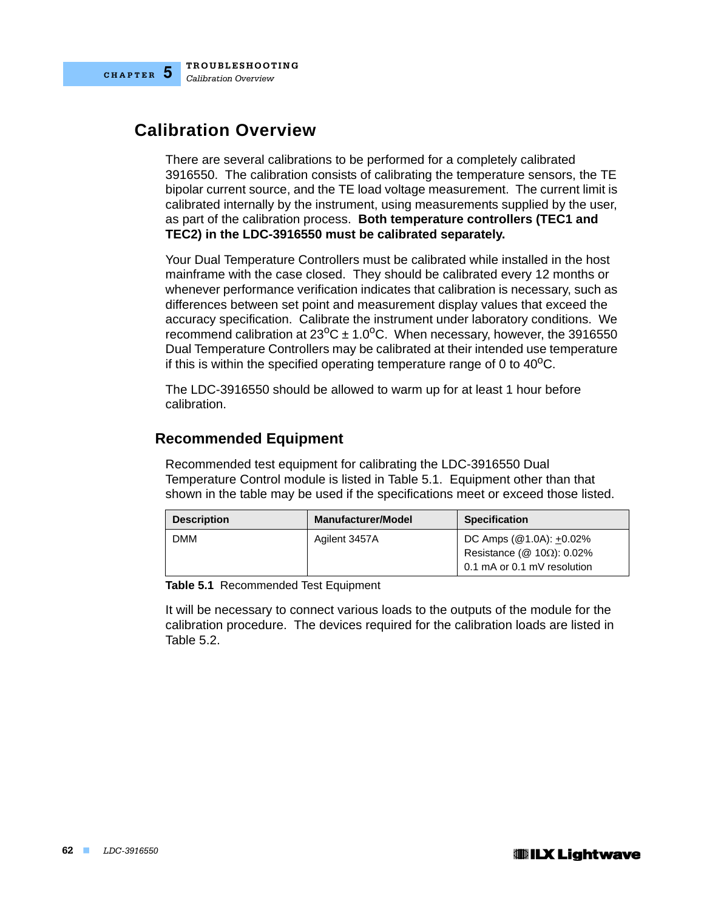# Calibration Overview

There are several calibrations to be performed for a completely calibrated 3916550. The calibration consists of calibrating the temperature sensors, the TE bipolar current source, and the TE load voltage measurement. The current limit is calibrated internally by the instrument, using measurements supplied by the user, as part of the calibration process. **Both temperature controllers (TEC1 and TEC2) in the LDC-3916550 must be calibrated separately.**

Your Dual Temperature Controllers must be calibrated while installed in the host mainframe with the case closed. They should be calibrated every 12 months or whenever performance verification indicates that calibration is necessary, such as differences between set point and measurement display values that exceed the accuracy specification. Calibrate the instrument under laboratory conditions. We recommend calibration at 23$^{o}$C ± 1.0$^{o}$C. When necessary, however, the 3916550 Dual Temperature Controllers may be calibrated at their intended use temperature if this is within the specified operating temperature range of 0 to 40$^{o}$C.

The LDC-3916550 should be allowed to warm up for at least 1 hour before calibration.

## Recommended Equipment

Recommended test equipment for calibrating the LDC-3916550 Dual Temperature Control module is listed in Table 5.1. Equipment other than that shown in the table may be used if the specifications meet or exceed those listed.

| Description | Manufacturer/Model | Specification |
| --- | --- | --- |
| DMM | Agilent 3457A | DC Amps (@1.0A): ±0.02%<br>Resistance (@ 10Ω): 0.02%<br>0.1 mA or 0.1 mV resolution |

**Table 5.1** Recommended Test Equipment

It will be necessary to connect various loads to the outputs of the module for the calibration procedure. The devices required for the calibration loads are listed in Table 5.2.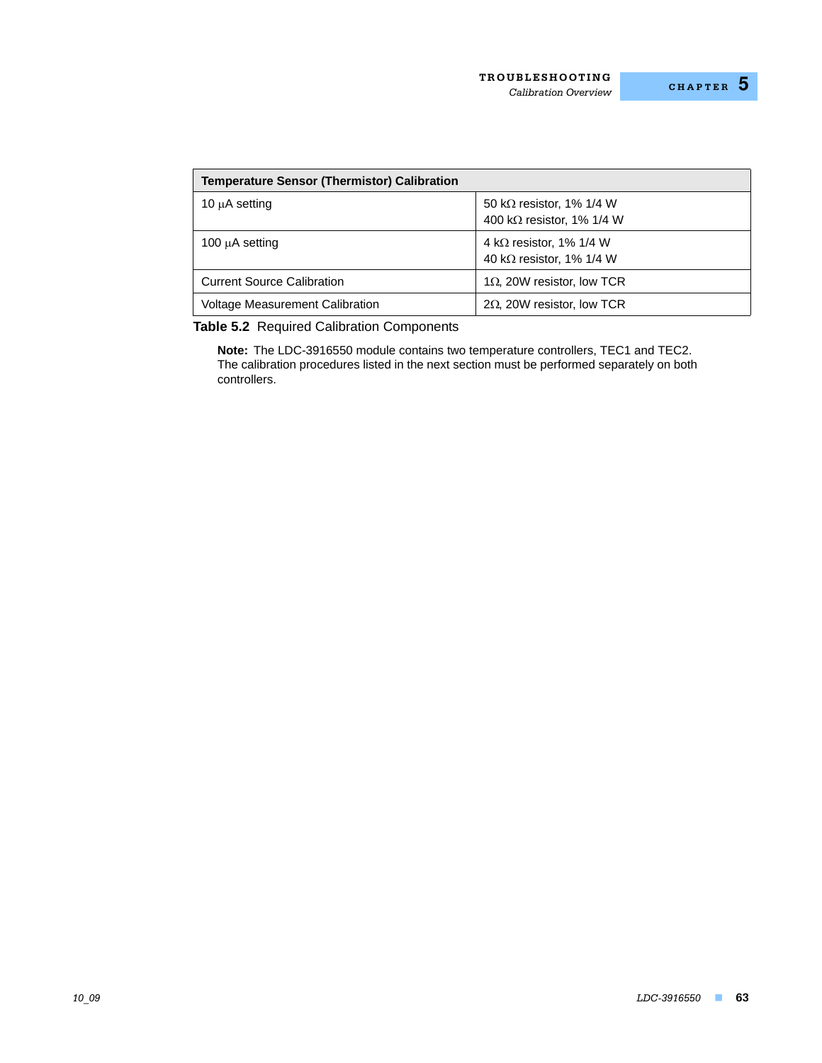| Temperature Sensor (Thermistor) Calibration | |
|---|---|
| 10 μA setting | 50 kΩ resistor, 1% 1/4 W<br>400 kΩ resistor, 1% 1/4 W |
| 100 μA setting | 4 kΩ resistor, 1% 1/4 W<br>40 kΩ resistor, 1% 1/4 W |
| Current Source Calibration | 1Ω, 20W resistor, low TCR |
| Voltage Measurement Calibration | 2Ω, 20W resistor, low TCR |

**Table 5.2** Required Calibration Components

**Note:** The LDC-3916550 module contains two temperature controllers, TEC1 and TEC2. The calibration procedures listed in the next section must be performed separately on both controllers.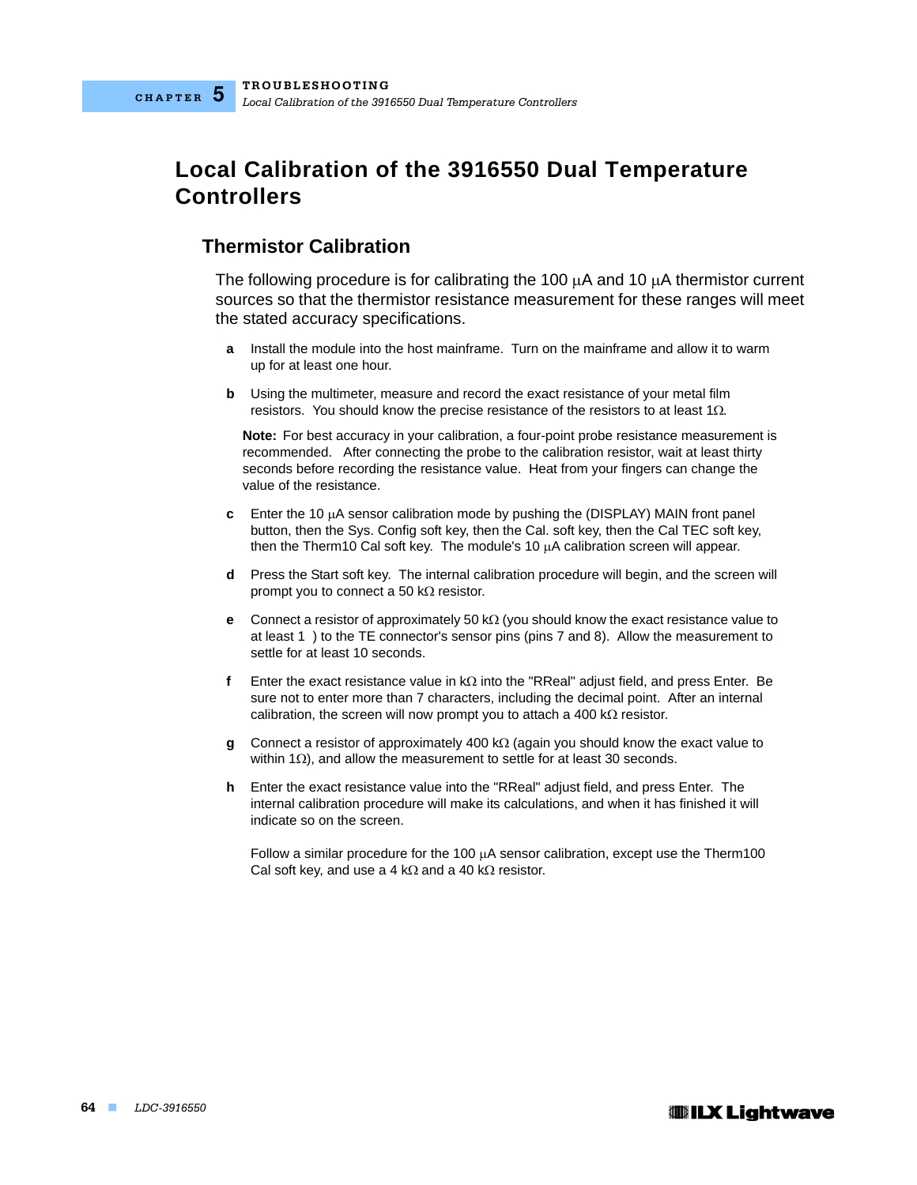## Local Calibration of the 3916550 Dual Temperature Controllers

### Thermistor Calibration

The following procedure is for calibrating the 100 μA and 10 μA thermistor current sources so that the thermistor resistance measurement for these ranges will meet the stated accuracy specifications.

**a** Install the module into the host mainframe. Turn on the mainframe and allow it to warm up for at least one hour.

**b** Using the multimeter, measure and record the exact resistance of your metal film resistors. You should know the precise resistance of the resistors to at least 1Ω.

**Note:** For best accuracy in your calibration, a four-point probe resistance measurement is recommended. After connecting the probe to the calibration resistor, wait at least thirty seconds before recording the resistance value. Heat from your fingers can change the value of the resistance.

**c** Enter the 10 μA sensor calibration mode by pushing the (DISPLAY) MAIN front panel button, then the Sys. Config soft key, then the Cal. soft key, then the Cal TEC soft key, then the Therm10 Cal soft key. The module's 10 μA calibration screen will appear.

**d** Press the Start soft key. The internal calibration procedure will begin, and the screen will prompt you to connect a 50 kΩ resistor.

**e** Connect a resistor of approximately 50 kΩ (you should know the exact resistance value to at least 1 ) to the TE connector's sensor pins (pins 7 and 8). Allow the measurement to settle for at least 10 seconds.

**f** Enter the exact resistance value in kΩ into the "RReal" adjust field, and press Enter. Be sure not to enter more than 7 characters, including the decimal point. After an internal calibration, the screen will now prompt you to attach a 400 kΩ resistor.

**g** Connect a resistor of approximately 400 kΩ (again you should know the exact value to within 1Ω), and allow the measurement to settle for at least 30 seconds.

**h** Enter the exact resistance value into the "RReal" adjust field, and press Enter. The internal calibration procedure will make its calculations, and when it has finished it will indicate so on the screen.

Follow a similar procedure for the 100 μA sensor calibration, except use the Therm100 Cal soft key, and use a 4 kΩ and a 40 kΩ resistor.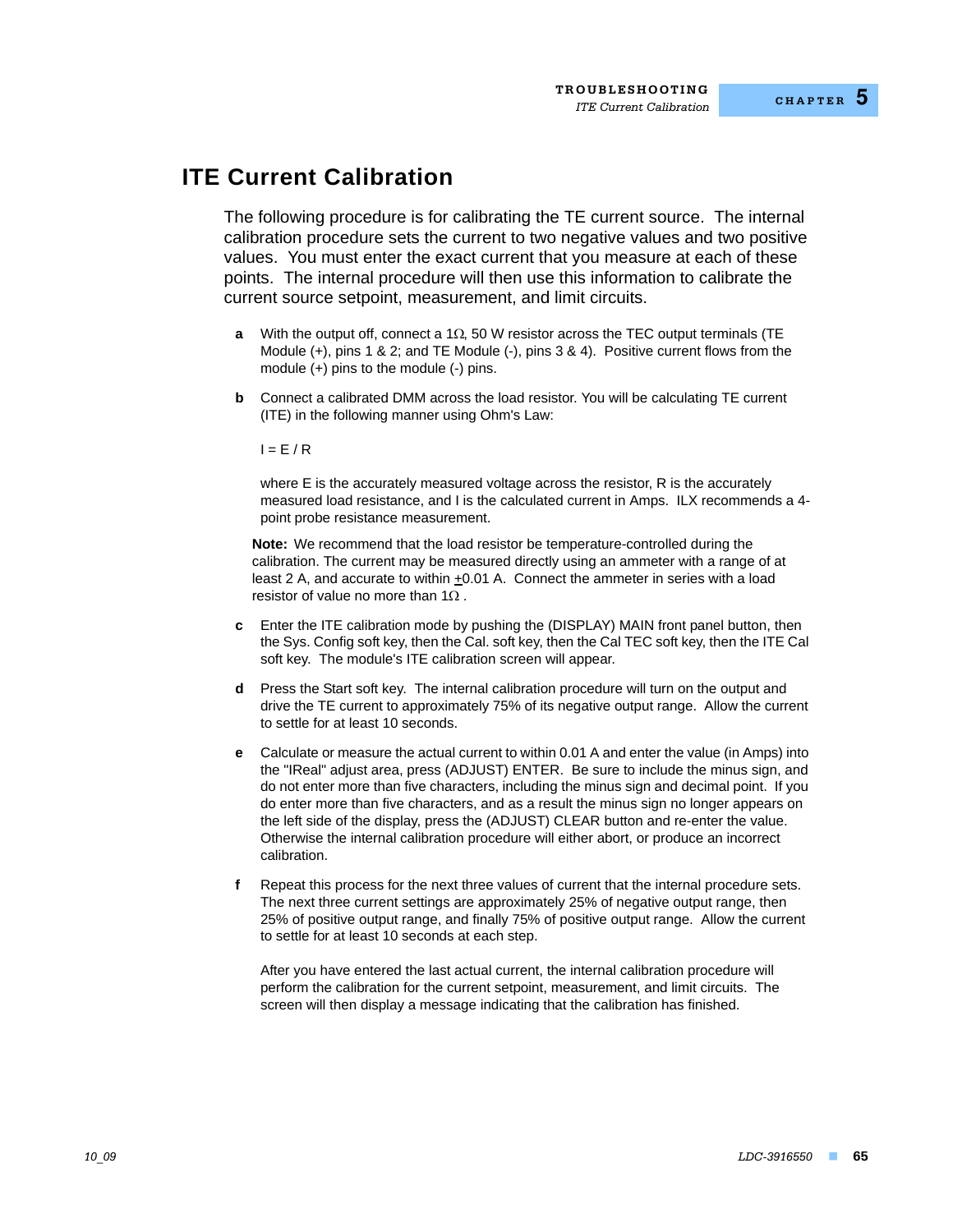# ITE Current Calibration

The following procedure is for calibrating the TE current source. The internal calibration procedure sets the current to two negative values and two positive values. You must enter the exact current that you measure at each of these points. The internal procedure will then use this information to calibrate the current source setpoint, measurement, and limit circuits.

**a** With the output off, connect a 1Ω, 50 W resistor across the TEC output terminals (TE Module (+), pins 1 & 2; and TE Module (-), pins 3 & 4). Positive current flows from the module (+) pins to the module (-) pins.

**b** Connect a calibrated DMM across the load resistor. You will be calculating TE current (ITE) in the following manner using Ohm's Law:

$I = E / R$

where E is the accurately measured voltage across the resistor, R is the accurately measured load resistance, and I is the calculated current in Amps. ILX recommends a 4-point probe resistance measurement.

**Note:** We recommend that the load resistor be temperature-controlled during the calibration. The current may be measured directly using an ammeter with a range of at least 2 A, and accurate to within ±0.01 A. Connect the ammeter in series with a load resistor of value no more than 1Ω .

**c** Enter the ITE calibration mode by pushing the (DISPLAY) MAIN front panel button, then the Sys. Config soft key, then the Cal. soft key, then the Cal TEC soft key, then the ITE Cal soft key. The module's ITE calibration screen will appear.

**d** Press the Start soft key. The internal calibration procedure will turn on the output and drive the TE current to approximately 75% of its negative output range. Allow the current to settle for at least 10 seconds.

**e** Calculate or measure the actual current to within 0.01 A and enter the value (in Amps) into the "IReal" adjust area, press (ADJUST) ENTER. Be sure to include the minus sign, and do not enter more than five characters, including the minus sign and decimal point. If you do enter more than five characters, and as a result the minus sign no longer appears on the left side of the display, press the (ADJUST) CLEAR button and re-enter the value. Otherwise the internal calibration procedure will either abort, or produce an incorrect calibration.

**f** Repeat this process for the next three values of current that the internal procedure sets. The next three current settings are approximately 25% of negative output range, then 25% of positive output range, and finally 75% of positive output range. Allow the current to settle for at least 10 seconds at each step.

After you have entered the last actual current, the internal calibration procedure will perform the calibration for the current setpoint, measurement, and limit circuits. The screen will then display a message indicating that the calibration has finished.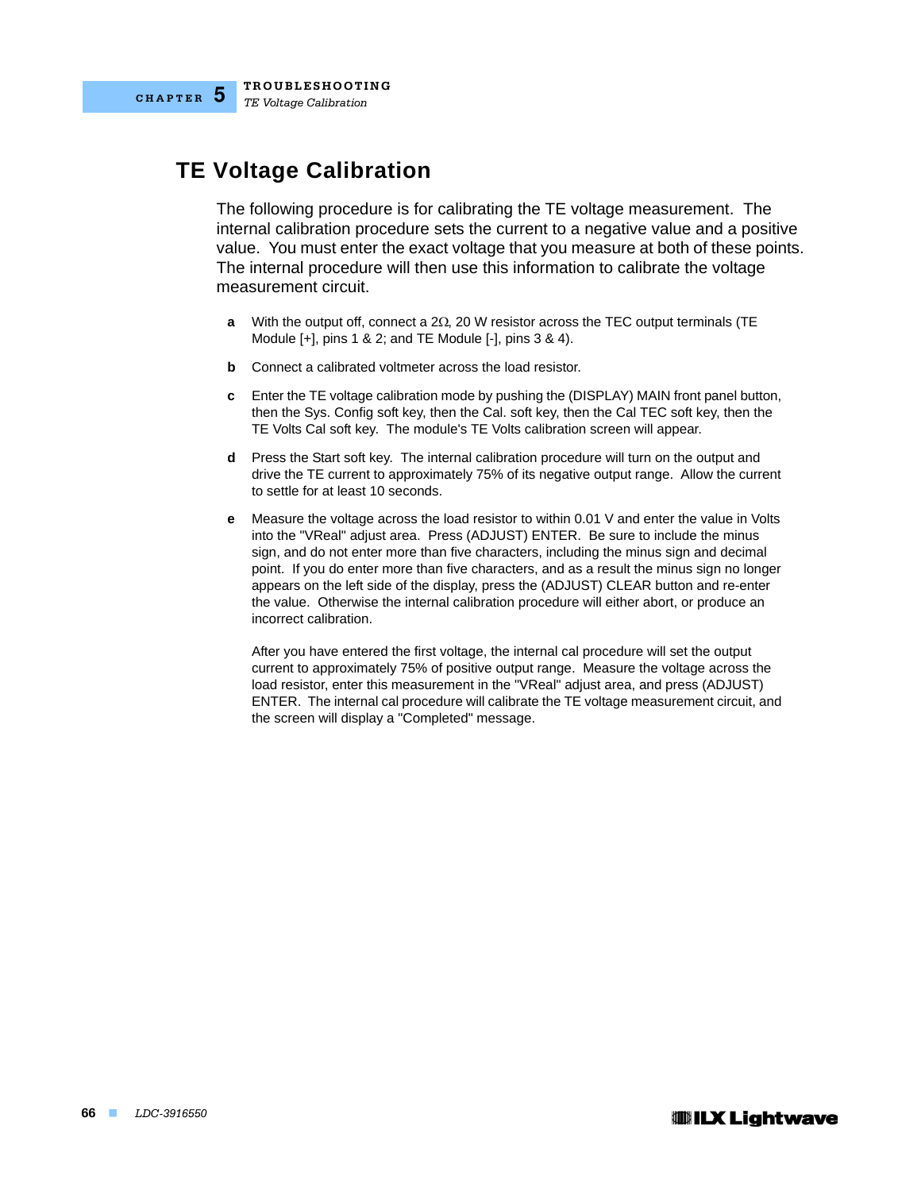## TE Voltage Calibration

The following procedure is for calibrating the TE voltage measurement. The internal calibration procedure sets the current to a negative value and a positive value. You must enter the exact voltage that you measure at both of these points. The internal procedure will then use this information to calibrate the voltage measurement circuit.

**a** With the output off, connect a 2Ω, 20 W resistor across the TEC output terminals (TE Module [+], pins 1 & 2; and TE Module [-], pins 3 & 4).

**b** Connect a calibrated voltmeter across the load resistor.

**c** Enter the TE voltage calibration mode by pushing the (DISPLAY) MAIN front panel button, then the Sys. Config soft key, then the Cal. soft key, then the Cal TEC soft key, then the TE Volts Cal soft key. The module's TE Volts calibration screen will appear.

**d** Press the Start soft key. The internal calibration procedure will turn on the output and drive the TE current to approximately 75% of its negative output range. Allow the current to settle for at least 10 seconds.

**e** Measure the voltage across the load resistor to within 0.01 V and enter the value in Volts into the "VReal" adjust area. Press (ADJUST) ENTER. Be sure to include the minus sign, and do not enter more than five characters, including the minus sign and decimal point. If you do enter more than five characters, and as a result the minus sign no longer appears on the left side of the display, press the (ADJUST) CLEAR button and re-enter the value. Otherwise the internal calibration procedure will either abort, or produce an incorrect calibration.

After you have entered the first voltage, the internal cal procedure will set the output current to approximately 75% of positive output range. Measure the voltage across the load resistor, enter this measurement in the "VReal" adjust area, and press (ADJUST) ENTER. The internal cal procedure will calibrate the TE voltage measurement circuit, and the screen will display a "Completed" message.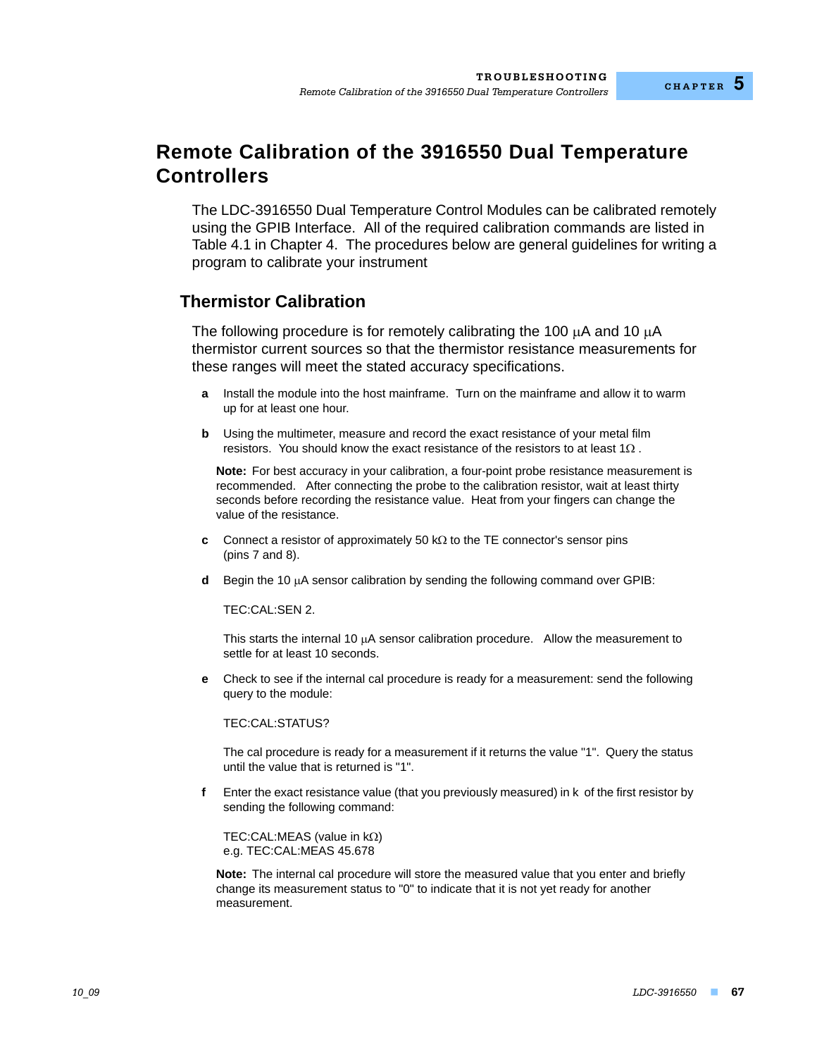# Remote Calibration of the 3916550 Dual Temperature Controllers

The LDC-3916550 Dual Temperature Control Modules can be calibrated remotely using the GPIB Interface. All of the required calibration commands are listed in Table 4.1 in Chapter 4. The procedures below are general guidelines for writing a program to calibrate your instrument

## Thermistor Calibration

The following procedure is for remotely calibrating the 100 μA and 10 μA thermistor current sources so that the thermistor resistance measurements for these ranges will meet the stated accuracy specifications.

**a** Install the module into the host mainframe. Turn on the mainframe and allow it to warm up for at least one hour.

**b** Using the multimeter, measure and record the exact resistance of your metal film resistors. You should know the exact resistance of the resistors to at least 1Ω .

**Note:** For best accuracy in your calibration, a four-point probe resistance measurement is recommended. After connecting the probe to the calibration resistor, wait at least thirty seconds before recording the resistance value. Heat from your fingers can change the value of the resistance.

**c** Connect a resistor of approximately 50 kΩ to the TE connector's sensor pins (pins 7 and 8).

**d** Begin the 10 μA sensor calibration by sending the following command over GPIB:

TEC:CAL:SEN 2.

This starts the internal 10 μA sensor calibration procedure. Allow the measurement to settle for at least 10 seconds.

**e** Check to see if the internal cal procedure is ready for a measurement: send the following query to the module:

TEC:CAL:STATUS?

The cal procedure is ready for a measurement if it returns the value "1". Query the status until the value that is returned is "1".

**f** Enter the exact resistance value (that you previously measured) in k of the first resistor by sending the following command:

TEC:CAL:MEAS (value in kΩ)
e.g. TEC:CAL:MEAS 45.678

**Note:** The internal cal procedure will store the measured value that you enter and briefly change its measurement status to "0" to indicate that it is not yet ready for another measurement.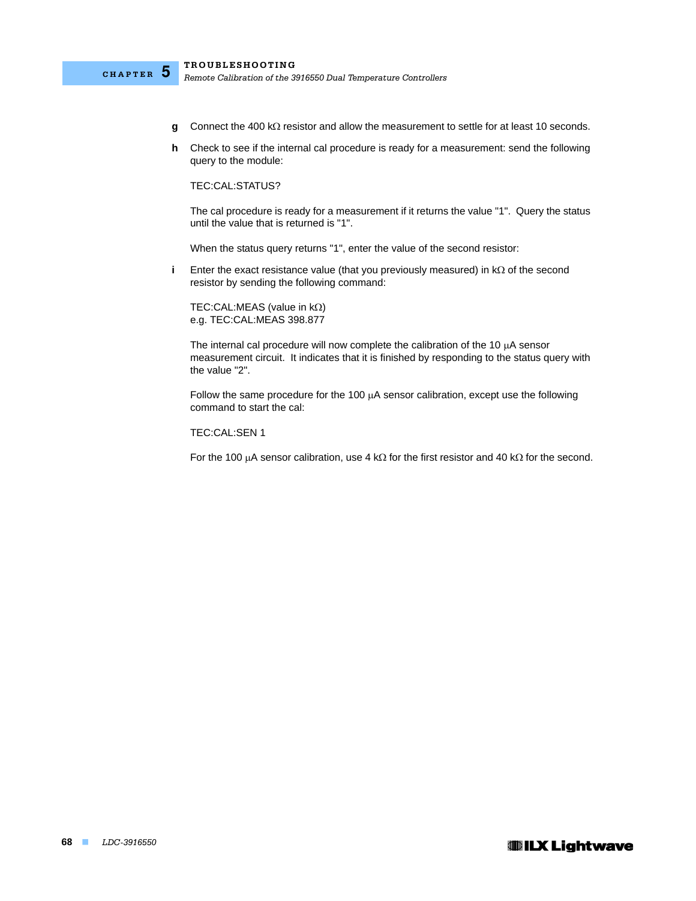**g** Connect the 400 kΩ resistor and allow the measurement to settle for at least 10 seconds.

**h** Check to see if the internal cal procedure is ready for a measurement: send the following query to the module:

TEC:CAL:STATUS?

The cal procedure is ready for a measurement if it returns the value "1". Query the status until the value that is returned is "1".

When the status query returns "1", enter the value of the second resistor:

**i** Enter the exact resistance value (that you previously measured) in kΩ of the second resistor by sending the following command:

TEC:CAL:MEAS (value in kΩ)
e.g. TEC:CAL:MEAS 398.877

The internal cal procedure will now complete the calibration of the 10 μA sensor measurement circuit. It indicates that it is finished by responding to the status query with the value "2".

Follow the same procedure for the 100 μA sensor calibration, except use the following command to start the cal:

TEC:CAL:SEN 1

For the 100 μA sensor calibration, use 4 kΩ for the first resistor and 40 kΩ for the second.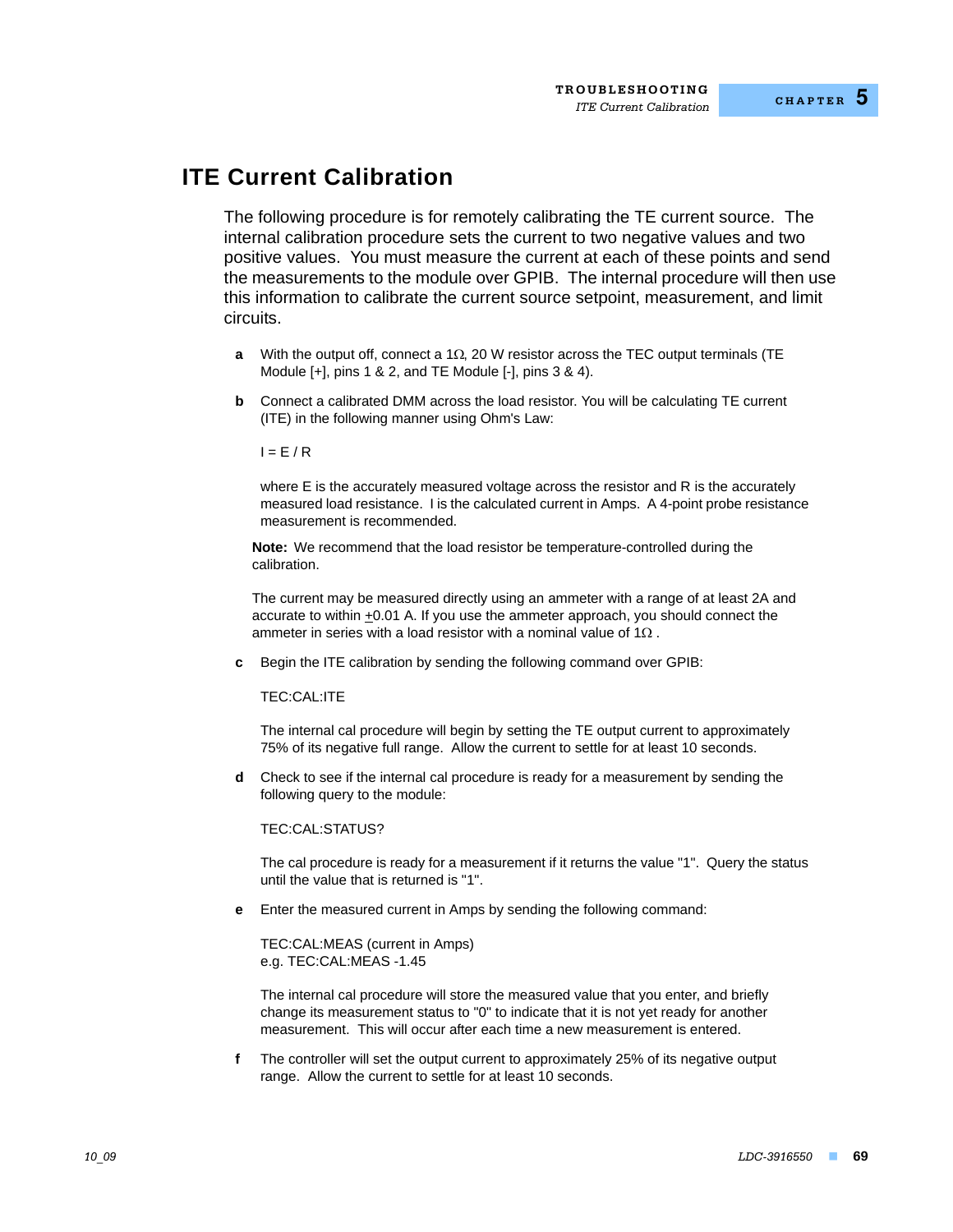## ITE Current Calibration

The following procedure is for remotely calibrating the TE current source. The internal calibration procedure sets the current to two negative values and two positive values. You must measure the current at each of these points and send the measurements to the module over GPIB. The internal procedure will then use this information to calibrate the current source setpoint, measurement, and limit circuits.

**a** With the output off, connect a 1Ω, 20 W resistor across the TEC output terminals (TE Module [+], pins 1 & 2, and TE Module [-], pins 3 & 4).

**b** Connect a calibrated DMM across the load resistor. You will be calculating TE current (ITE) in the following manner using Ohm's Law:

I = E / R

where E is the accurately measured voltage across the resistor and R is the accurately measured load resistance. I is the calculated current in Amps. A 4-point probe resistance measurement is recommended.

**Note:** We recommend that the load resistor be temperature-controlled during the calibration.

The current may be measured directly using an ammeter with a range of at least 2A and accurate to within ±0.01 A. If you use the ammeter approach, you should connect the ammeter in series with a load resistor with a nominal value of 1Ω .

**c** Begin the ITE calibration by sending the following command over GPIB:

TEC:CAL:ITE

The internal cal procedure will begin by setting the TE output current to approximately 75% of its negative full range. Allow the current to settle for at least 10 seconds.

**d** Check to see if the internal cal procedure is ready for a measurement by sending the following query to the module:

TEC:CAL:STATUS?

The cal procedure is ready for a measurement if it returns the value "1". Query the status until the value that is returned is "1".

**e** Enter the measured current in Amps by sending the following command:

TEC:CAL:MEAS (current in Amps)
e.g. TEC:CAL:MEAS -1.45

The internal cal procedure will store the measured value that you enter, and briefly change its measurement status to "0" to indicate that it is not yet ready for another measurement. This will occur after each time a new measurement is entered.

**f** The controller will set the output current to approximately 25% of its negative output range. Allow the current to settle for at least 10 seconds.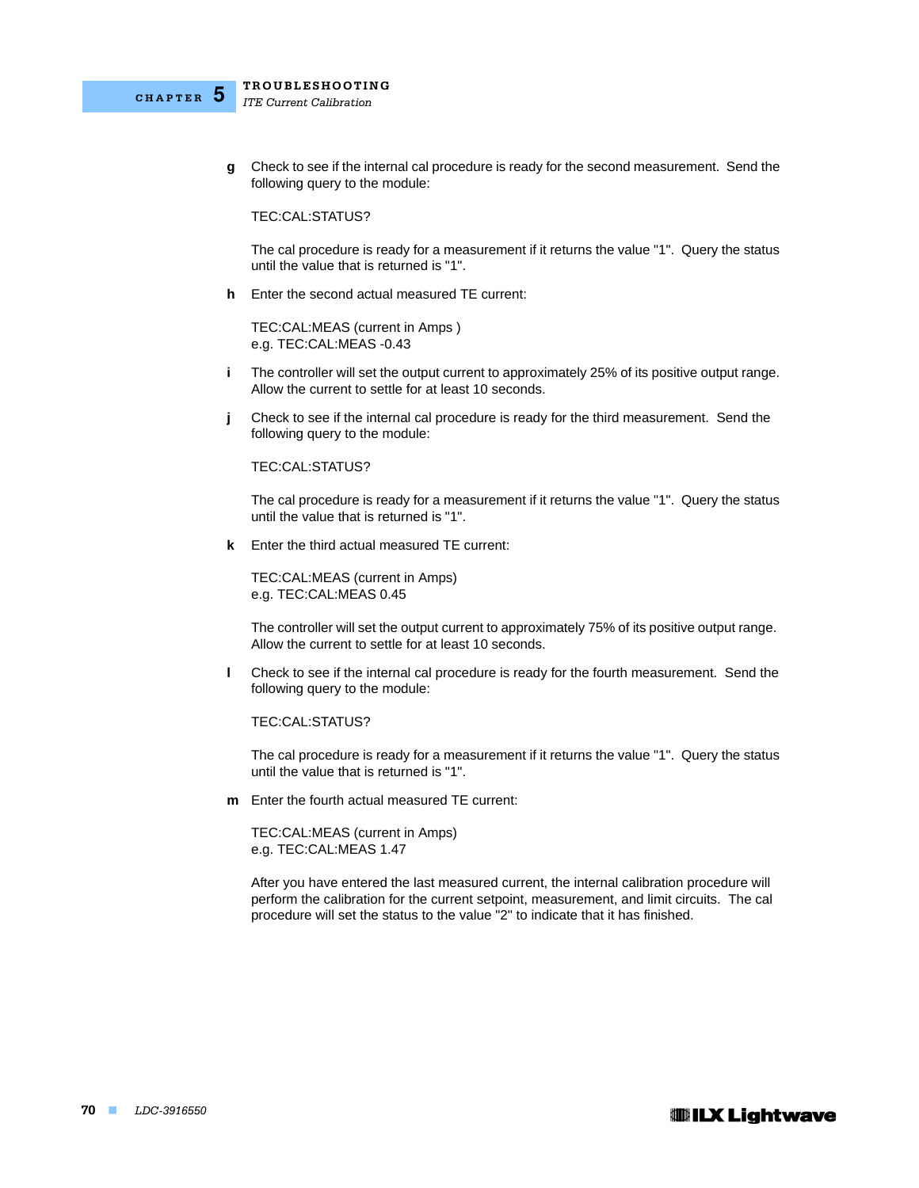**g** Check to see if the internal cal procedure is ready for the second measurement. Send the following query to the module:

TEC:CAL:STATUS?

The cal procedure is ready for a measurement if it returns the value "1". Query the status until the value that is returned is "1".

**h** Enter the second actual measured TE current:

TEC:CAL:MEAS (current in Amps )
e.g. TEC:CAL:MEAS -0.43

**i** The controller will set the output current to approximately 25% of its positive output range. Allow the current to settle for at least 10 seconds.

**j** Check to see if the internal cal procedure is ready for the third measurement. Send the following query to the module:

TEC:CAL:STATUS?

The cal procedure is ready for a measurement if it returns the value "1". Query the status until the value that is returned is "1".

**k** Enter the third actual measured TE current:

TEC:CAL:MEAS (current in Amps)
e.g. TEC:CAL:MEAS 0.45

The controller will set the output current to approximately 75% of its positive output range. Allow the current to settle for at least 10 seconds.

**l** Check to see if the internal cal procedure is ready for the fourth measurement. Send the following query to the module:

TEC:CAL:STATUS?

The cal procedure is ready for a measurement if it returns the value "1". Query the status until the value that is returned is "1".

**m** Enter the fourth actual measured TE current:

TEC:CAL:MEAS (current in Amps)
e.g. TEC:CAL:MEAS 1.47

After you have entered the last measured current, the internal calibration procedure will perform the calibration for the current setpoint, measurement, and limit circuits. The cal procedure will set the status to the value "2" to indicate that it has finished.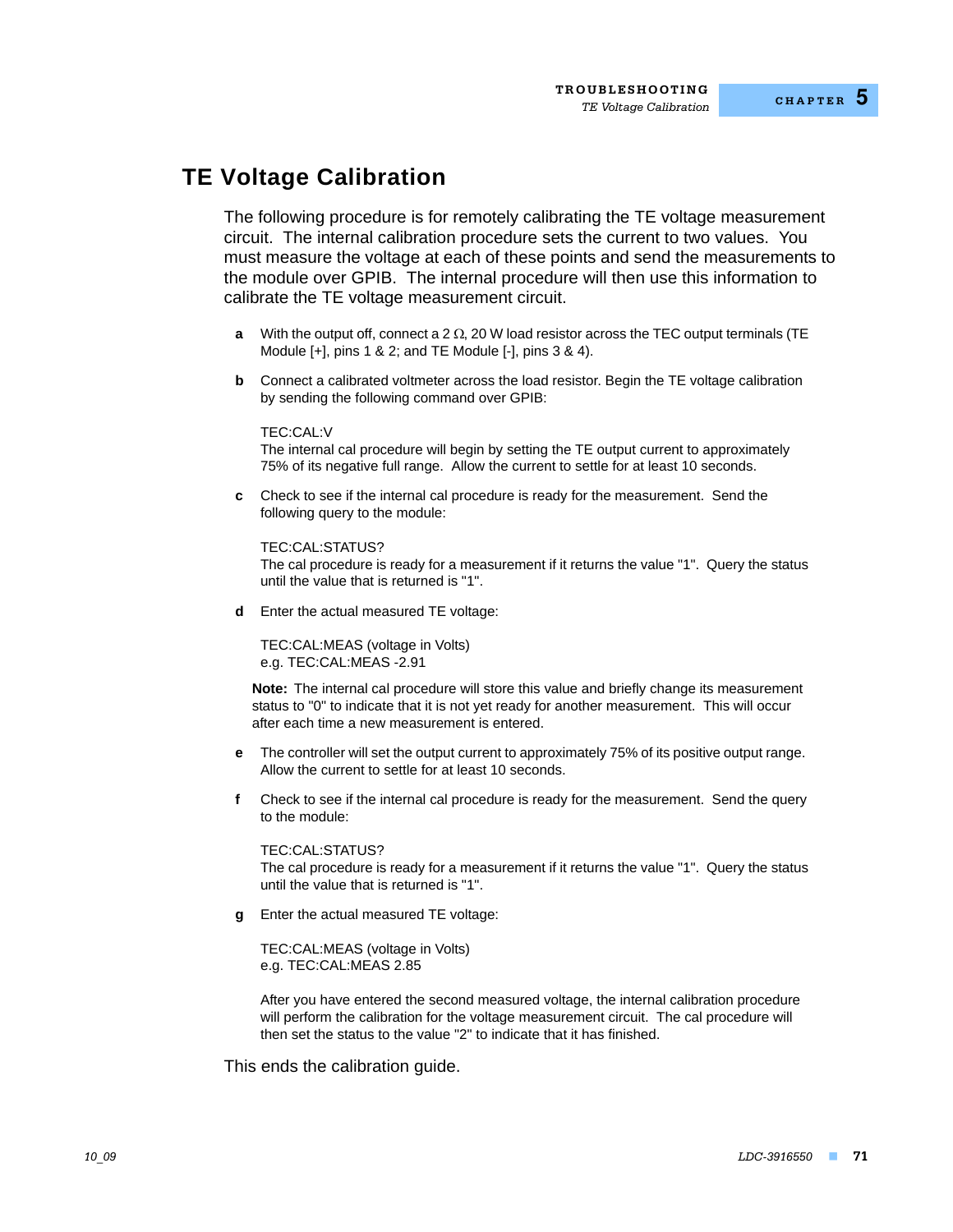# TE Voltage Calibration

The following procedure is for remotely calibrating the TE voltage measurement circuit. The internal calibration procedure sets the current to two values. You must measure the voltage at each of these points and send the measurements to the module over GPIB. The internal procedure will then use this information to calibrate the TE voltage measurement circuit.

**a** With the output off, connect a 2 Ω, 20 W load resistor across the TEC output terminals (TE Module [+], pins 1 & 2; and TE Module [-], pins 3 & 4).

**b** Connect a calibrated voltmeter across the load resistor. Begin the TE voltage calibration by sending the following command over GPIB:

TEC:CAL:V
The internal cal procedure will begin by setting the TE output current to approximately 75% of its negative full range. Allow the current to settle for at least 10 seconds.

**c** Check to see if the internal cal procedure is ready for the measurement. Send the following query to the module:

TEC:CAL:STATUS?
The cal procedure is ready for a measurement if it returns the value "1". Query the status until the value that is returned is "1".

**d** Enter the actual measured TE voltage:

TEC:CAL:MEAS (voltage in Volts)
e.g. TEC:CAL:MEAS -2.91

**Note:** The internal cal procedure will store this value and briefly change its measurement status to "0" to indicate that it is not yet ready for another measurement. This will occur after each time a new measurement is entered.

**e** The controller will set the output current to approximately 75% of its positive output range. Allow the current to settle for at least 10 seconds.

**f** Check to see if the internal cal procedure is ready for the measurement. Send the query to the module:

TEC:CAL:STATUS?
The cal procedure is ready for a measurement if it returns the value "1". Query the status until the value that is returned is "1".

**g** Enter the actual measured TE voltage:

TEC:CAL:MEAS (voltage in Volts)
e.g. TEC:CAL:MEAS 2.85

After you have entered the second measured voltage, the internal calibration procedure will perform the calibration for the voltage measurement circuit. The cal procedure will then set the status to the value "2" to indicate that it has finished.

This ends the calibration guide.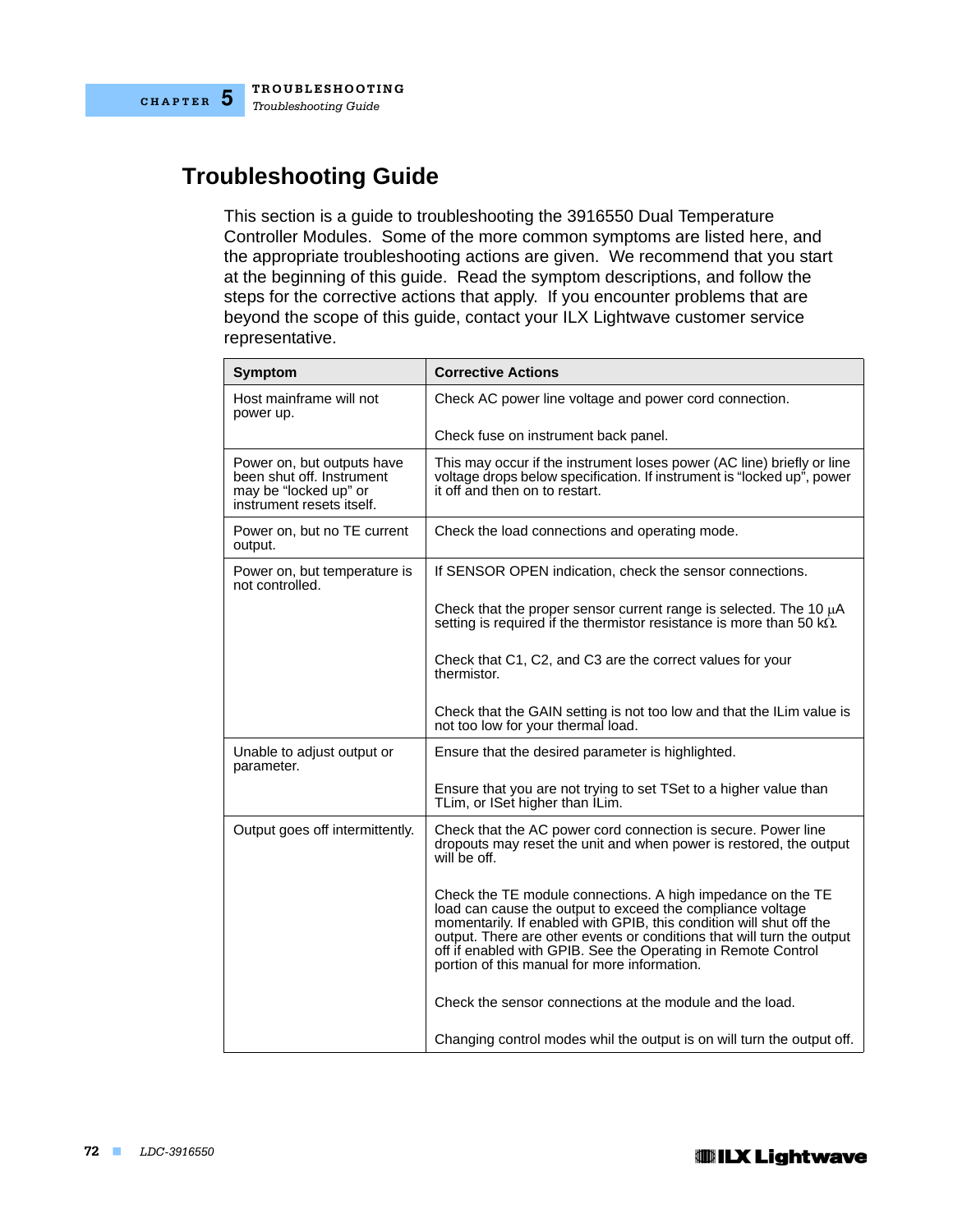## Troubleshooting Guide

This section is a guide to troubleshooting the 3916550 Dual Temperature Controller Modules. Some of the more common symptoms are listed here, and the appropriate troubleshooting actions are given. We recommend that you start at the beginning of this guide. Read the symptom descriptions, and follow the steps for the corrective actions that apply. If you encounter problems that are beyond the scope of this guide, contact your ILX Lightwave customer service representative.

| Symptom | Corrective Actions |
|---|---|
| Host mainframe will not power up. | Check AC power line voltage and power cord connection.<br><br>Check fuse on instrument back panel. |
| Power on, but outputs have been shut off. Instrument may be "locked up" or instrument resets itself. | This may occur if the instrument loses power (AC line) briefly or line voltage drops below specification. If instrument is "locked up", power it off and then on to restart. |
| Power on, but no TE current output. | Check the load connections and operating mode. |
| Power on, but temperature is not controlled. | If SENSOR OPEN indication, check the sensor connections.<br><br>Check that the proper sensor current range is selected. The 10 μA setting is required if the thermistor resistance is more than 50 kΩ.<br><br>Check that C1, C2, and C3 are the correct values for your thermistor.<br><br>Check that the GAIN setting is not too low and that the ILim value is not too low for your thermal load. |
| Unable to adjust output or parameter. | Ensure that the desired parameter is highlighted.<br><br>Ensure that you are not trying to set TSet to a higher value than TLim, or ISet higher than ILim. |
| Output goes off intermittently. | Check that the AC power cord connection is secure. Power line dropouts may reset the unit and when power is restored, the output will be off.<br><br>Check the TE module connections. A high impedance on the TE load can cause the output to exceed the compliance voltage momentarily. If enabled with GPIB, this condition will shut off the output. There are other events or conditions that will turn the output off if enabled with GPIB. See the Operating in Remote Control portion of this manual for more information.<br><br>Check the sensor connections at the module and the load.<br><br>Changing control modes whil the output is on will turn the output off. |